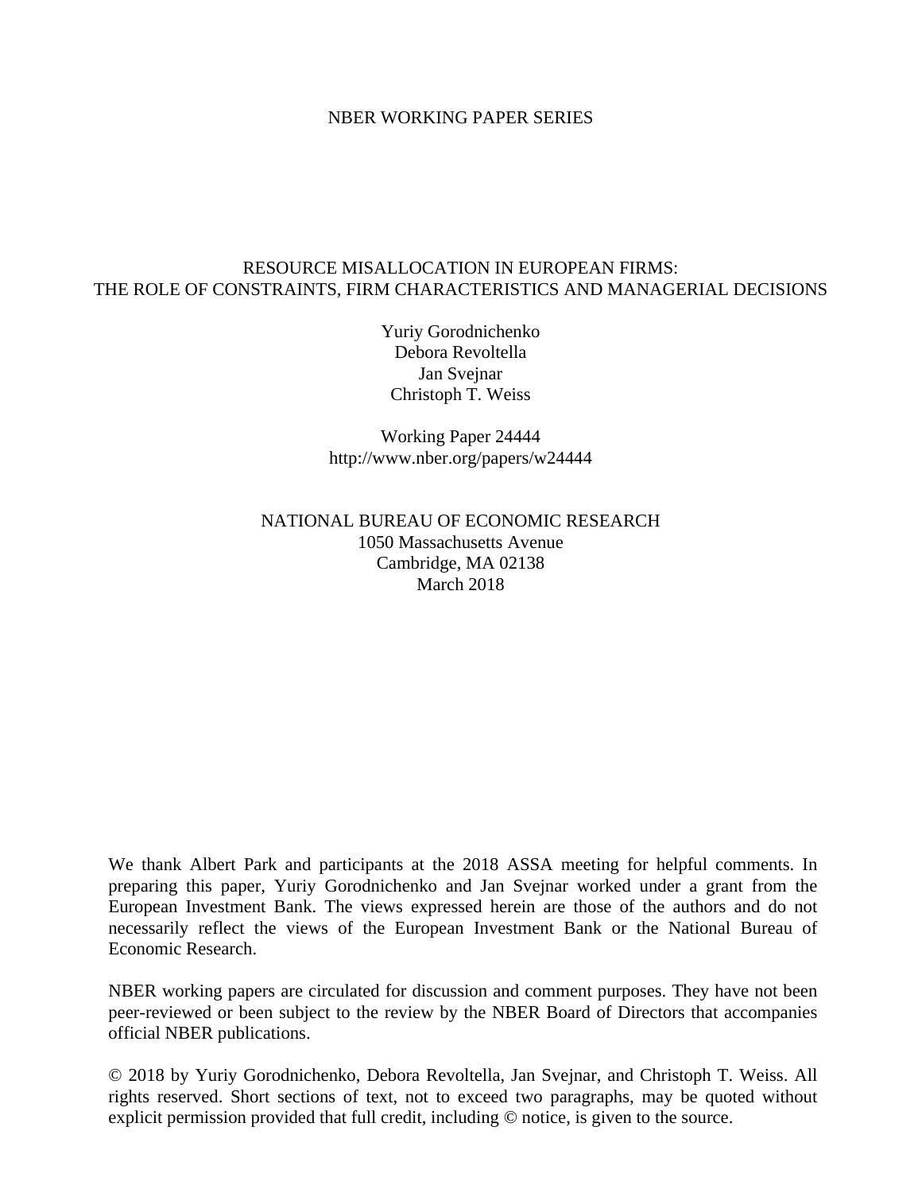NBER WORKING PAPER SERIES

# RESOURCE MISALLOCATION IN EUROPEAN FIRMS: THE ROLE OF CONSTRAINTS, FIRM CHARACTERISTICS AND MANAGERIAL DECISIONS

Yuriy Gorodnichenko
Debora Revoltella
Jan Svejnar
Christoph T. Weiss

Working Paper 24444
http://www.nber.org/papers/w24444

NATIONAL BUREAU OF ECONOMIC RESEARCH
1050 Massachusetts Avenue
Cambridge, MA 02138
March 2018

We thank Albert Park and participants at the 2018 ASSA meeting for helpful comments. In preparing this paper, Yuriy Gorodnichenko and Jan Svejnar worked under a grant from the European Investment Bank. The views expressed herein are those of the authors and do not necessarily reflect the views of the European Investment Bank or the National Bureau of Economic Research.

NBER working papers are circulated for discussion and comment purposes. They have not been peer-reviewed or been subject to the review by the NBER Board of Directors that accompanies official NBER publications.

© 2018 by Yuriy Gorodnichenko, Debora Revoltella, Jan Svejnar, and Christoph T. Weiss. All rights reserved. Short sections of text, not to exceed two paragraphs, may be quoted without explicit permission provided that full credit, including © notice, is given to the source.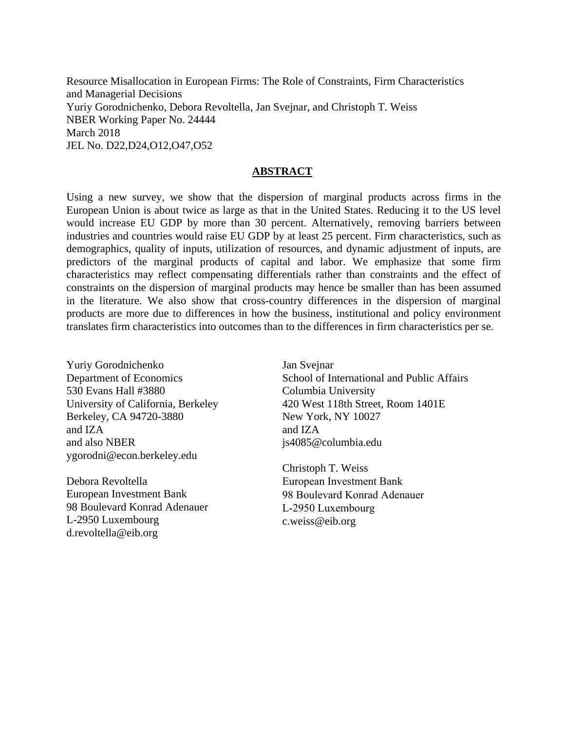Resource Misallocation in European Firms: The Role of Constraints, Firm Characteristics and Managerial Decisions
Yuriy Gorodnichenko, Debora Revoltella, Jan Svejnar, and Christoph T. Weiss
NBER Working Paper No. 24444
March 2018
JEL No. D22,D24,O12,O47,O52

## ABSTRACT

Using a new survey, we show that the dispersion of marginal products across firms in the European Union is about twice as large as that in the United States. Reducing it to the US level would increase EU GDP by more than 30 percent. Alternatively, removing barriers between industries and countries would raise EU GDP by at least 25 percent. Firm characteristics, such as demographics, quality of inputs, utilization of resources, and dynamic adjustment of inputs, are predictors of the marginal products of capital and labor. We emphasize that some firm characteristics may reflect compensating differentials rather than constraints and the effect of constraints on the dispersion of marginal products may hence be smaller than has been assumed in the literature. We also show that cross-country differences in the dispersion of marginal products are more due to differences in how the business, institutional and policy environment translates firm characteristics into outcomes than to the differences in firm characteristics per se.

Yuriy Gorodnichenko
Department of Economics
530 Evans Hall #3880
University of California, Berkeley
Berkeley, CA 94720-3880
and IZA
and also NBER
ygorodni@econ.berkeley.edu

Debora Revoltella
European Investment Bank
98 Boulevard Konrad Adenauer
L-2950 Luxembourg
d.revoltella@eib.org

Jan Svejnar
School of International and Public Affairs
Columbia University
420 West 118th Street, Room 1401E
New York, NY 10027
and IZA
js4085@columbia.edu

Christoph T. Weiss
European Investment Bank
98 Boulevard Konrad Adenauer
L-2950 Luxembourg
c.weiss@eib.org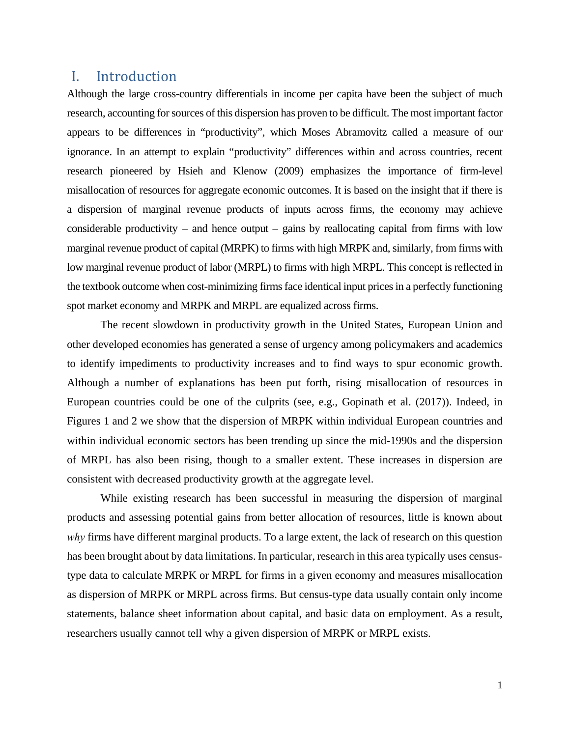# I. Introduction

Although the large cross-country differentials in income per capita have been the subject of much research, accounting for sources of this dispersion has proven to be difficult. The most important factor appears to be differences in "productivity", which Moses Abramovitz called a measure of our ignorance. In an attempt to explain "productivity" differences within and across countries, recent research pioneered by Hsieh and Klenow (2009) emphasizes the importance of firm-level misallocation of resources for aggregate economic outcomes. It is based on the insight that if there is a dispersion of marginal revenue products of inputs across firms, the economy may achieve considerable productivity – and hence output – gains by reallocating capital from firms with low marginal revenue product of capital (MRPK) to firms with high MRPK and, similarly, from firms with low marginal revenue product of labor (MRPL) to firms with high MRPL. This concept is reflected in the textbook outcome when cost-minimizing firms face identical input prices in a perfectly functioning spot market economy and MRPK and MRPL are equalized across firms.

The recent slowdown in productivity growth in the United States, European Union and other developed economies has generated a sense of urgency among policymakers and academics to identify impediments to productivity increases and to find ways to spur economic growth. Although a number of explanations has been put forth, rising misallocation of resources in European countries could be one of the culprits (see, e.g., Gopinath et al. (2017)). Indeed, in Figures 1 and 2 we show that the dispersion of MRPK within individual European countries and within individual economic sectors has been trending up since the mid-1990s and the dispersion of MRPL has also been rising, though to a smaller extent. These increases in dispersion are consistent with decreased productivity growth at the aggregate level.

While existing research has been successful in measuring the dispersion of marginal products and assessing potential gains from better allocation of resources, little is known about *why* firms have different marginal products. To a large extent, the lack of research on this question has been brought about by data limitations. In particular, research in this area typically uses census-type data to calculate MRPK or MRPL for firms in a given economy and measures misallocation as dispersion of MRPK or MRPL across firms. But census-type data usually contain only income statements, balance sheet information about capital, and basic data on employment. As a result, researchers usually cannot tell why a given dispersion of MRPK or MRPL exists.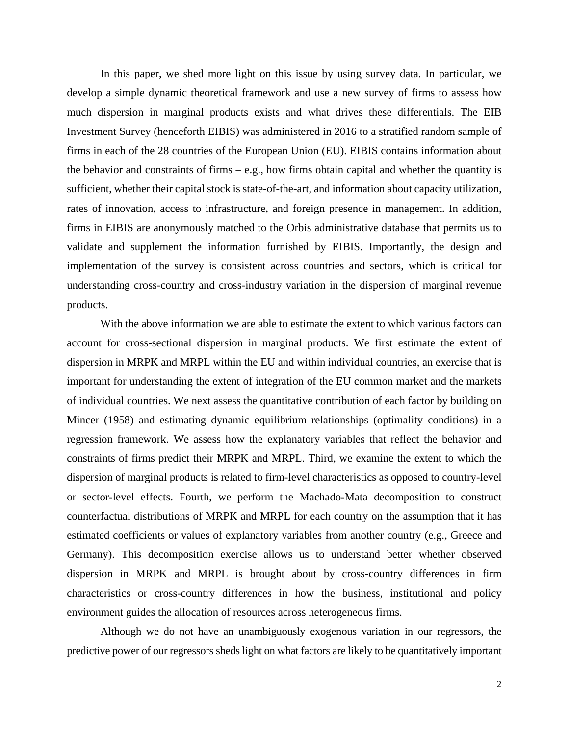In this paper, we shed more light on this issue by using survey data. In particular, we develop a simple dynamic theoretical framework and use a new survey of firms to assess how much dispersion in marginal products exists and what drives these differentials. The EIB Investment Survey (henceforth EIBIS) was administered in 2016 to a stratified random sample of firms in each of the 28 countries of the European Union (EU). EIBIS contains information about the behavior and constraints of firms – e.g., how firms obtain capital and whether the quantity is sufficient, whether their capital stock is state-of-the-art, and information about capacity utilization, rates of innovation, access to infrastructure, and foreign presence in management. In addition, firms in EIBIS are anonymously matched to the Orbis administrative database that permits us to validate and supplement the information furnished by EIBIS. Importantly, the design and implementation of the survey is consistent across countries and sectors, which is critical for understanding cross-country and cross-industry variation in the dispersion of marginal revenue products.

With the above information we are able to estimate the extent to which various factors can account for cross-sectional dispersion in marginal products. We first estimate the extent of dispersion in MRPK and MRPL within the EU and within individual countries, an exercise that is important for understanding the extent of integration of the EU common market and the markets of individual countries. We next assess the quantitative contribution of each factor by building on Mincer (1958) and estimating dynamic equilibrium relationships (optimality conditions) in a regression framework. We assess how the explanatory variables that reflect the behavior and constraints of firms predict their MRPK and MRPL. Third, we examine the extent to which the dispersion of marginal products is related to firm-level characteristics as opposed to country-level or sector-level effects. Fourth, we perform the Machado-Mata decomposition to construct counterfactual distributions of MRPK and MRPL for each country on the assumption that it has estimated coefficients or values of explanatory variables from another country (e.g., Greece and Germany). This decomposition exercise allows us to understand better whether observed dispersion in MRPK and MRPL is brought about by cross-country differences in firm characteristics or cross-country differences in how the business, institutional and policy environment guides the allocation of resources across heterogeneous firms.

Although we do not have an unambiguously exogenous variation in our regressors, the predictive power of our regressors sheds light on what factors are likely to be quantitatively important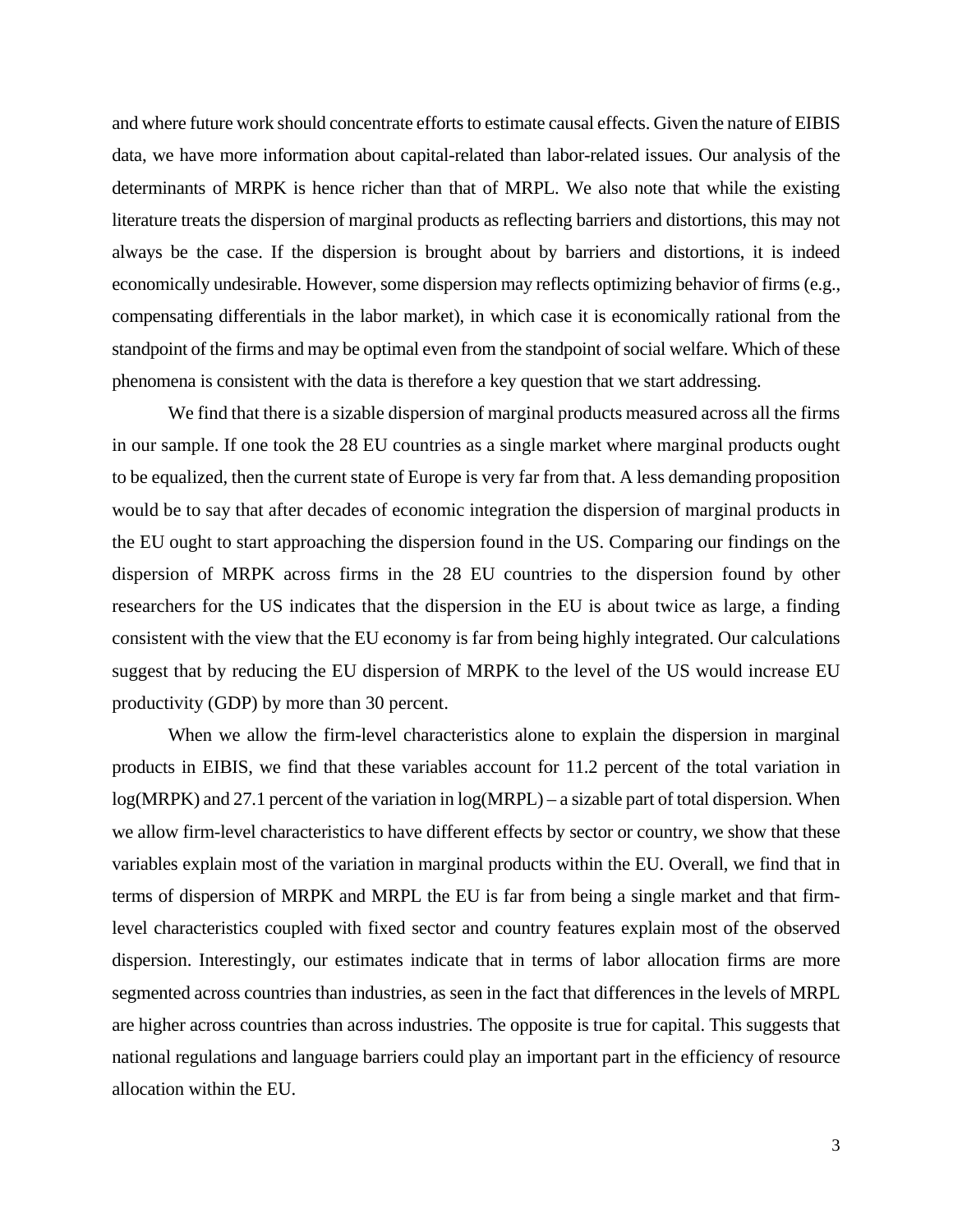and where future work should concentrate efforts to estimate causal effects. Given the nature of EIBIS data, we have more information about capital-related than labor-related issues. Our analysis of the determinants of MRPK is hence richer than that of MRPL. We also note that while the existing literature treats the dispersion of marginal products as reflecting barriers and distortions, this may not always be the case. If the dispersion is brought about by barriers and distortions, it is indeed economically undesirable. However, some dispersion may reflects optimizing behavior of firms (e.g., compensating differentials in the labor market), in which case it is economically rational from the standpoint of the firms and may be optimal even from the standpoint of social welfare. Which of these phenomena is consistent with the data is therefore a key question that we start addressing.

We find that there is a sizable dispersion of marginal products measured across all the firms in our sample. If one took the 28 EU countries as a single market where marginal products ought to be equalized, then the current state of Europe is very far from that. A less demanding proposition would be to say that after decades of economic integration the dispersion of marginal products in the EU ought to start approaching the dispersion found in the US. Comparing our findings on the dispersion of MRPK across firms in the 28 EU countries to the dispersion found by other researchers for the US indicates that the dispersion in the EU is about twice as large, a finding consistent with the view that the EU economy is far from being highly integrated. Our calculations suggest that by reducing the EU dispersion of MRPK to the level of the US would increase EU productivity (GDP) by more than 30 percent.

When we allow the firm-level characteristics alone to explain the dispersion in marginal products in EIBIS, we find that these variables account for 11.2 percent of the total variation in log(MRPK) and 27.1 percent of the variation in log(MRPL) – a sizable part of total dispersion. When we allow firm-level characteristics to have different effects by sector or country, we show that these variables explain most of the variation in marginal products within the EU. Overall, we find that in terms of dispersion of MRPK and MRPL the EU is far from being a single market and that firm-level characteristics coupled with fixed sector and country features explain most of the observed dispersion. Interestingly, our estimates indicate that in terms of labor allocation firms are more segmented across countries than industries, as seen in the fact that differences in the levels of MRPL are higher across countries than across industries. The opposite is true for capital. This suggests that national regulations and language barriers could play an important part in the efficiency of resource allocation within the EU.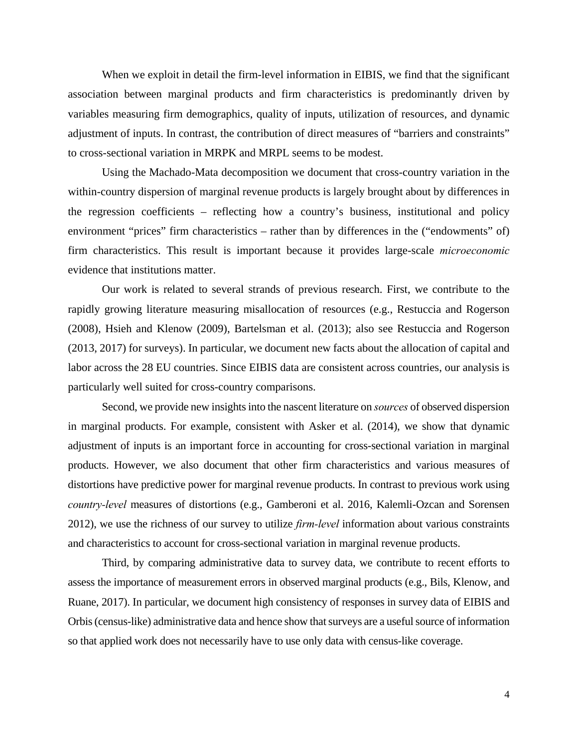When we exploit in detail the firm-level information in EIBIS, we find that the significant association between marginal products and firm characteristics is predominantly driven by variables measuring firm demographics, quality of inputs, utilization of resources, and dynamic adjustment of inputs. In contrast, the contribution of direct measures of "barriers and constraints" to cross-sectional variation in MRPK and MRPL seems to be modest.

Using the Machado-Mata decomposition we document that cross-country variation in the within-country dispersion of marginal revenue products is largely brought about by differences in the regression coefficients – reflecting how a country's business, institutional and policy environment "prices" firm characteristics – rather than by differences in the ("endowments" of) firm characteristics. This result is important because it provides large-scale *microeconomic* evidence that institutions matter.

Our work is related to several strands of previous research. First, we contribute to the rapidly growing literature measuring misallocation of resources (e.g., Restuccia and Rogerson (2008), Hsieh and Klenow (2009), Bartelsman et al. (2013); also see Restuccia and Rogerson (2013, 2017) for surveys). In particular, we document new facts about the allocation of capital and labor across the 28 EU countries. Since EIBIS data are consistent across countries, our analysis is particularly well suited for cross-country comparisons.

Second, we provide new insights into the nascent literature on *sources* of observed dispersion in marginal products. For example, consistent with Asker et al. (2014), we show that dynamic adjustment of inputs is an important force in accounting for cross-sectional variation in marginal products. However, we also document that other firm characteristics and various measures of distortions have predictive power for marginal revenue products. In contrast to previous work using *country-level* measures of distortions (e.g., Gamberoni et al. 2016, Kalemli-Ozcan and Sorensen 2012), we use the richness of our survey to utilize *firm-level* information about various constraints and characteristics to account for cross-sectional variation in marginal revenue products.

Third, by comparing administrative data to survey data, we contribute to recent efforts to assess the importance of measurement errors in observed marginal products (e.g., Bils, Klenow, and Ruane, 2017). In particular, we document high consistency of responses in survey data of EIBIS and Orbis (census-like) administrative data and hence show that surveys are a useful source of information so that applied work does not necessarily have to use only data with census-like coverage.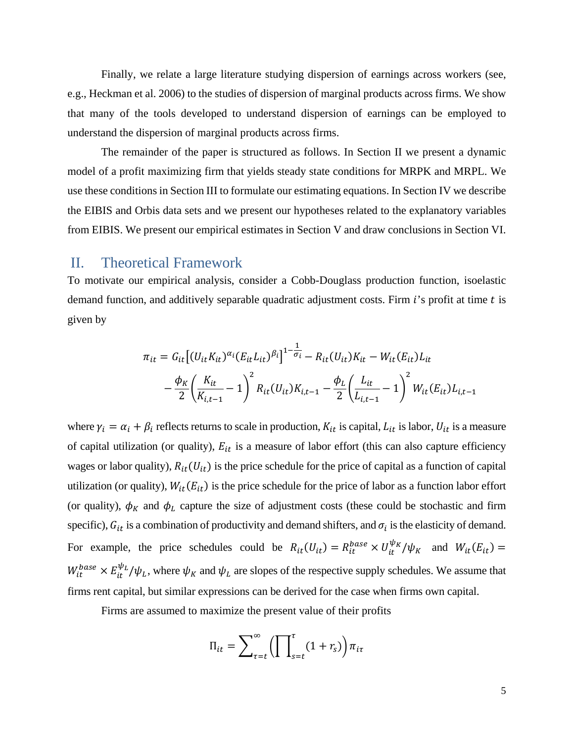Finally, we relate a large literature studying dispersion of earnings across workers (see, e.g., Heckman et al. 2006) to the studies of dispersion of marginal products across firms. We show that many of the tools developed to understand dispersion of earnings can be employed to understand the dispersion of marginal products across firms.

The remainder of the paper is structured as follows. In Section II we present a dynamic model of a profit maximizing firm that yields steady state conditions for MRPK and MRPL. We use these conditions in Section III to formulate our estimating equations. In Section IV we describe the EIBIS and Orbis data sets and we present our hypotheses related to the explanatory variables from EIBIS. We present our empirical estimates in Section V and draw conclusions in Section VI.

## II. Theoretical Framework

To motivate our empirical analysis, consider a Cobb-Douglass production function, isoelastic demand function, and additively separable quadratic adjustment costs. Firm $i$'s profit at time $t$ is given by

$$\pi_{it} = G_{it}\left[(U_{it}K_{it})^{\alpha_i}(E_{it}L_{it})^{\beta_i}\right]^{1-\frac{1}{\sigma_i}} - R_{it}(U_{it})K_{it} - W_{it}(E_{it})L_{it}$$
$$- \frac{\phi_K}{2}\left(\frac{K_{it}}{K_{i,t-1}} - 1\right)^2 R_{it}(U_{it})K_{i,t-1} - \frac{\phi_L}{2}\left(\frac{L_{it}}{L_{i,t-1}} - 1\right)^2 W_{it}(E_{it})L_{i,t-1}$$

where $\gamma_i = \alpha_i + \beta_i$ reflects returns to scale in production, $K_{it}$ is capital, $L_{it}$ is labor, $U_{it}$ is a measure of capital utilization (or quality), $E_{it}$ is a measure of labor effort (this can also capture efficiency wages or labor quality), $R_{it}(U_{it})$ is the price schedule for the price of capital as a function of capital utilization (or quality), $W_{it}(E_{it})$ is the price schedule for the price of labor as a function labor effort (or quality), $\phi_K$ and $\phi_L$ capture the size of adjustment costs (these could be stochastic and firm specific), $G_{it}$ is a combination of productivity and demand shifters, and $\sigma_i$ is the elasticity of demand. For example, the price schedules could be $R_{it}(U_{it}) = R_{it}^{base} \times U_{it}^{\psi_K}/\psi_K$ and $W_{it}(E_{it}) = W_{it}^{base} \times E_{it}^{\psi_L}/\psi_L$, where $\psi_K$ and $\psi_L$ are slopes of the respective supply schedules. We assume that firms rent capital, but similar expressions can be derived for the case when firms own capital.

Firms are assumed to maximize the present value of their profits

$$\Pi_{it} = \sum_{\tau=t}^{\infty}\left(\prod_{s=t}^{\tau}(1 + r_s)\right)\pi_{i\tau}$$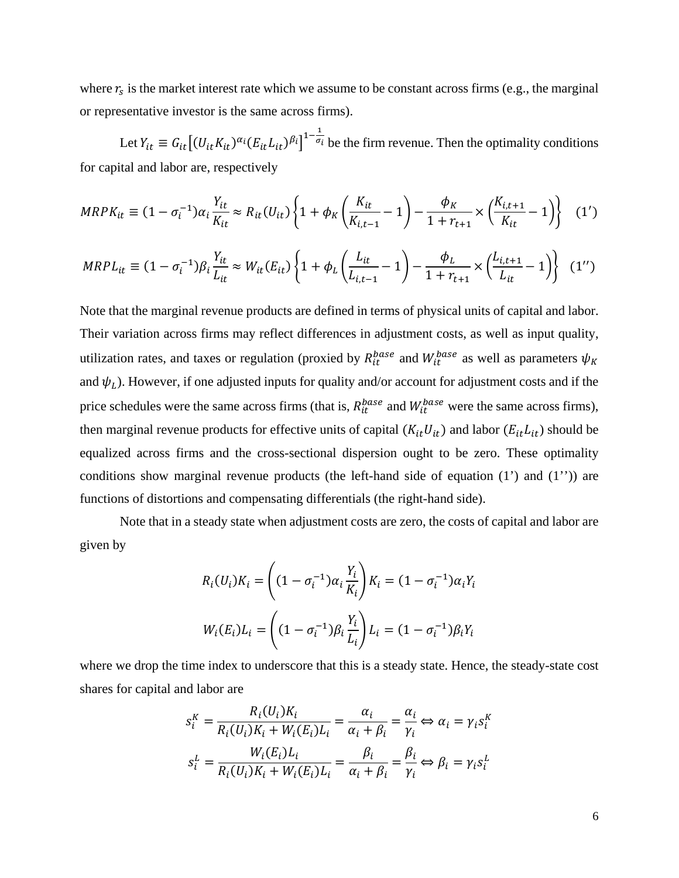where $r_s$ is the market interest rate which we assume to be constant across firms (e.g., the marginal or representative investor is the same across firms).

Let $Y_{it} \equiv G_{it}\left[(U_{it}K_{it})^{\alpha_i}(E_{it}L_{it})^{\beta_i}\right]^{1-\frac{1}{\sigma_i}}$ be the firm revenue. Then the optimality conditions for capital and labor are, respectively

$$MRPK_{it} \equiv (1-\sigma_i^{-1})\alpha_i \frac{Y_{it}}{K_{it}} \approx R_{it}(U_{it})\left\{1+\phi_K\left(\frac{K_{it}}{K_{i,t-1}}-1\right)-\frac{\phi_K}{1+r_{t+1}}\times\left(\frac{K_{i,t+1}}{K_{it}}-1\right)\right\} \quad (1')$$

$$MRPL_{it} \equiv (1-\sigma_i^{-1})\beta_i \frac{Y_{it}}{L_{it}} \approx W_{it}(E_{it})\left\{1+\phi_L\left(\frac{L_{it}}{L_{i,t-1}}-1\right)-\frac{\phi_L}{1+r_{t+1}}\times\left(\frac{L_{i,t+1}}{L_{it}}-1\right)\right\} \quad (1'')$$

Note that the marginal revenue products are defined in terms of physical units of capital and labor. Their variation across firms may reflect differences in adjustment costs, as well as input quality, utilization rates, and taxes or regulation (proxied by $R_{it}^{base}$ and $W_{it}^{base}$ as well as parameters $\psi_K$ and $\psi_L$). However, if one adjusted inputs for quality and/or account for adjustment costs and if the price schedules were the same across firms (that is, $R_{it}^{base}$ and $W_{it}^{base}$ were the same across firms), then marginal revenue products for effective units of capital ($K_{it}U_{it}$) and labor ($E_{it}L_{it}$) should be equalized across firms and the cross-sectional dispersion ought to be zero. These optimality conditions show marginal revenue products (the left-hand side of equation (1') and (1'')) are functions of distortions and compensating differentials (the right-hand side).

Note that in a steady state when adjustment costs are zero, the costs of capital and labor are given by

$$R_i(U_i)K_i = \left((1-\sigma_i^{-1})\alpha_i\frac{Y_i}{K_i}\right)K_i = (1-\sigma_i^{-1})\alpha_i Y_i$$

$$W_i(E_i)L_i = \left((1-\sigma_i^{-1})\beta_i\frac{Y_i}{L_i}\right)L_i = (1-\sigma_i^{-1})\beta_i Y_i$$

where we drop the time index to underscore that this is a steady state. Hence, the steady-state cost shares for capital and labor are

$$s_i^K = \frac{R_i(U_i)K_i}{R_i(U_i)K_i + W_i(E_i)L_i} = \frac{\alpha_i}{\alpha_i+\beta_i} = \frac{\alpha_i}{\gamma_i} \Leftrightarrow \alpha_i = \gamma_i s_i^K$$

$$s_i^L = \frac{W_i(E_i)L_i}{R_i(U_i)K_i + W_i(E_i)L_i} = \frac{\beta_i}{\alpha_i+\beta_i} = \frac{\beta_i}{\gamma_i} \Leftrightarrow \beta_i = \gamma_i s_i^L$$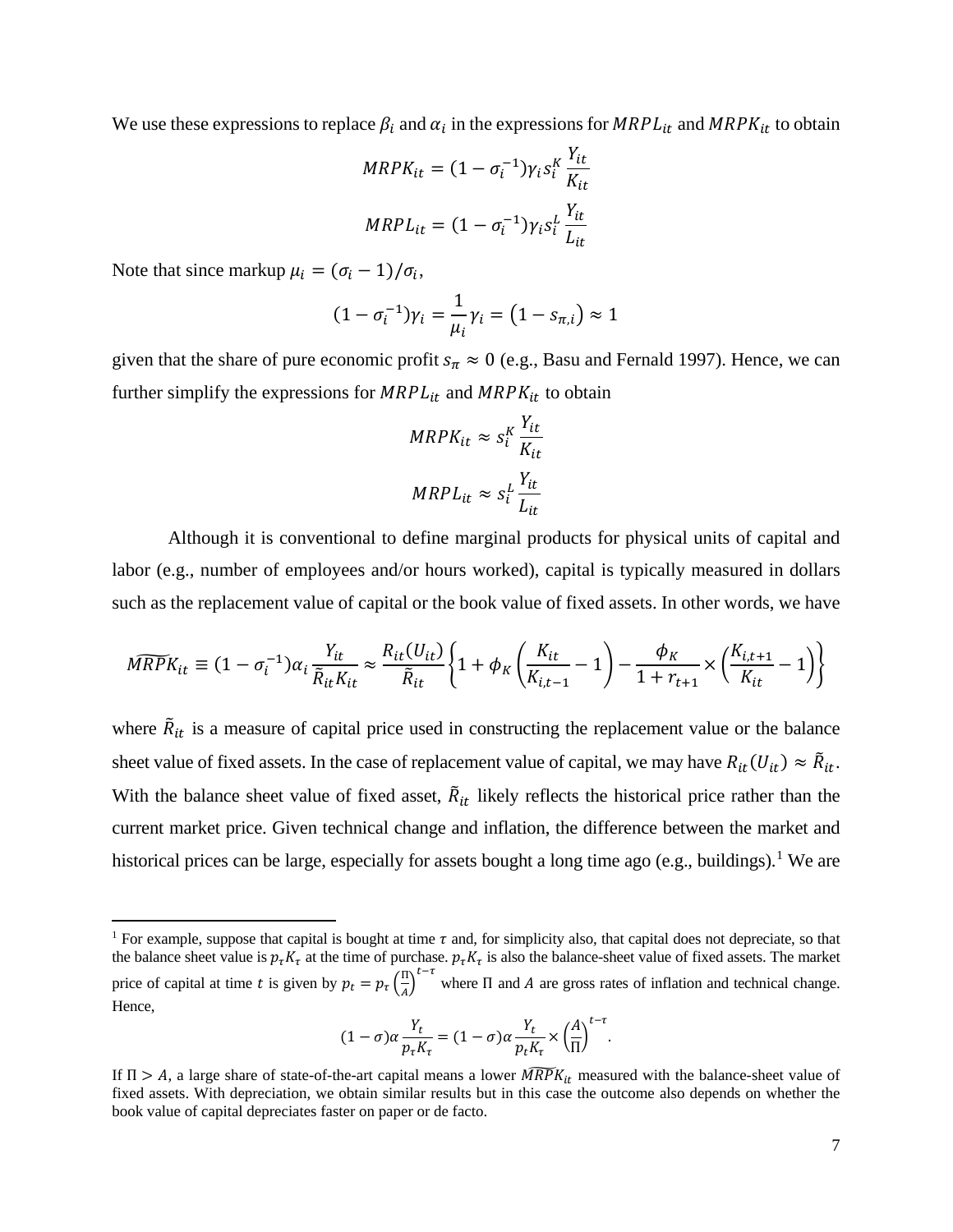We use these expressions to replace $\beta_i$ and $\alpha_i$ in the expressions for $MRPL_{it}$ and $MRPK_{it}$ to obtain

$$MRPK_{it} = (1 - \sigma_i^{-1})\gamma_i s_i^K \frac{Y_{it}}{K_{it}}$$

$$MRPL_{it} = (1 - \sigma_i^{-1})\gamma_i s_i^L \frac{Y_{it}}{L_{it}}$$

Note that since markup $\mu_i = (\sigma_i - 1)/\sigma_i$,

$$(1 - \sigma_i^{-1})\gamma_i = \frac{1}{\mu_i}\gamma_i = (1 - s_{\pi,i}) \approx 1$$

given that the share of pure economic profit $s_\pi \approx 0$ (e.g., Basu and Fernald 1997). Hence, we can further simplify the expressions for $MRPL_{it}$ and $MRPK_{it}$ to obtain

$$MRPK_{it} \approx s_i^K \frac{Y_{it}}{K_{it}}$$

$$MRPL_{it} \approx s_i^L \frac{Y_{it}}{L_{it}}$$

Although it is conventional to define marginal products for physical units of capital and labor (e.g., number of employees and/or hours worked), capital is typically measured in dollars such as the replacement value of capital or the book value of fixed assets. In other words, we have

$$\widetilde{MRPK}_{it} \equiv (1 - \sigma_i^{-1})\alpha_i \frac{Y_{it}}{\tilde{R}_{it} K_{it}} \approx \frac{R_{it}(U_{it})}{\tilde{R}_{it}} \left\{ 1 + \phi_K \left( \frac{K_{it}}{K_{i,t-1}} - 1 \right) - \frac{\phi_K}{1 + r_{t+1}} \times \left( \frac{K_{i,t+1}}{K_{it}} - 1 \right) \right\}$$

where $\tilde{R}_{it}$ is a measure of capital price used in constructing the replacement value or the balance sheet value of fixed assets. In the case of replacement value of capital, we may have $R_{it}(U_{it}) \approx \tilde{R}_{it}$. With the balance sheet value of fixed asset, $\tilde{R}_{it}$ likely reflects the historical price rather than the current market price. Given technical change and inflation, the difference between the market and historical prices can be large, especially for assets bought a long time ago (e.g., buildings).[1] We are

[1] For example, suppose that capital is bought at time $\tau$ and, for simplicity also, that capital does not depreciate, so that the balance sheet value is $p_\tau K_\tau$ at the time of purchase. $p_\tau K_\tau$ is also the balance-sheet value of fixed assets. The market price of capital at time $t$ is given by $p_t = p_\tau \left(\frac{\Pi}{A}\right)^{t-\tau}$ where $\Pi$ and $A$ are gross rates of inflation and technical change. Hence,

$$(1 - \sigma)\alpha \frac{Y_t}{p_\tau K_\tau} = (1 - \sigma)\alpha \frac{Y_t}{p_t K_\tau} \times \left(\frac{A}{\Pi}\right)^{t-\tau}.$$

If $\Pi > A$, a large share of state-of-the-art capital means a lower $\widetilde{MRPK}_{it}$ measured with the balance-sheet value of fixed assets. With depreciation, we obtain similar results but in this case the outcome also depends on whether the book value of capital depreciates faster on paper or de facto.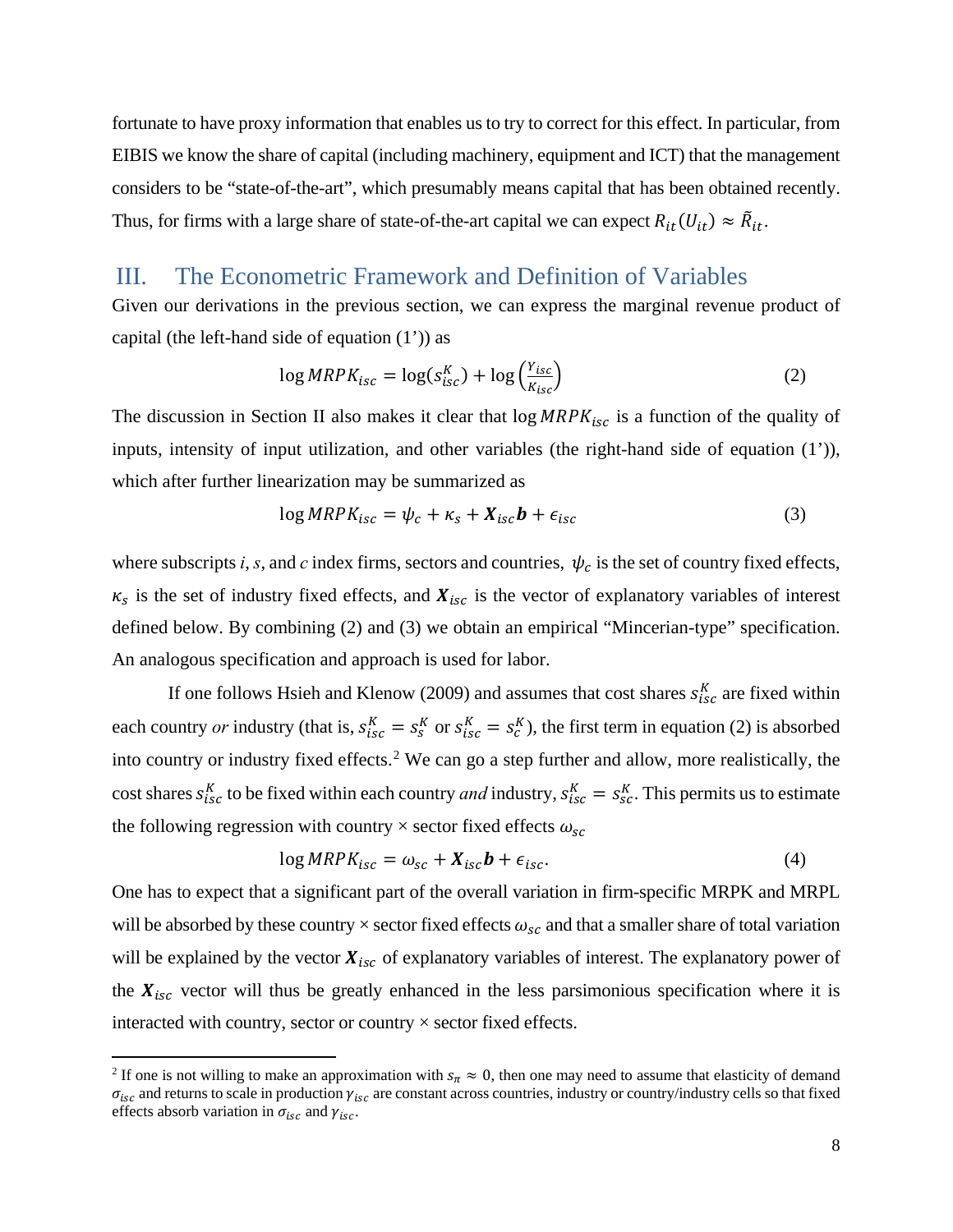fortunate to have proxy information that enables us to try to correct for this effect. In particular, from EIBIS we know the share of capital (including machinery, equipment and ICT) that the management considers to be "state-of-the-art", which presumably means capital that has been obtained recently. Thus, for firms with a large share of state-of-the-art capital we can expect $R_{it}(U_{it}) \approx \tilde{R}_{it}$.

## III. The Econometric Framework and Definition of Variables

Given our derivations in the previous section, we can express the marginal revenue product of capital (the left-hand side of equation (1')) as

$$\log MRPK_{isc} = \log(s_{isc}^{K}) + \log\left(\frac{Y_{isc}}{K_{isc}}\right) \tag{2}$$

The discussion in Section II also makes it clear that $\log MRPK_{isc}$ is a function of the quality of inputs, intensity of input utilization, and other variables (the right-hand side of equation (1')), which after further linearization may be summarized as

$$\log MRPK_{isc} = \psi_c + \kappa_s + \boldsymbol{X}_{isc}\boldsymbol{b} + \epsilon_{isc} \tag{3}$$

where subscripts *i*, *s*, and *c* index firms, sectors and countries, $\psi_c$ is the set of country fixed effects, $\kappa_s$ is the set of industry fixed effects, and $\boldsymbol{X}_{isc}$ is the vector of explanatory variables of interest defined below. By combining (2) and (3) we obtain an empirical "Mincerian-type" specification. An analogous specification and approach is used for labor.

If one follows Hsieh and Klenow (2009) and assumes that cost shares $s_{isc}^{K}$ are fixed within each country *or* industry (that is, $s_{isc}^{K} = s_{s}^{K}$ or $s_{isc}^{K} = s_{c}^{K}$), the first term in equation (2) is absorbed into country or industry fixed effects.[2] We can go a step further and allow, more realistically, the cost shares $s_{isc}^{K}$ to be fixed within each country *and* industry, $s_{isc}^{K} = s_{sc}^{K}$. This permits us to estimate the following regression with country × sector fixed effects $\omega_{sc}$

$$\log MRPK_{isc} = \omega_{sc} + \boldsymbol{X}_{isc}\boldsymbol{b} + \epsilon_{isc}. \tag{4}$$

One has to expect that a significant part of the overall variation in firm-specific MRPK and MRPL will be absorbed by these country × sector fixed effects $\omega_{sc}$ and that a smaller share of total variation will be explained by the vector $\boldsymbol{X}_{isc}$ of explanatory variables of interest. The explanatory power of the $\boldsymbol{X}_{isc}$ vector will thus be greatly enhanced in the less parsimonious specification where it is interacted with country, sector or country × sector fixed effects.

[2] If one is not willing to make an approximation with $s_{\pi} \approx 0$, then one may need to assume that elasticity of demand $\sigma_{isc}$ and returns to scale in production $\gamma_{isc}$ are constant across countries, industry or country/industry cells so that fixed effects absorb variation in $\sigma_{isc}$ and $\gamma_{isc}$.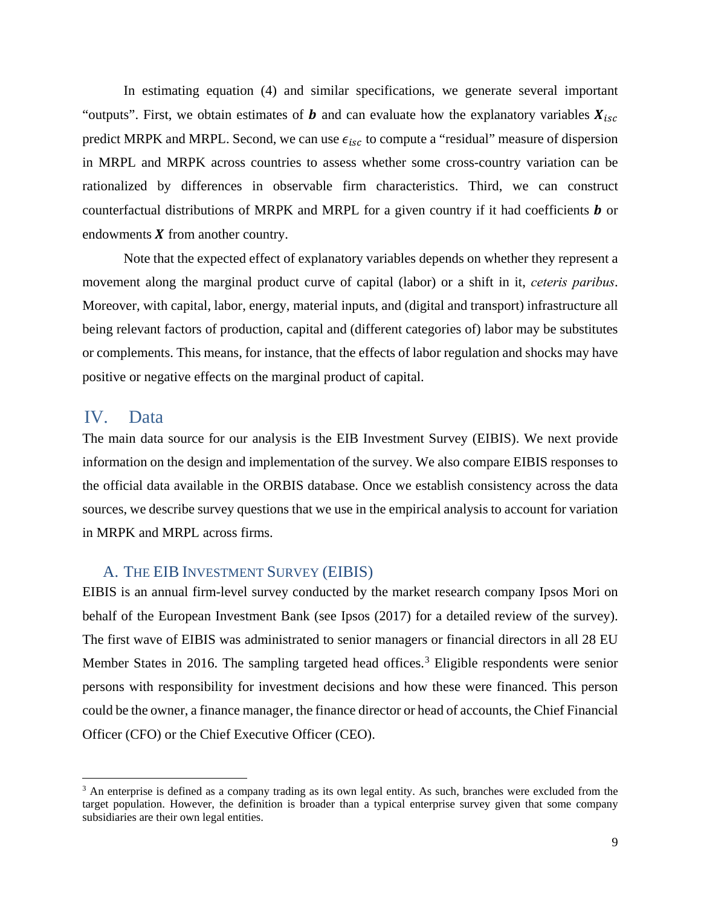In estimating equation (4) and similar specifications, we generate several important "outputs". First, we obtain estimates of $\boldsymbol{b}$ and can evaluate how the explanatory variables $\boldsymbol{X}_{isc}$ predict MRPK and MRPL. Second, we can use $\epsilon_{isc}$ to compute a "residual" measure of dispersion in MRPL and MRPK across countries to assess whether some cross-country variation can be rationalized by differences in observable firm characteristics. Third, we can construct counterfactual distributions of MRPK and MRPL for a given country if it had coefficients $\boldsymbol{b}$ or endowments $\boldsymbol{X}$ from another country.

Note that the expected effect of explanatory variables depends on whether they represent a movement along the marginal product curve of capital (labor) or a shift in it, *ceteris paribus*. Moreover, with capital, labor, energy, material inputs, and (digital and transport) infrastructure all being relevant factors of production, capital and (different categories of) labor may be substitutes or complements. This means, for instance, that the effects of labor regulation and shocks may have positive or negative effects on the marginal product of capital.

# IV. Data

The main data source for our analysis is the EIB Investment Survey (EIBIS). We next provide information on the design and implementation of the survey. We also compare EIBIS responses to the official data available in the ORBIS database. Once we establish consistency across the data sources, we describe survey questions that we use in the empirical analysis to account for variation in MRPK and MRPL across firms.

## A. The EIB Investment Survey (EIBIS)

EIBIS is an annual firm-level survey conducted by the market research company Ipsos Mori on behalf of the European Investment Bank (see Ipsos (2017) for a detailed review of the survey). The first wave of EIBIS was administrated to senior managers or financial directors in all 28 EU Member States in 2016. The sampling targeted head offices.[3] Eligible respondents were senior persons with responsibility for investment decisions and how these were financed. This person could be the owner, a finance manager, the finance director or head of accounts, the Chief Financial Officer (CFO) or the Chief Executive Officer (CEO).

[3] An enterprise is defined as a company trading as its own legal entity. As such, branches were excluded from the target population. However, the definition is broader than a typical enterprise survey given that some company subsidiaries are their own legal entities.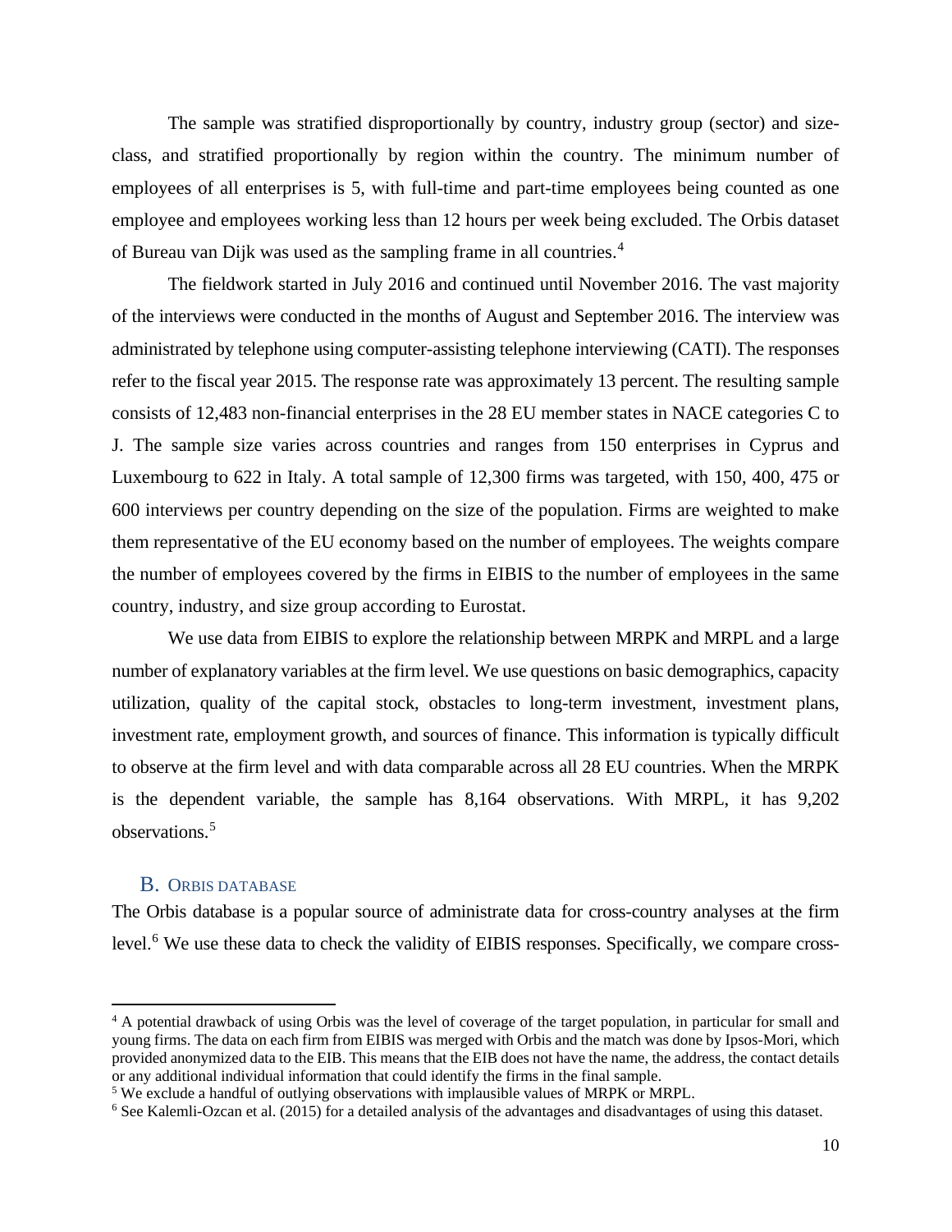The sample was stratified disproportionally by country, industry group (sector) and size-class, and stratified proportionally by region within the country. The minimum number of employees of all enterprises is 5, with full-time and part-time employees being counted as one employee and employees working less than 12 hours per week being excluded. The Orbis dataset of Bureau van Dijk was used as the sampling frame in all countries.[4]

The fieldwork started in July 2016 and continued until November 2016. The vast majority of the interviews were conducted in the months of August and September 2016. The interview was administrated by telephone using computer-assisting telephone interviewing (CATI). The responses refer to the fiscal year 2015. The response rate was approximately 13 percent. The resulting sample consists of 12,483 non-financial enterprises in the 28 EU member states in NACE categories C to J. The sample size varies across countries and ranges from 150 enterprises in Cyprus and Luxembourg to 622 in Italy. A total sample of 12,300 firms was targeted, with 150, 400, 475 or 600 interviews per country depending on the size of the population. Firms are weighted to make them representative of the EU economy based on the number of employees. The weights compare the number of employees covered by the firms in EIBIS to the number of employees in the same country, industry, and size group according to Eurostat.

We use data from EIBIS to explore the relationship between MRPK and MRPL and a large number of explanatory variables at the firm level. We use questions on basic demographics, capacity utilization, quality of the capital stock, obstacles to long-term investment, investment plans, investment rate, employment growth, and sources of finance. This information is typically difficult to observe at the firm level and with data comparable across all 28 EU countries. When the MRPK is the dependent variable, the sample has 8,164 observations. With MRPL, it has 9,202 observations.[5]

## B. Orbis database

The Orbis database is a popular source of administrate data for cross-country analyses at the firm level.[6] We use these data to check the validity of EIBIS responses. Specifically, we compare cross-

---

[4] A potential drawback of using Orbis was the level of coverage of the target population, in particular for small and young firms. The data on each firm from EIBIS was merged with Orbis and the match was done by Ipsos-Mori, which provided anonymized data to the EIB. This means that the EIB does not have the name, the address, the contact details or any additional individual information that could identify the firms in the final sample.

[5] We exclude a handful of outlying observations with implausible values of MRPK or MRPL.

[6] See Kalemli-Ozcan et al. (2015) for a detailed analysis of the advantages and disadvantages of using this dataset.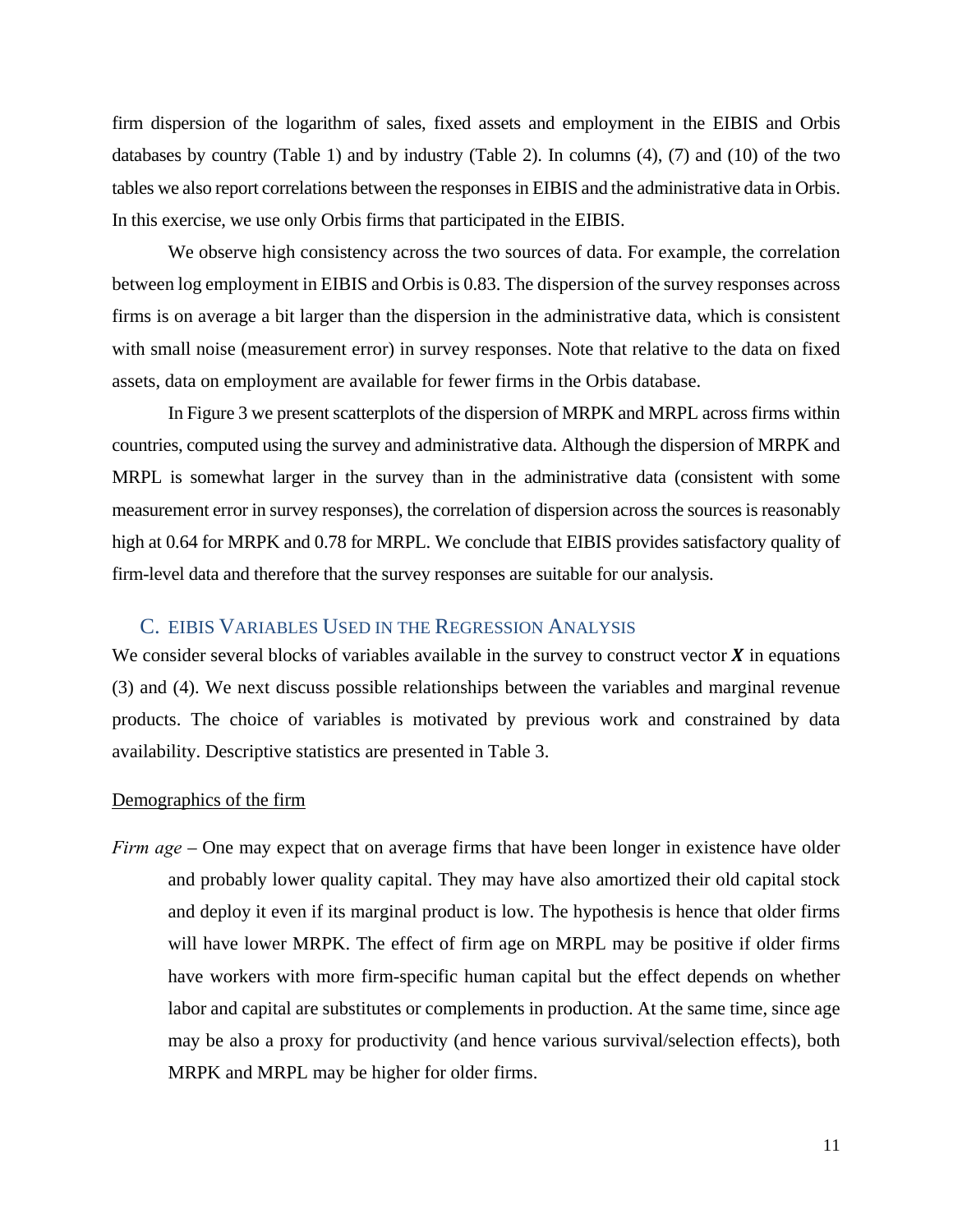firm dispersion of the logarithm of sales, fixed assets and employment in the EIBIS and Orbis databases by country (Table 1) and by industry (Table 2). In columns (4), (7) and (10) of the two tables we also report correlations between the responses in EIBIS and the administrative data in Orbis. In this exercise, we use only Orbis firms that participated in the EIBIS.

We observe high consistency across the two sources of data. For example, the correlation between log employment in EIBIS and Orbis is 0.83. The dispersion of the survey responses across firms is on average a bit larger than the dispersion in the administrative data, which is consistent with small noise (measurement error) in survey responses. Note that relative to the data on fixed assets, data on employment are available for fewer firms in the Orbis database.

In Figure 3 we present scatterplots of the dispersion of MRPK and MRPL across firms within countries, computed using the survey and administrative data. Although the dispersion of MRPK and MRPL is somewhat larger in the survey than in the administrative data (consistent with some measurement error in survey responses), the correlation of dispersion across the sources is reasonably high at 0.64 for MRPK and 0.78 for MRPL. We conclude that EIBIS provides satisfactory quality of firm-level data and therefore that the survey responses are suitable for our analysis.

## C. EIBIS Variables Used in the Regression Analysis

We consider several blocks of variables available in the survey to construct vector $\boldsymbol{X}$ in equations (3) and (4). We next discuss possible relationships between the variables and marginal revenue products. The choice of variables is motivated by previous work and constrained by data availability. Descriptive statistics are presented in Table 3.

Demographics of the firm

*Firm age* – One may expect that on average firms that have been longer in existence have older and probably lower quality capital. They may have also amortized their old capital stock and deploy it even if its marginal product is low. The hypothesis is hence that older firms will have lower MRPK. The effect of firm age on MRPL may be positive if older firms have workers with more firm-specific human capital but the effect depends on whether labor and capital are substitutes or complements in production. At the same time, since age may be also a proxy for productivity (and hence various survival/selection effects), both MRPK and MRPL may be higher for older firms.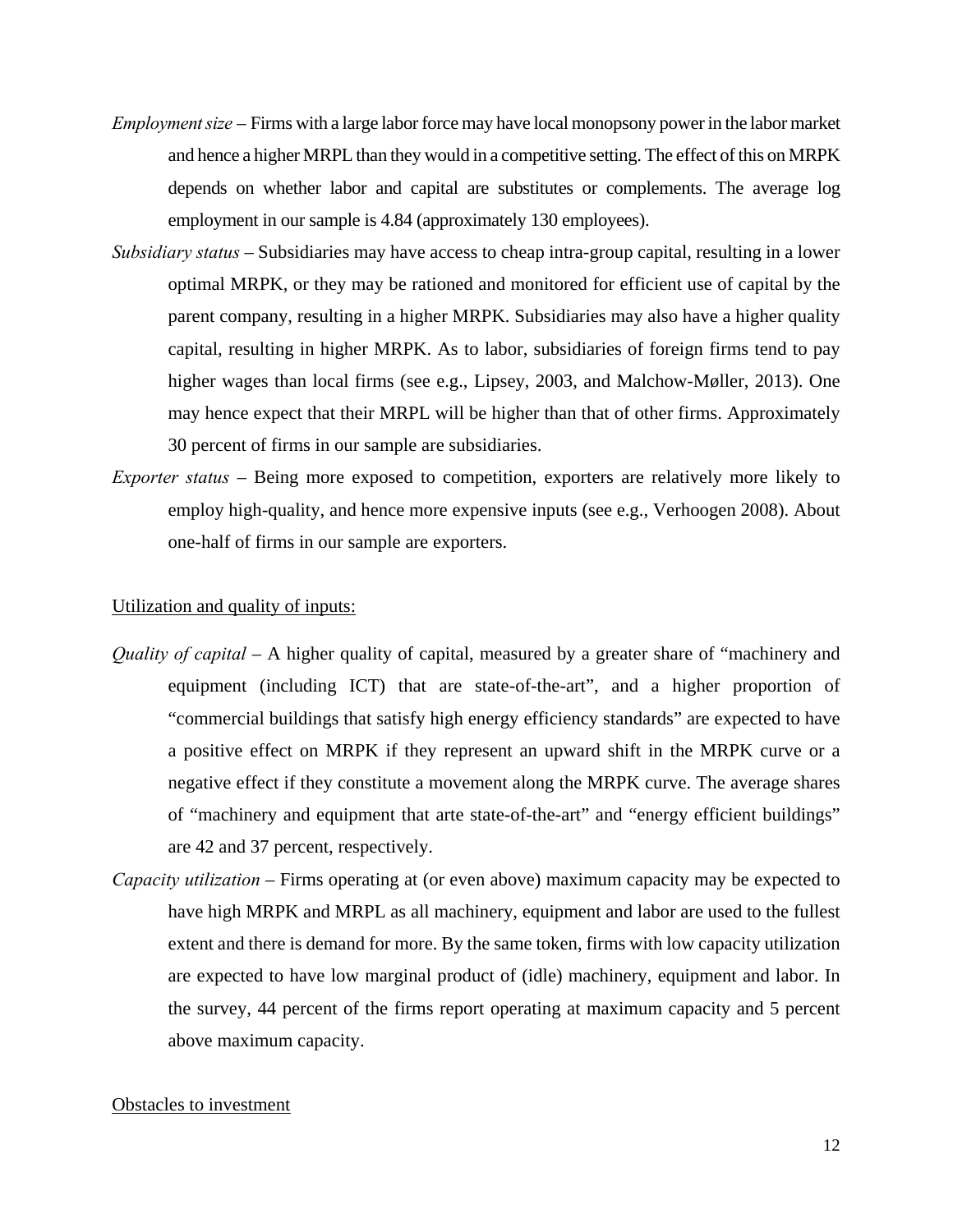*Employment size* – Firms with a large labor force may have local monopsony power in the labor market and hence a higher MRPL than they would in a competitive setting. The effect of this on MRPK depends on whether labor and capital are substitutes or complements. The average log employment in our sample is 4.84 (approximately 130 employees).

*Subsidiary status* – Subsidiaries may have access to cheap intra-group capital, resulting in a lower optimal MRPK, or they may be rationed and monitored for efficient use of capital by the parent company, resulting in a higher MRPK. Subsidiaries may also have a higher quality capital, resulting in higher MRPK. As to labor, subsidiaries of foreign firms tend to pay higher wages than local firms (see e.g., Lipsey, 2003, and Malchow-Møller, 2013). One may hence expect that their MRPL will be higher than that of other firms. Approximately 30 percent of firms in our sample are subsidiaries.

*Exporter status* – Being more exposed to competition, exporters are relatively more likely to employ high-quality, and hence more expensive inputs (see e.g., Verhoogen 2008). About one-half of firms in our sample are exporters.

Utilization and quality of inputs:

*Quality of capital* – A higher quality of capital, measured by a greater share of "machinery and equipment (including ICT) that are state-of-the-art", and a higher proportion of "commercial buildings that satisfy high energy efficiency standards" are expected to have a positive effect on MRPK if they represent an upward shift in the MRPK curve or a negative effect if they constitute a movement along the MRPK curve. The average shares of "machinery and equipment that arte state-of-the-art" and "energy efficient buildings" are 42 and 37 percent, respectively.

*Capacity utilization* – Firms operating at (or even above) maximum capacity may be expected to have high MRPK and MRPL as all machinery, equipment and labor are used to the fullest extent and there is demand for more. By the same token, firms with low capacity utilization are expected to have low marginal product of (idle) machinery, equipment and labor. In the survey, 44 percent of the firms report operating at maximum capacity and 5 percent above maximum capacity.

Obstacles to investment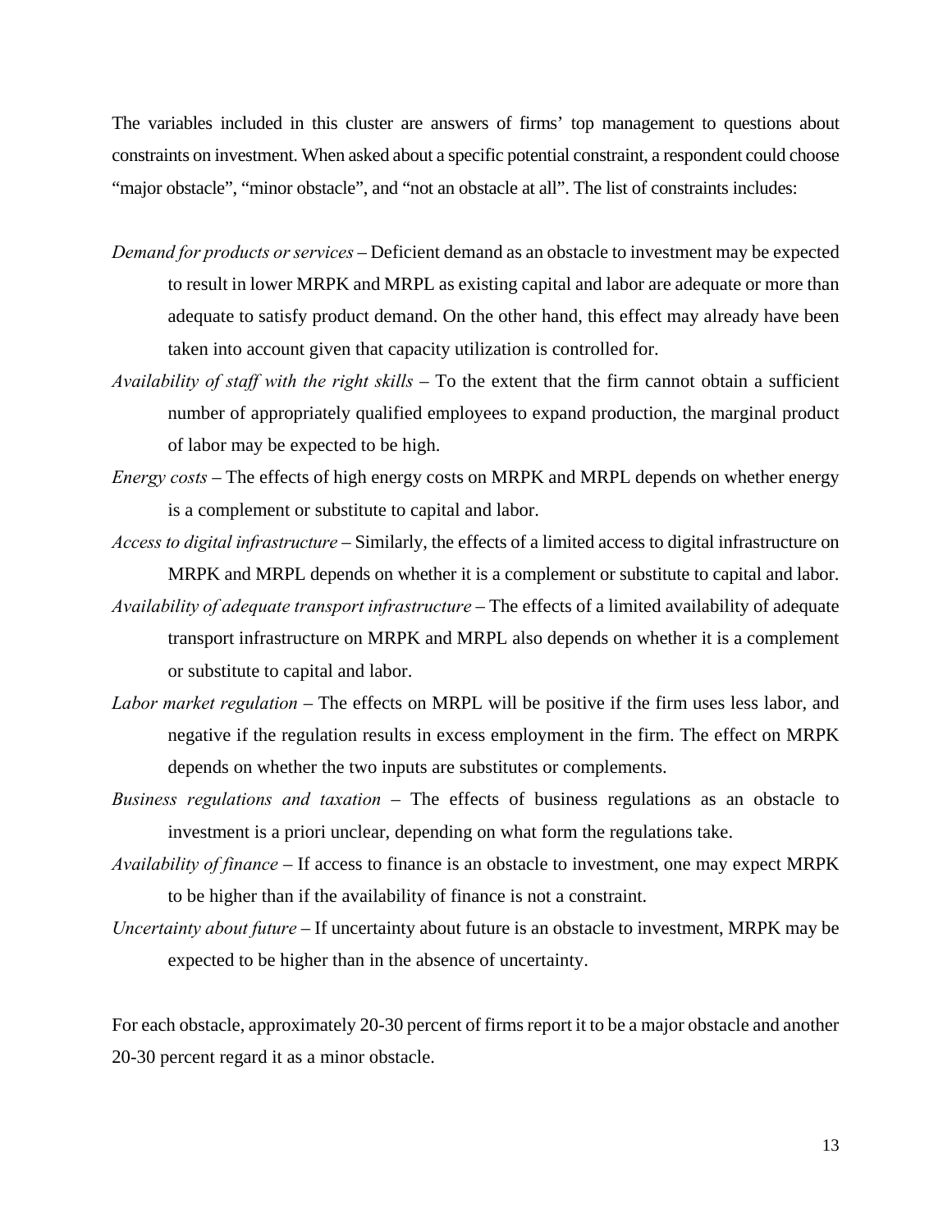The variables included in this cluster are answers of firms' top management to questions about constraints on investment. When asked about a specific potential constraint, a respondent could choose "major obstacle", "minor obstacle", and "not an obstacle at all". The list of constraints includes:

*Demand for products or services* – Deficient demand as an obstacle to investment may be expected to result in lower MRPK and MRPL as existing capital and labor are adequate or more than adequate to satisfy product demand. On the other hand, this effect may already have been taken into account given that capacity utilization is controlled for.

*Availability of staff with the right skills* – To the extent that the firm cannot obtain a sufficient number of appropriately qualified employees to expand production, the marginal product of labor may be expected to be high.

*Energy costs* – The effects of high energy costs on MRPK and MRPL depends on whether energy is a complement or substitute to capital and labor.

*Access to digital infrastructure* – Similarly, the effects of a limited access to digital infrastructure on MRPK and MRPL depends on whether it is a complement or substitute to capital and labor.

*Availability of adequate transport infrastructure* – The effects of a limited availability of adequate transport infrastructure on MRPK and MRPL also depends on whether it is a complement or substitute to capital and labor.

*Labor market regulation* – The effects on MRPL will be positive if the firm uses less labor, and negative if the regulation results in excess employment in the firm. The effect on MRPK depends on whether the two inputs are substitutes or complements.

*Business regulations and taxation* – The effects of business regulations as an obstacle to investment is a priori unclear, depending on what form the regulations take.

*Availability of finance* – If access to finance is an obstacle to investment, one may expect MRPK to be higher than if the availability of finance is not a constraint.

*Uncertainty about future* – If uncertainty about future is an obstacle to investment, MRPK may be expected to be higher than in the absence of uncertainty.

For each obstacle, approximately 20-30 percent of firms report it to be a major obstacle and another 20-30 percent regard it as a minor obstacle.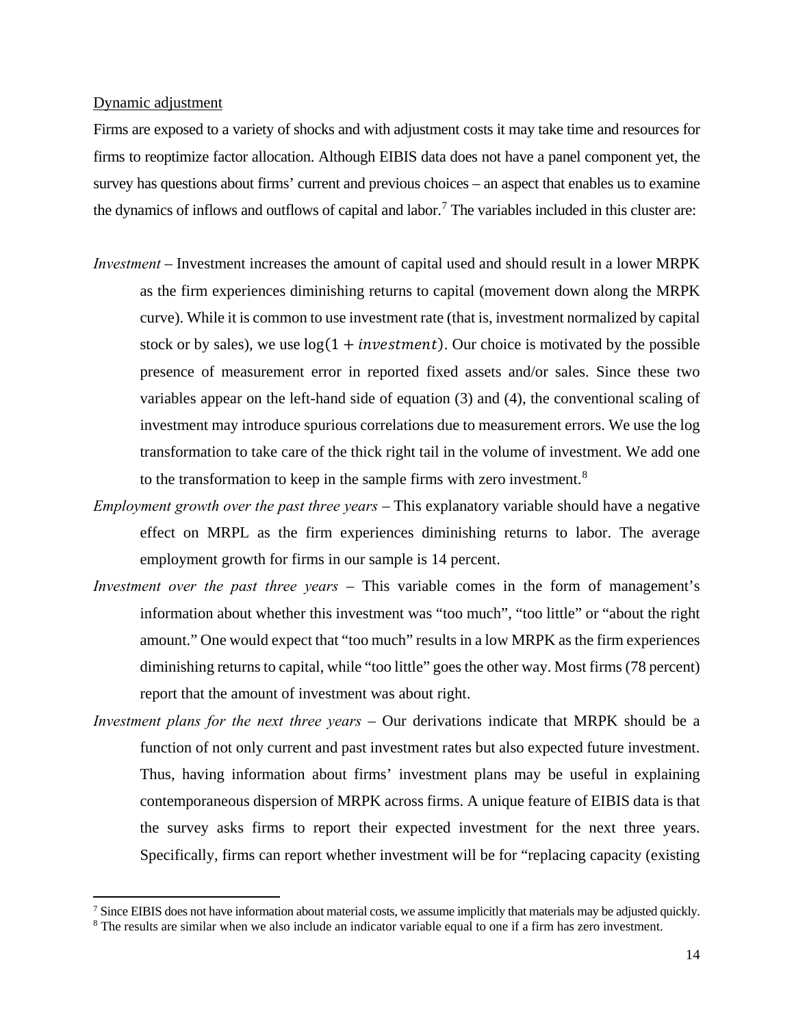Dynamic adjustment

Firms are exposed to a variety of shocks and with adjustment costs it may take time and resources for firms to reoptimize factor allocation. Although EIBIS data does not have a panel component yet, the survey has questions about firms' current and previous choices – an aspect that enables us to examine the dynamics of inflows and outflows of capital and labor.[7] The variables included in this cluster are:

*Investment* – Investment increases the amount of capital used and should result in a lower MRPK as the firm experiences diminishing returns to capital (movement down along the MRPK curve). While it is common to use investment rate (that is, investment normalized by capital stock or by sales), we use $\log(1 + investment)$. Our choice is motivated by the possible presence of measurement error in reported fixed assets and/or sales. Since these two variables appear on the left-hand side of equation (3) and (4), the conventional scaling of investment may introduce spurious correlations due to measurement errors. We use the log transformation to take care of the thick right tail in the volume of investment. We add one to the transformation to keep in the sample firms with zero investment.[8]

*Employment growth over the past three years* – This explanatory variable should have a negative effect on MRPL as the firm experiences diminishing returns to labor. The average employment growth for firms in our sample is 14 percent.

*Investment over the past three years* – This variable comes in the form of management's information about whether this investment was "too much", "too little" or "about the right amount." One would expect that "too much" results in a low MRPK as the firm experiences diminishing returns to capital, while "too little" goes the other way. Most firms (78 percent) report that the amount of investment was about right.

*Investment plans for the next three years* – Our derivations indicate that MRPK should be a function of not only current and past investment rates but also expected future investment. Thus, having information about firms' investment plans may be useful in explaining contemporaneous dispersion of MRPK across firms. A unique feature of EIBIS data is that the survey asks firms to report their expected investment for the next three years. Specifically, firms can report whether investment will be for "replacing capacity (existing

[7] Since EIBIS does not have information about material costs, we assume implicitly that materials may be adjusted quickly.

[8] The results are similar when we also include an indicator variable equal to one if a firm has zero investment.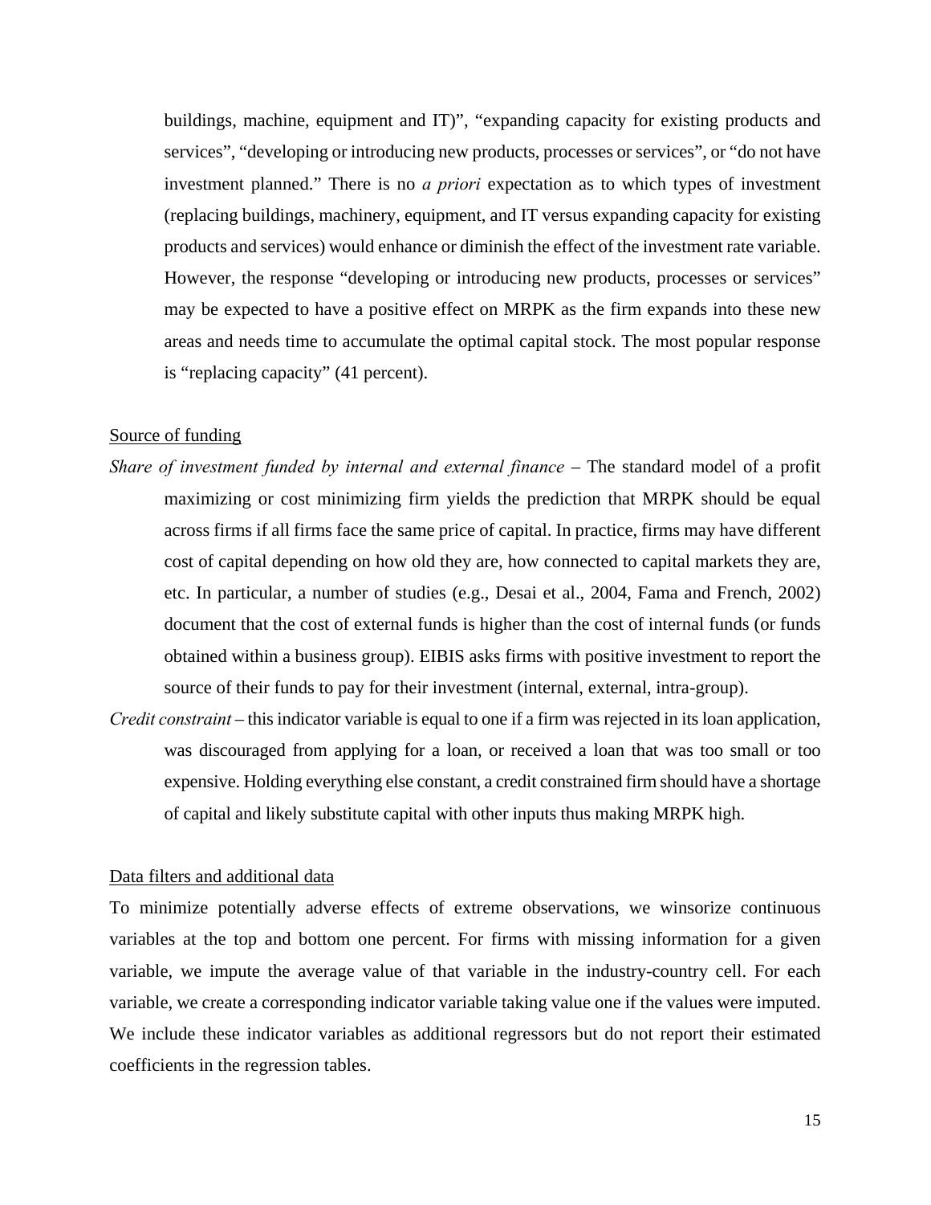buildings, machine, equipment and IT)", "expanding capacity for existing products and services", "developing or introducing new products, processes or services", or "do not have investment planned." There is no *a priori* expectation as to which types of investment (replacing buildings, machinery, equipment, and IT versus expanding capacity for existing products and services) would enhance or diminish the effect of the investment rate variable. However, the response "developing or introducing new products, processes or services" may be expected to have a positive effect on MRPK as the firm expands into these new areas and needs time to accumulate the optimal capital stock. The most popular response is "replacing capacity" (41 percent).

Source of funding

*Share of investment funded by internal and external finance* – The standard model of a profit maximizing or cost minimizing firm yields the prediction that MRPK should be equal across firms if all firms face the same price of capital. In practice, firms may have different cost of capital depending on how old they are, how connected to capital markets they are, etc. In particular, a number of studies (e.g., Desai et al., 2004, Fama and French, 2002) document that the cost of external funds is higher than the cost of internal funds (or funds obtained within a business group). EIBIS asks firms with positive investment to report the source of their funds to pay for their investment (internal, external, intra-group).

*Credit constraint* – this indicator variable is equal to one if a firm was rejected in its loan application, was discouraged from applying for a loan, or received a loan that was too small or too expensive. Holding everything else constant, a credit constrained firm should have a shortage of capital and likely substitute capital with other inputs thus making MRPK high.

Data filters and additional data

To minimize potentially adverse effects of extreme observations, we winsorize continuous variables at the top and bottom one percent. For firms with missing information for a given variable, we impute the average value of that variable in the industry-country cell. For each variable, we create a corresponding indicator variable taking value one if the values were imputed. We include these indicator variables as additional regressors but do not report their estimated coefficients in the regression tables.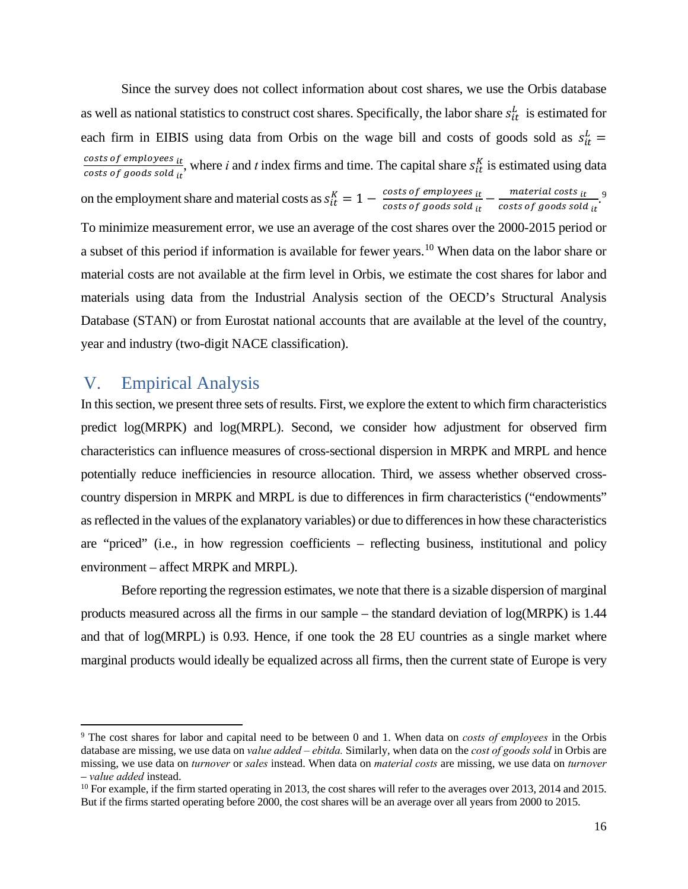Since the survey does not collect information about cost shares, we use the Orbis database as well as national statistics to construct cost shares. Specifically, the labor share $s_{it}^{L}$ is estimated for each firm in EIBIS using data from Orbis on the wage bill and costs of goods sold as $s_{it}^{L} = \frac{costs\ of\ employees_{\ it}}{costs\ of\ goods\ sold_{\ it}}$, where *i* and *t* index firms and time. The capital share $s_{it}^{K}$ is estimated using data on the employment share and material costs as $s_{it}^{K} = 1 - \frac{costs\ of\ employees_{\ it}}{costs\ of\ goods\ sold_{\ it}} - \frac{material\ costs_{\ it}}{costs\ of\ goods\ sold_{\ it}}$.[9] To minimize measurement error, we use an average of the cost shares over the 2000-2015 period or a subset of this period if information is available for fewer years.[10] When data on the labor share or material costs are not available at the firm level in Orbis, we estimate the cost shares for labor and materials using data from the Industrial Analysis section of the OECD's Structural Analysis Database (STAN) or from Eurostat national accounts that are available at the level of the country, year and industry (two-digit NACE classification).

# V. Empirical Analysis

In this section, we present three sets of results. First, we explore the extent to which firm characteristics predict log(MRPK) and log(MRPL). Second, we consider how adjustment for observed firm characteristics can influence measures of cross-sectional dispersion in MRPK and MRPL and hence potentially reduce inefficiencies in resource allocation. Third, we assess whether observed cross-country dispersion in MRPK and MRPL is due to differences in firm characteristics ("endowments" as reflected in the values of the explanatory variables) or due to differences in how these characteristics are "priced" (i.e., in how regression coefficients – reflecting business, institutional and policy environment – affect MRPK and MRPL).

Before reporting the regression estimates, we note that there is a sizable dispersion of marginal products measured across all the firms in our sample – the standard deviation of log(MRPK) is 1.44 and that of log(MRPL) is 0.93. Hence, if one took the 28 EU countries as a single market where marginal products would ideally be equalized across all firms, then the current state of Europe is very

---

[9] The cost shares for labor and capital need to be between 0 and 1. When data on *costs of employees* in the Orbis database are missing, we use data on *value added – ebitda.* Similarly, when data on the *cost of goods sold* in Orbis are missing, we use data on *turnover* or *sales* instead. When data on *material costs* are missing, we use data on *turnover – value added* instead.

[10] For example, if the firm started operating in 2013, the cost shares will refer to the averages over 2013, 2014 and 2015. But if the firms started operating before 2000, the cost shares will be an average over all years from 2000 to 2015.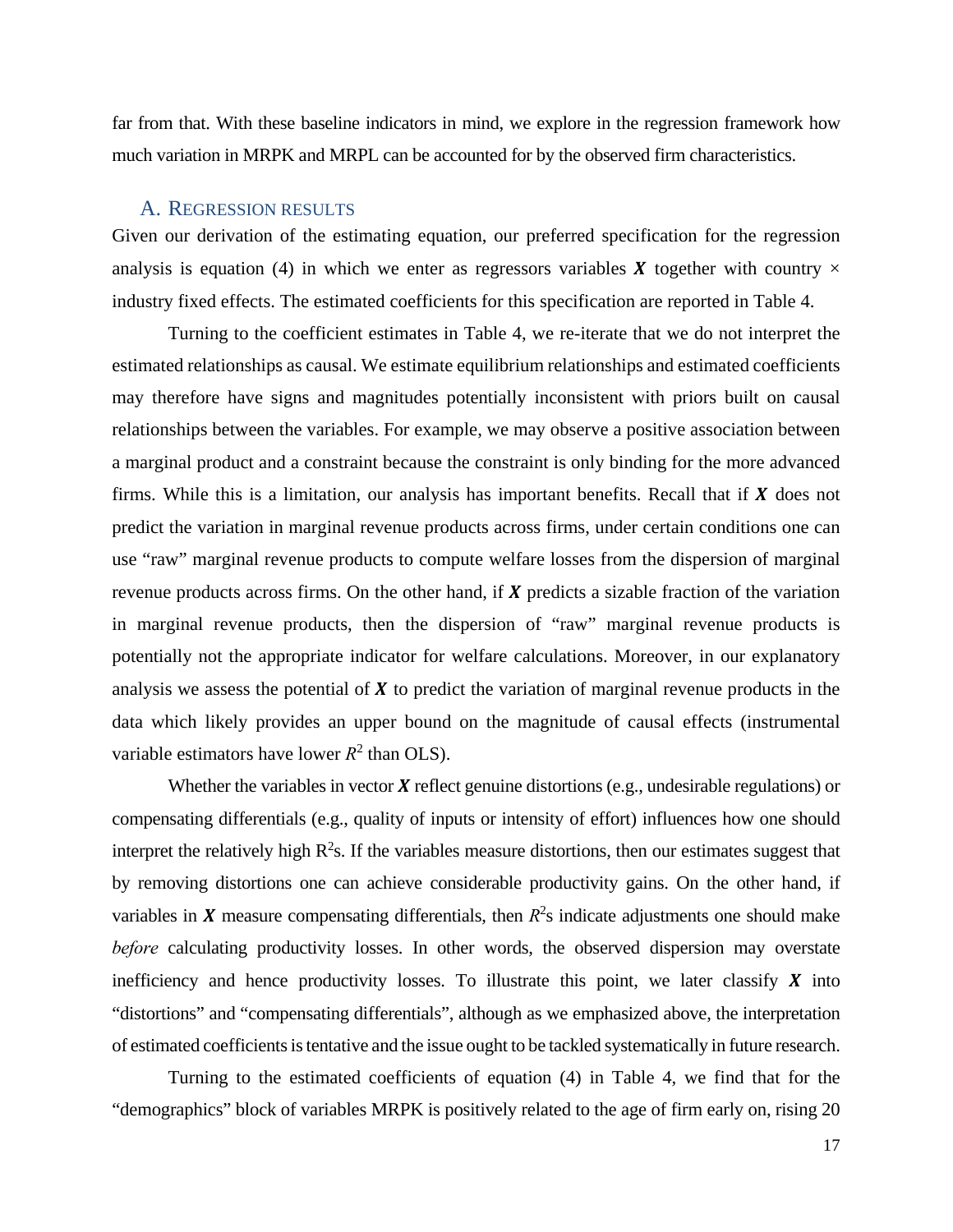far from that. With these baseline indicators in mind, we explore in the regression framework how much variation in MRPK and MRPL can be accounted for by the observed firm characteristics.

## A. Regression results

Given our derivation of the estimating equation, our preferred specification for the regression analysis is equation (4) in which we enter as regressors variables $\boldsymbol{X}$ together with country × industry fixed effects. The estimated coefficients for this specification are reported in Table 4.

Turning to the coefficient estimates in Table 4, we re-iterate that we do not interpret the estimated relationships as causal. We estimate equilibrium relationships and estimated coefficients may therefore have signs and magnitudes potentially inconsistent with priors built on causal relationships between the variables. For example, we may observe a positive association between a marginal product and a constraint because the constraint is only binding for the more advanced firms. While this is a limitation, our analysis has important benefits. Recall that if $\boldsymbol{X}$ does not predict the variation in marginal revenue products across firms, under certain conditions one can use "raw" marginal revenue products to compute welfare losses from the dispersion of marginal revenue products across firms. On the other hand, if $\boldsymbol{X}$ predicts a sizable fraction of the variation in marginal revenue products, then the dispersion of "raw" marginal revenue products is potentially not the appropriate indicator for welfare calculations. Moreover, in our explanatory analysis we assess the potential of $\boldsymbol{X}$ to predict the variation of marginal revenue products in the data which likely provides an upper bound on the magnitude of causal effects (instrumental variable estimators have lower $R^2$ than OLS).

Whether the variables in vector $\boldsymbol{X}$ reflect genuine distortions (e.g., undesirable regulations) or compensating differentials (e.g., quality of inputs or intensity of effort) influences how one should interpret the relatively high $R^2$s. If the variables measure distortions, then our estimates suggest that by removing distortions one can achieve considerable productivity gains. On the other hand, if variables in $\boldsymbol{X}$ measure compensating differentials, then $R^2$s indicate adjustments one should make *before* calculating productivity losses. In other words, the observed dispersion may overstate inefficiency and hence productivity losses. To illustrate this point, we later classify $\boldsymbol{X}$ into "distortions" and "compensating differentials", although as we emphasized above, the interpretation of estimated coefficients is tentative and the issue ought to be tackled systematically in future research.

Turning to the estimated coefficients of equation (4) in Table 4, we find that for the "demographics" block of variables MRPK is positively related to the age of firm early on, rising 20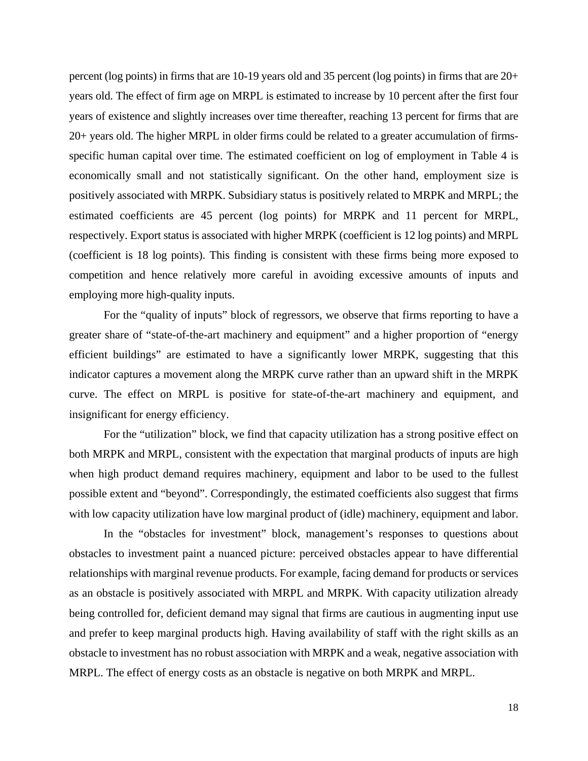percent (log points) in firms that are 10-19 years old and 35 percent (log points) in firms that are 20+ years old. The effect of firm age on MRPL is estimated to increase by 10 percent after the first four years of existence and slightly increases over time thereafter, reaching 13 percent for firms that are 20+ years old. The higher MRPL in older firms could be related to a greater accumulation of firms-specific human capital over time. The estimated coefficient on log of employment in Table 4 is economically small and not statistically significant. On the other hand, employment size is positively associated with MRPK. Subsidiary status is positively related to MRPK and MRPL; the estimated coefficients are 45 percent (log points) for MRPK and 11 percent for MRPL, respectively. Export status is associated with higher MRPK (coefficient is 12 log points) and MRPL (coefficient is 18 log points). This finding is consistent with these firms being more exposed to competition and hence relatively more careful in avoiding excessive amounts of inputs and employing more high-quality inputs.

For the "quality of inputs" block of regressors, we observe that firms reporting to have a greater share of "state-of-the-art machinery and equipment" and a higher proportion of "energy efficient buildings" are estimated to have a significantly lower MRPK, suggesting that this indicator captures a movement along the MRPK curve rather than an upward shift in the MRPK curve. The effect on MRPL is positive for state-of-the-art machinery and equipment, and insignificant for energy efficiency.

For the "utilization" block, we find that capacity utilization has a strong positive effect on both MRPK and MRPL, consistent with the expectation that marginal products of inputs are high when high product demand requires machinery, equipment and labor to be used to the fullest possible extent and "beyond". Correspondingly, the estimated coefficients also suggest that firms with low capacity utilization have low marginal product of (idle) machinery, equipment and labor.

In the "obstacles for investment" block, management's responses to questions about obstacles to investment paint a nuanced picture: perceived obstacles appear to have differential relationships with marginal revenue products. For example, facing demand for products or services as an obstacle is positively associated with MRPL and MRPK. With capacity utilization already being controlled for, deficient demand may signal that firms are cautious in augmenting input use and prefer to keep marginal products high. Having availability of staff with the right skills as an obstacle to investment has no robust association with MRPK and a weak, negative association with MRPL. The effect of energy costs as an obstacle is negative on both MRPK and MRPL.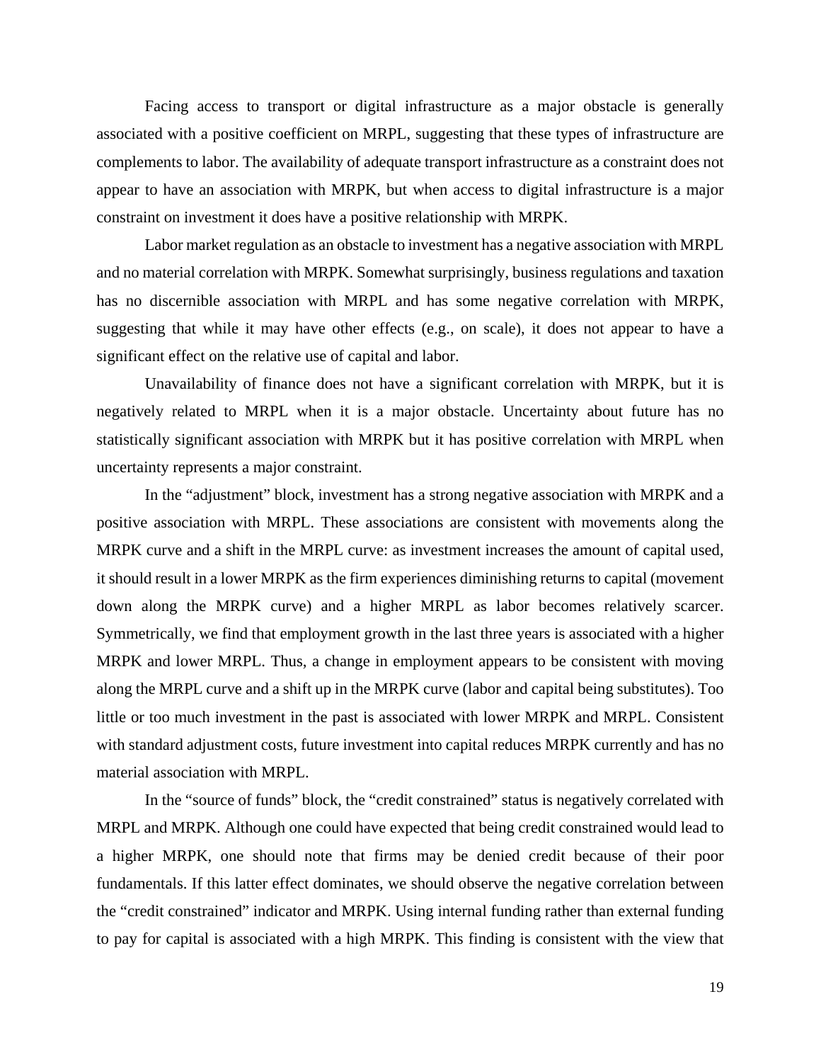Facing access to transport or digital infrastructure as a major obstacle is generally associated with a positive coefficient on MRPL, suggesting that these types of infrastructure are complements to labor. The availability of adequate transport infrastructure as a constraint does not appear to have an association with MRPK, but when access to digital infrastructure is a major constraint on investment it does have a positive relationship with MRPK.

Labor market regulation as an obstacle to investment has a negative association with MRPL and no material correlation with MRPK. Somewhat surprisingly, business regulations and taxation has no discernible association with MRPL and has some negative correlation with MRPK, suggesting that while it may have other effects (e.g., on scale), it does not appear to have a significant effect on the relative use of capital and labor.

Unavailability of finance does not have a significant correlation with MRPK, but it is negatively related to MRPL when it is a major obstacle. Uncertainty about future has no statistically significant association with MRPK but it has positive correlation with MRPL when uncertainty represents a major constraint.

In the "adjustment" block, investment has a strong negative association with MRPK and a positive association with MRPL. These associations are consistent with movements along the MRPK curve and a shift in the MRPL curve: as investment increases the amount of capital used, it should result in a lower MRPK as the firm experiences diminishing returns to capital (movement down along the MRPK curve) and a higher MRPL as labor becomes relatively scarcer. Symmetrically, we find that employment growth in the last three years is associated with a higher MRPK and lower MRPL. Thus, a change in employment appears to be consistent with moving along the MRPL curve and a shift up in the MRPK curve (labor and capital being substitutes). Too little or too much investment in the past is associated with lower MRPK and MRPL. Consistent with standard adjustment costs, future investment into capital reduces MRPK currently and has no material association with MRPL.

In the "source of funds" block, the "credit constrained" status is negatively correlated with MRPL and MRPK. Although one could have expected that being credit constrained would lead to a higher MRPK, one should note that firms may be denied credit because of their poor fundamentals. If this latter effect dominates, we should observe the negative correlation between the "credit constrained" indicator and MRPK. Using internal funding rather than external funding to pay for capital is associated with a high MRPK. This finding is consistent with the view that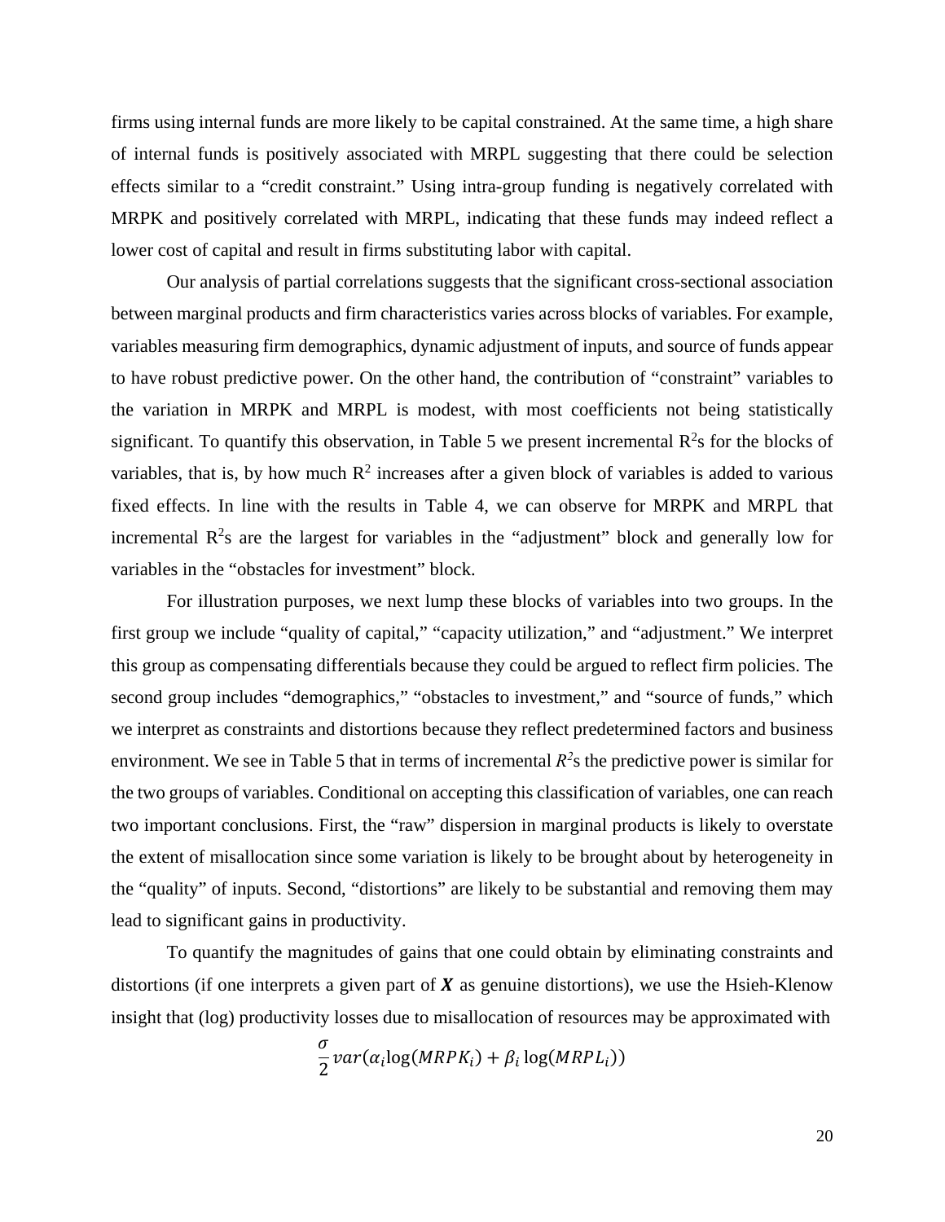firms using internal funds are more likely to be capital constrained. At the same time, a high share of internal funds is positively associated with MRPL suggesting that there could be selection effects similar to a "credit constraint." Using intra-group funding is negatively correlated with MRPK and positively correlated with MRPL, indicating that these funds may indeed reflect a lower cost of capital and result in firms substituting labor with capital.

Our analysis of partial correlations suggests that the significant cross-sectional association between marginal products and firm characteristics varies across blocks of variables. For example, variables measuring firm demographics, dynamic adjustment of inputs, and source of funds appear to have robust predictive power. On the other hand, the contribution of "constraint" variables to the variation in MRPK and MRPL is modest, with most coefficients not being statistically significant. To quantify this observation, in Table 5 we present incremental $R^2$s for the blocks of variables, that is, by how much $R^2$ increases after a given block of variables is added to various fixed effects. In line with the results in Table 4, we can observe for MRPK and MRPL that incremental $R^2$s are the largest for variables in the "adjustment" block and generally low for variables in the "obstacles for investment" block.

For illustration purposes, we next lump these blocks of variables into two groups. In the first group we include "quality of capital," "capacity utilization," and "adjustment." We interpret this group as compensating differentials because they could be argued to reflect firm policies. The second group includes "demographics," "obstacles to investment," and "source of funds," which we interpret as constraints and distortions because they reflect predetermined factors and business environment. We see in Table 5 that in terms of incremental $R^2$s the predictive power is similar for the two groups of variables. Conditional on accepting this classification of variables, one can reach two important conclusions. First, the "raw" dispersion in marginal products is likely to overstate the extent of misallocation since some variation is likely to be brought about by heterogeneity in the "quality" of inputs. Second, "distortions" are likely to be substantial and removing them may lead to significant gains in productivity.

To quantify the magnitudes of gains that one could obtain by eliminating constraints and distortions (if one interprets a given part of $\boldsymbol{X}$ as genuine distortions), we use the Hsieh-Klenow insight that (log) productivity losses due to misallocation of resources may be approximated with

$$\frac{\sigma}{2} var(\alpha_i \log(MRPK_i) + \beta_i \log(MRPL_i))$$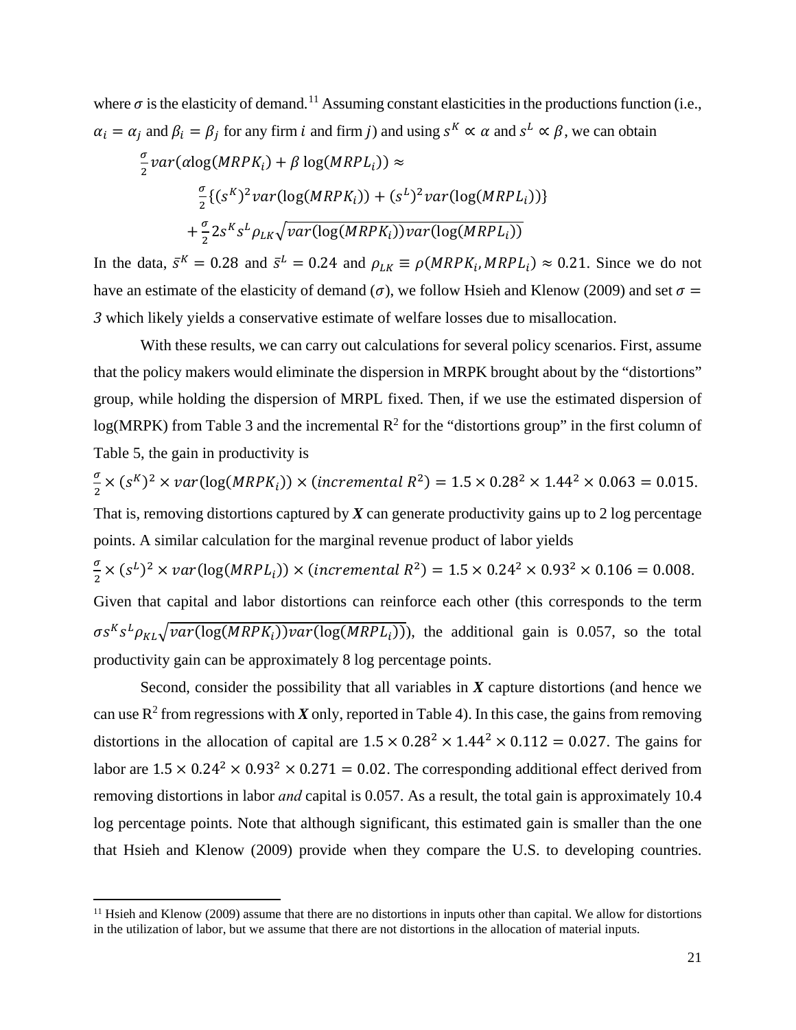where $\sigma$ is the elasticity of demand.[11] Assuming constant elasticities in the productions function (i.e., $\alpha_i = \alpha_j$ and $\beta_i = \beta_j$ for any firm $i$ and firm $j$) and using $s^K \propto \alpha$ and $s^L \propto \beta$, we can obtain

$$\frac{\sigma}{2} var(\alpha \log(MRPK_i) + \beta \log(MRPL_i)) \approx$$

$$\frac{\sigma}{2}\{(s^K)^2 var(\log(MRPK_i)) + (s^L)^2 var(\log(MRPL_i))\}$$

$$+ \frac{\sigma}{2} 2 s^K s^L \rho_{LK} \sqrt{var(\log(MRPK_i)) var(\log(MRPL_i))}$$

In the data, $\bar{s}^K = 0.28$ and $\bar{s}^L = 0.24$ and $\rho_{LK} \equiv \rho(MRPK_i, MRPL_i) \approx 0.21$. Since we do not have an estimate of the elasticity of demand ($\sigma$), we follow Hsieh and Klenow (2009) and set $\sigma = 3$ which likely yields a conservative estimate of welfare losses due to misallocation.

With these results, we can carry out calculations for several policy scenarios. First, assume that the policy makers would eliminate the dispersion in MRPK brought about by the "distortions" group, while holding the dispersion of MRPL fixed. Then, if we use the estimated dispersion of log(MRPK) from Table 3 and the incremental $R^2$ for the "distortions group" in the first column of Table 5, the gain in productivity is

$$\frac{\sigma}{2} \times (s^K)^2 \times var(\log(MRPK_i)) \times (incremental\ R^2) = 1.5 \times 0.28^2 \times 1.44^2 \times 0.063 = 0.015.$$

That is, removing distortions captured by $\boldsymbol{X}$ can generate productivity gains up to 2 log percentage points. A similar calculation for the marginal revenue product of labor yields

$$\frac{\sigma}{2} \times (s^L)^2 \times var(\log(MRPL_i)) \times (incremental\ R^2) = 1.5 \times 0.24^2 \times 0.93^2 \times 0.106 = 0.008.$$

Given that capital and labor distortions can reinforce each other (this corresponds to the term $\sigma s^K s^L \rho_{KL} \sqrt{var(\log(MRPK_i)) var(\log(MRPL_i))}$), the additional gain is 0.057, so the total productivity gain can be approximately 8 log percentage points.

Second, consider the possibility that all variables in $\boldsymbol{X}$ capture distortions (and hence we can use $R^2$ from regressions with $\boldsymbol{X}$ only, reported in Table 4). In this case, the gains from removing distortions in the allocation of capital are $1.5 \times 0.28^2 \times 1.44^2 \times 0.112 = 0.027$. The gains for labor are $1.5 \times 0.24^2 \times 0.93^2 \times 0.271 = 0.02$. The corresponding additional effect derived from removing distortions in labor *and* capital is 0.057. As a result, the total gain is approximately 10.4 log percentage points. Note that although significant, this estimated gain is smaller than the one that Hsieh and Klenow (2009) provide when they compare the U.S. to developing countries.

[11] Hsieh and Klenow (2009) assume that there are no distortions in inputs other than capital. We allow for distortions in the utilization of labor, but we assume that there are not distortions in the allocation of material inputs.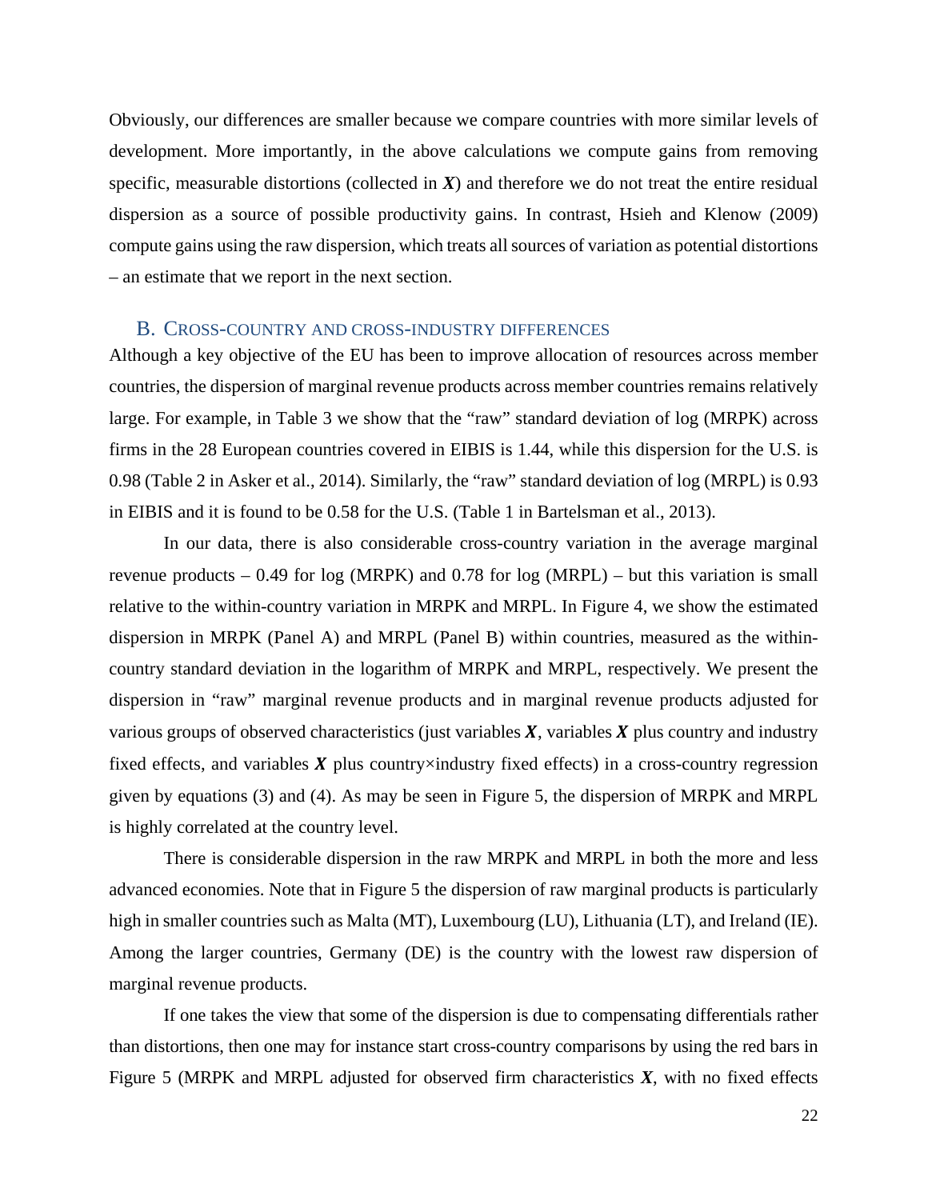Obviously, our differences are smaller because we compare countries with more similar levels of development. More importantly, in the above calculations we compute gains from removing specific, measurable distortions (collected in $\boldsymbol{X}$) and therefore we do not treat the entire residual dispersion as a source of possible productivity gains. In contrast, Hsieh and Klenow (2009) compute gains using the raw dispersion, which treats all sources of variation as potential distortions – an estimate that we report in the next section.

## B. Cross-country and cross-industry differences

Although a key objective of the EU has been to improve allocation of resources across member countries, the dispersion of marginal revenue products across member countries remains relatively large. For example, in Table 3 we show that the "raw" standard deviation of log (MRPK) across firms in the 28 European countries covered in EIBIS is 1.44, while this dispersion for the U.S. is 0.98 (Table 2 in Asker et al., 2014). Similarly, the "raw" standard deviation of log (MRPL) is 0.93 in EIBIS and it is found to be 0.58 for the U.S. (Table 1 in Bartelsman et al., 2013).

In our data, there is also considerable cross-country variation in the average marginal revenue products – 0.49 for log (MRPK) and 0.78 for log (MRPL) – but this variation is small relative to the within-country variation in MRPK and MRPL. In Figure 4, we show the estimated dispersion in MRPK (Panel A) and MRPL (Panel B) within countries, measured as the within-country standard deviation in the logarithm of MRPK and MRPL, respectively. We present the dispersion in "raw" marginal revenue products and in marginal revenue products adjusted for various groups of observed characteristics (just variables $\boldsymbol{X}$, variables $\boldsymbol{X}$ plus country and industry fixed effects, and variables $\boldsymbol{X}$ plus country×industry fixed effects) in a cross-country regression given by equations (3) and (4). As may be seen in Figure 5, the dispersion of MRPK and MRPL is highly correlated at the country level.

There is considerable dispersion in the raw MRPK and MRPL in both the more and less advanced economies. Note that in Figure 5 the dispersion of raw marginal products is particularly high in smaller countries such as Malta (MT), Luxembourg (LU), Lithuania (LT), and Ireland (IE). Among the larger countries, Germany (DE) is the country with the lowest raw dispersion of marginal revenue products.

If one takes the view that some of the dispersion is due to compensating differentials rather than distortions, then one may for instance start cross-country comparisons by using the red bars in Figure 5 (MRPK and MRPL adjusted for observed firm characteristics $\boldsymbol{X}$, with no fixed effects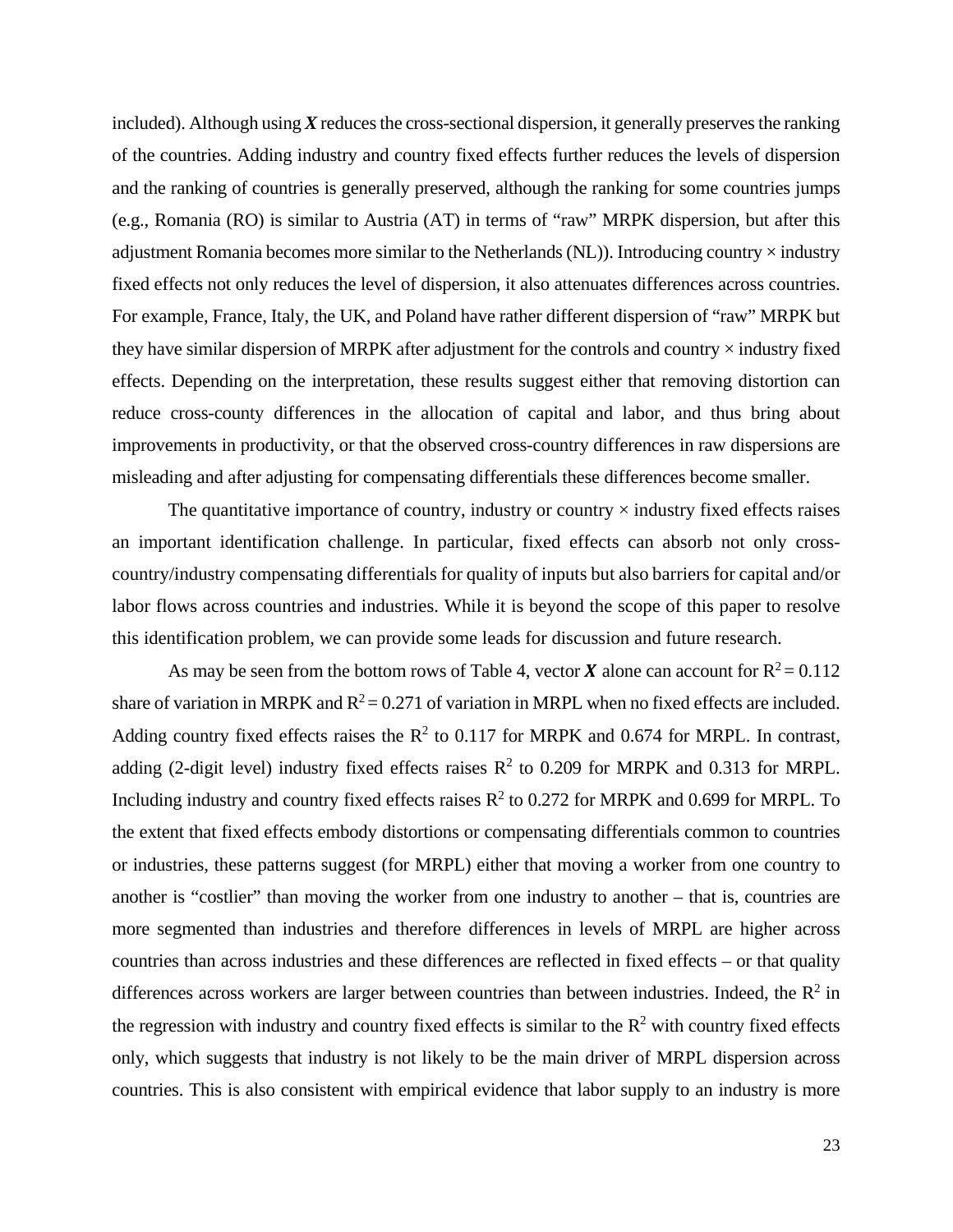included). Although using ***X*** reduces the cross-sectional dispersion, it generally preserves the ranking of the countries. Adding industry and country fixed effects further reduces the levels of dispersion and the ranking of countries is generally preserved, although the ranking for some countries jumps (e.g., Romania (RO) is similar to Austria (AT) in terms of "raw" MRPK dispersion, but after this adjustment Romania becomes more similar to the Netherlands (NL)). Introducing country × industry fixed effects not only reduces the level of dispersion, it also attenuates differences across countries. For example, France, Italy, the UK, and Poland have rather different dispersion of "raw" MRPK but they have similar dispersion of MRPK after adjustment for the controls and country × industry fixed effects. Depending on the interpretation, these results suggest either that removing distortion can reduce cross-county differences in the allocation of capital and labor, and thus bring about improvements in productivity, or that the observed cross-country differences in raw dispersions are misleading and after adjusting for compensating differentials these differences become smaller.

The quantitative importance of country, industry or country × industry fixed effects raises an important identification challenge. In particular, fixed effects can absorb not only cross-country/industry compensating differentials for quality of inputs but also barriers for capital and/or labor flows across countries and industries. While it is beyond the scope of this paper to resolve this identification problem, we can provide some leads for discussion and future research.

As may be seen from the bottom rows of Table 4, vector ***X*** alone can account for $R^2 = 0.112$ share of variation in MRPK and $R^2 = 0.271$ of variation in MRPL when no fixed effects are included. Adding country fixed effects raises the $R^2$ to 0.117 for MRPK and 0.674 for MRPL. In contrast, adding (2-digit level) industry fixed effects raises $R^2$ to 0.209 for MRPK and 0.313 for MRPL. Including industry and country fixed effects raises $R^2$ to 0.272 for MRPK and 0.699 for MRPL. To the extent that fixed effects embody distortions or compensating differentials common to countries or industries, these patterns suggest (for MRPL) either that moving a worker from one country to another is "costlier" than moving the worker from one industry to another – that is, countries are more segmented than industries and therefore differences in levels of MRPL are higher across countries than across industries and these differences are reflected in fixed effects – or that quality differences across workers are larger between countries than between industries. Indeed, the $R^2$ in the regression with industry and country fixed effects is similar to the $R^2$ with country fixed effects only, which suggests that industry is not likely to be the main driver of MRPL dispersion across countries. This is also consistent with empirical evidence that labor supply to an industry is more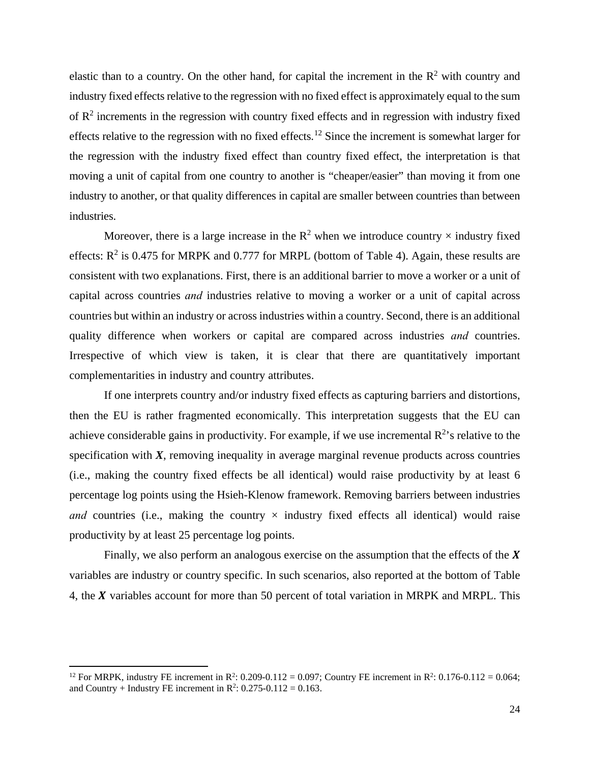elastic than to a country. On the other hand, for capital the increment in the $R^2$ with country and industry fixed effects relative to the regression with no fixed effect is approximately equal to the sum of $R^2$ increments in the regression with country fixed effects and in regression with industry fixed effects relative to the regression with no fixed effects.[12] Since the increment is somewhat larger for the regression with the industry fixed effect than country fixed effect, the interpretation is that moving a unit of capital from one country to another is "cheaper/easier" than moving it from one industry to another, or that quality differences in capital are smaller between countries than between industries.

Moreover, there is a large increase in the $R^2$ when we introduce country × industry fixed effects: $R^2$ is 0.475 for MRPK and 0.777 for MRPL (bottom of Table 4). Again, these results are consistent with two explanations. First, there is an additional barrier to move a worker or a unit of capital across countries *and* industries relative to moving a worker or a unit of capital across countries but within an industry or across industries within a country. Second, there is an additional quality difference when workers or capital are compared across industries *and* countries. Irrespective of which view is taken, it is clear that there are quantitatively important complementarities in industry and country attributes.

If one interprets country and/or industry fixed effects as capturing barriers and distortions, then the EU is rather fragmented economically. This interpretation suggests that the EU can achieve considerable gains in productivity. For example, if we use incremental $R^2$'s relative to the specification with $\boldsymbol{X}$, removing inequality in average marginal revenue products across countries (i.e., making the country fixed effects be all identical) would raise productivity by at least 6 percentage log points using the Hsieh-Klenow framework. Removing barriers between industries *and* countries (i.e., making the country × industry fixed effects all identical) would raise productivity by at least 25 percentage log points.

Finally, we also perform an analogous exercise on the assumption that the effects of the $\boldsymbol{X}$ variables are industry or country specific. In such scenarios, also reported at the bottom of Table 4, the $\boldsymbol{X}$ variables account for more than 50 percent of total variation in MRPK and MRPL. This

---

[12] For MRPK, industry FE increment in $R^2$: 0.209-0.112 = 0.097; Country FE increment in $R^2$: 0.176-0.112 = 0.064; and Country + Industry FE increment in $R^2$: 0.275-0.112 = 0.163.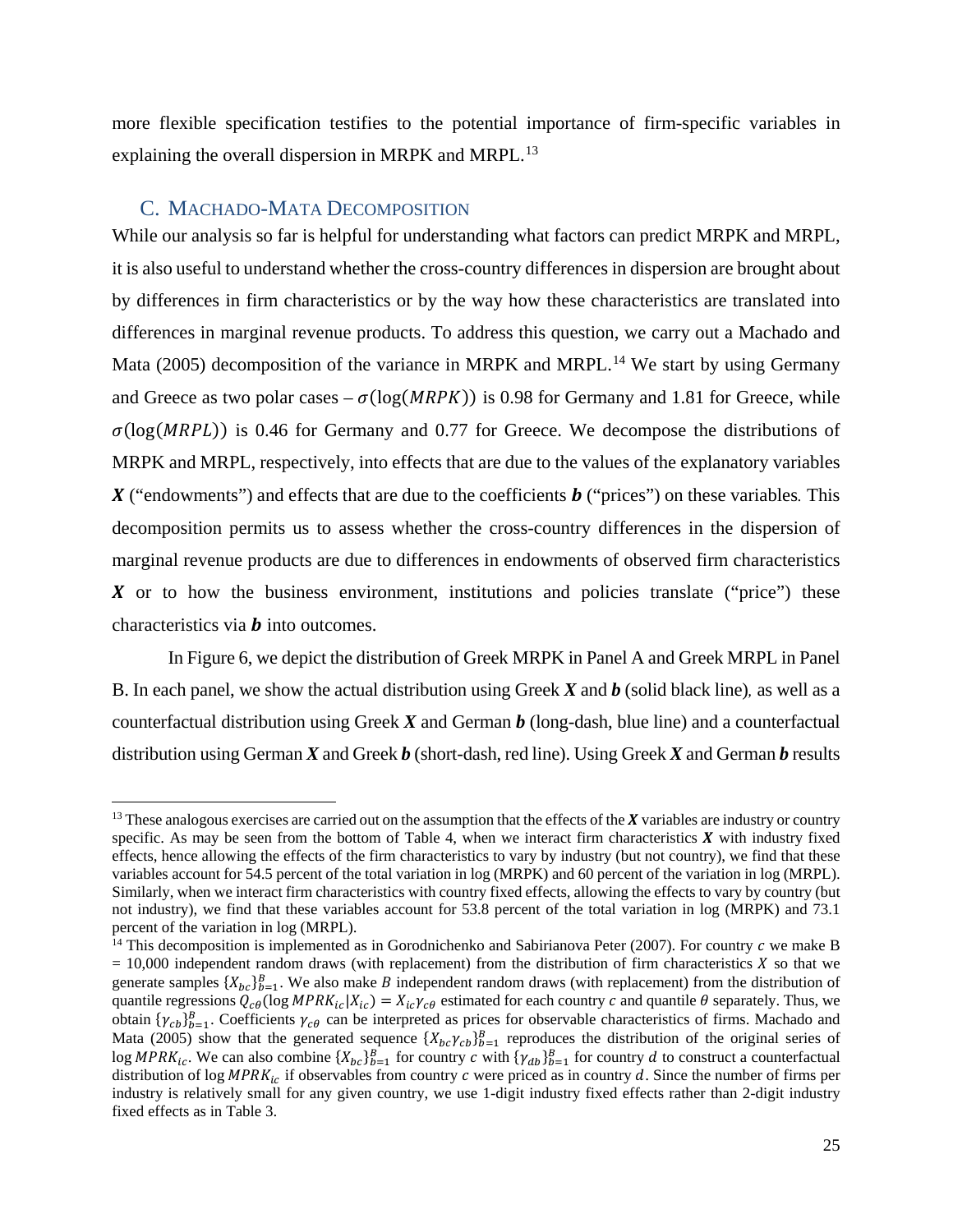more flexible specification testifies to the potential importance of firm-specific variables in explaining the overall dispersion in MRPK and MRPL.[13]

## C. Machado-Mata Decomposition

While our analysis so far is helpful for understanding what factors can predict MRPK and MRPL, it is also useful to understand whether the cross-country differences in dispersion are brought about by differences in firm characteristics or by the way how these characteristics are translated into differences in marginal revenue products. To address this question, we carry out a Machado and Mata (2005) decomposition of the variance in MRPK and MRPL.[14] We start by using Germany and Greece as two polar cases – $\sigma(\log(MRPK))$ is 0.98 for Germany and 1.81 for Greece, while $\sigma(\log(MRPL))$ is 0.46 for Germany and 0.77 for Greece. We decompose the distributions of MRPK and MRPL, respectively, into effects that are due to the values of the explanatory variables $\boldsymbol{X}$ ("endowments") and effects that are due to the coefficients $\boldsymbol{b}$ ("prices") on these variables. This decomposition permits us to assess whether the cross-country differences in the dispersion of marginal revenue products are due to differences in endowments of observed firm characteristics $\boldsymbol{X}$ or to how the business environment, institutions and policies translate ("price") these characteristics via $\boldsymbol{b}$ into outcomes.

In Figure 6, we depict the distribution of Greek MRPK in Panel A and Greek MRPL in Panel B. In each panel, we show the actual distribution using Greek $\boldsymbol{X}$ and $\boldsymbol{b}$ (solid black line), as well as a counterfactual distribution using Greek $\boldsymbol{X}$ and German $\boldsymbol{b}$ (long-dash, blue line) and a counterfactual distribution using German $\boldsymbol{X}$ and Greek $\boldsymbol{b}$ (short-dash, red line). Using Greek $\boldsymbol{X}$ and German $\boldsymbol{b}$ results

---

[13] These analogous exercises are carried out on the assumption that the effects of the $\boldsymbol{X}$ variables are industry or country specific. As may be seen from the bottom of Table 4, when we interact firm characteristics $\boldsymbol{X}$ with industry fixed effects, hence allowing the effects of the firm characteristics to vary by industry (but not country), we find that these variables account for 54.5 percent of the total variation in log (MRPK) and 60 percent of the variation in log (MRPL). Similarly, when we interact firm characteristics with country fixed effects, allowing the effects to vary by country (but not industry), we find that these variables account for 53.8 percent of the total variation in log (MRPK) and 73.1 percent of the variation in log (MRPL).

[14] This decomposition is implemented as in Gorodnichenko and Sabirianova Peter (2007). For country $c$ we make B = 10,000 independent random draws (with replacement) from the distribution of firm characteristics $X$ so that we generate samples $\{X_{bc}\}_{b=1}^{B}$. We also make $B$ independent random draws (with replacement) from the distribution of quantile regressions $Q_{c\theta}(\log MPRK_{ic}|X_{ic}) = X_{ic}\gamma_{c\theta}$ estimated for each country $c$ and quantile $\theta$ separately. Thus, we obtain $\{\gamma_{cb}\}_{b=1}^{B}$. Coefficients $\gamma_{c\theta}$ can be interpreted as prices for observable characteristics of firms. Machado and Mata (2005) show that the generated sequence $\{X_{bc}\gamma_{cb}\}_{b=1}^{B}$ reproduces the distribution of the original series of $\log MPRK_{ic}$. We can also combine $\{X_{bc}\}_{b=1}^{B}$ for country $c$ with $\{\gamma_{db}\}_{b=1}^{B}$ for country $d$ to construct a counterfactual distribution of $\log MPRK_{ic}$ if observables from country $c$ were priced as in country $d$. Since the number of firms per industry is relatively small for any given country, we use 1-digit industry fixed effects rather than 2-digit industry fixed effects as in Table 3.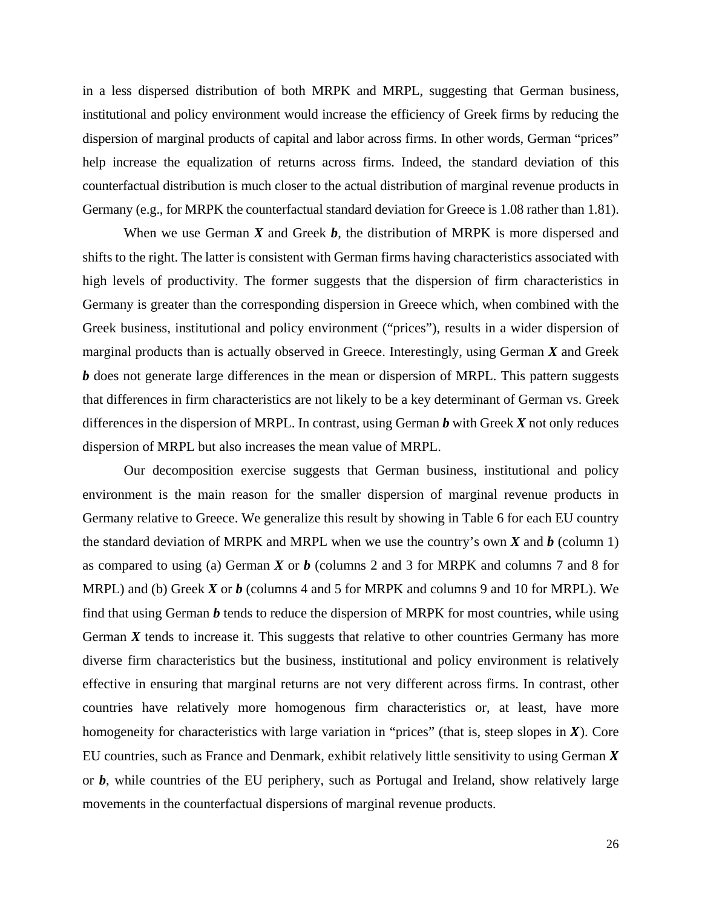in a less dispersed distribution of both MRPK and MRPL, suggesting that German business, institutional and policy environment would increase the efficiency of Greek firms by reducing the dispersion of marginal products of capital and labor across firms. In other words, German "prices" help increase the equalization of returns across firms. Indeed, the standard deviation of this counterfactual distribution is much closer to the actual distribution of marginal revenue products in Germany (e.g., for MRPK the counterfactual standard deviation for Greece is 1.08 rather than 1.81).

When we use German ***X*** and Greek ***b***, the distribution of MRPK is more dispersed and shifts to the right. The latter is consistent with German firms having characteristics associated with high levels of productivity. The former suggests that the dispersion of firm characteristics in Germany is greater than the corresponding dispersion in Greece which, when combined with the Greek business, institutional and policy environment ("prices"), results in a wider dispersion of marginal products than is actually observed in Greece. Interestingly, using German ***X*** and Greek ***b*** does not generate large differences in the mean or dispersion of MRPL. This pattern suggests that differences in firm characteristics are not likely to be a key determinant of German vs. Greek differences in the dispersion of MRPL. In contrast, using German ***b*** with Greek ***X*** not only reduces dispersion of MRPL but also increases the mean value of MRPL.

Our decomposition exercise suggests that German business, institutional and policy environment is the main reason for the smaller dispersion of marginal revenue products in Germany relative to Greece. We generalize this result by showing in Table 6 for each EU country the standard deviation of MRPK and MRPL when we use the country's own ***X*** and ***b*** (column 1) as compared to using (a) German ***X*** or ***b*** (columns 2 and 3 for MRPK and columns 7 and 8 for MRPL) and (b) Greek ***X*** or ***b*** (columns 4 and 5 for MRPK and columns 9 and 10 for MRPL). We find that using German ***b*** tends to reduce the dispersion of MRPK for most countries, while using German ***X*** tends to increase it. This suggests that relative to other countries Germany has more diverse firm characteristics but the business, institutional and policy environment is relatively effective in ensuring that marginal returns are not very different across firms. In contrast, other countries have relatively more homogenous firm characteristics or, at least, have more homogeneity for characteristics with large variation in "prices" (that is, steep slopes in ***X***). Core EU countries, such as France and Denmark, exhibit relatively little sensitivity to using German ***X*** or ***b***, while countries of the EU periphery, such as Portugal and Ireland, show relatively large movements in the counterfactual dispersions of marginal revenue products.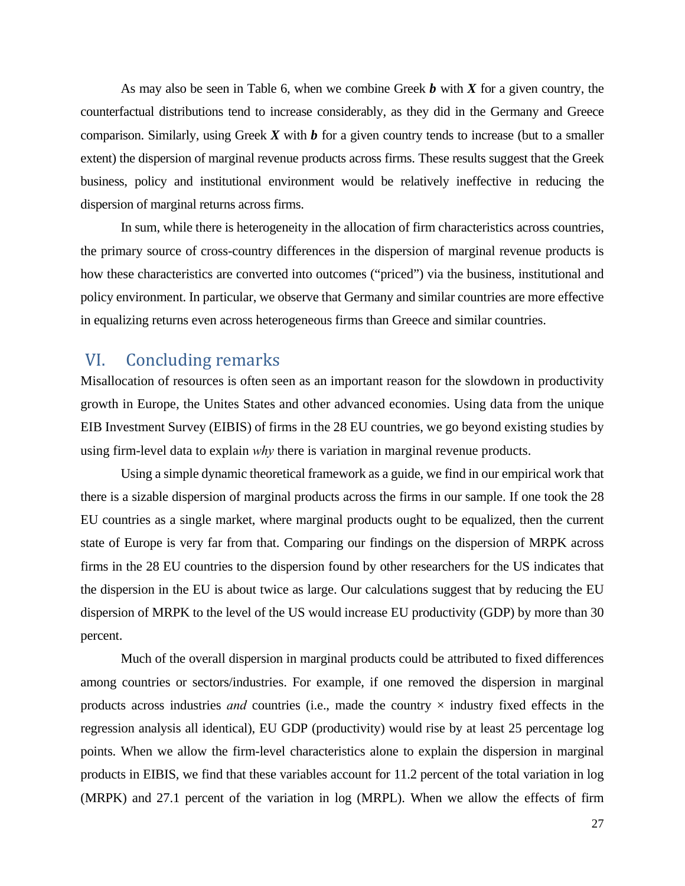As may also be seen in Table 6, when we combine Greek ***b*** with ***X*** for a given country, the counterfactual distributions tend to increase considerably, as they did in the Germany and Greece comparison. Similarly, using Greek ***X*** with ***b*** for a given country tends to increase (but to a smaller extent) the dispersion of marginal revenue products across firms. These results suggest that the Greek business, policy and institutional environment would be relatively ineffective in reducing the dispersion of marginal returns across firms.

In sum, while there is heterogeneity in the allocation of firm characteristics across countries, the primary source of cross-country differences in the dispersion of marginal revenue products is how these characteristics are converted into outcomes ("priced") via the business, institutional and policy environment. In particular, we observe that Germany and similar countries are more effective in equalizing returns even across heterogeneous firms than Greece and similar countries.

## VI. Concluding remarks

Misallocation of resources is often seen as an important reason for the slowdown in productivity growth in Europe, the Unites States and other advanced economies. Using data from the unique EIB Investment Survey (EIBIS) of firms in the 28 EU countries, we go beyond existing studies by using firm-level data to explain *why* there is variation in marginal revenue products.

Using a simple dynamic theoretical framework as a guide, we find in our empirical work that there is a sizable dispersion of marginal products across the firms in our sample. If one took the 28 EU countries as a single market, where marginal products ought to be equalized, then the current state of Europe is very far from that. Comparing our findings on the dispersion of MRPK across firms in the 28 EU countries to the dispersion found by other researchers for the US indicates that the dispersion in the EU is about twice as large. Our calculations suggest that by reducing the EU dispersion of MRPK to the level of the US would increase EU productivity (GDP) by more than 30 percent.

Much of the overall dispersion in marginal products could be attributed to fixed differences among countries or sectors/industries. For example, if one removed the dispersion in marginal products across industries *and* countries (i.e., made the country × industry fixed effects in the regression analysis all identical), EU GDP (productivity) would rise by at least 25 percentage log points. When we allow the firm-level characteristics alone to explain the dispersion in marginal products in EIBIS, we find that these variables account for 11.2 percent of the total variation in log (MRPK) and 27.1 percent of the variation in log (MRPL). When we allow the effects of firm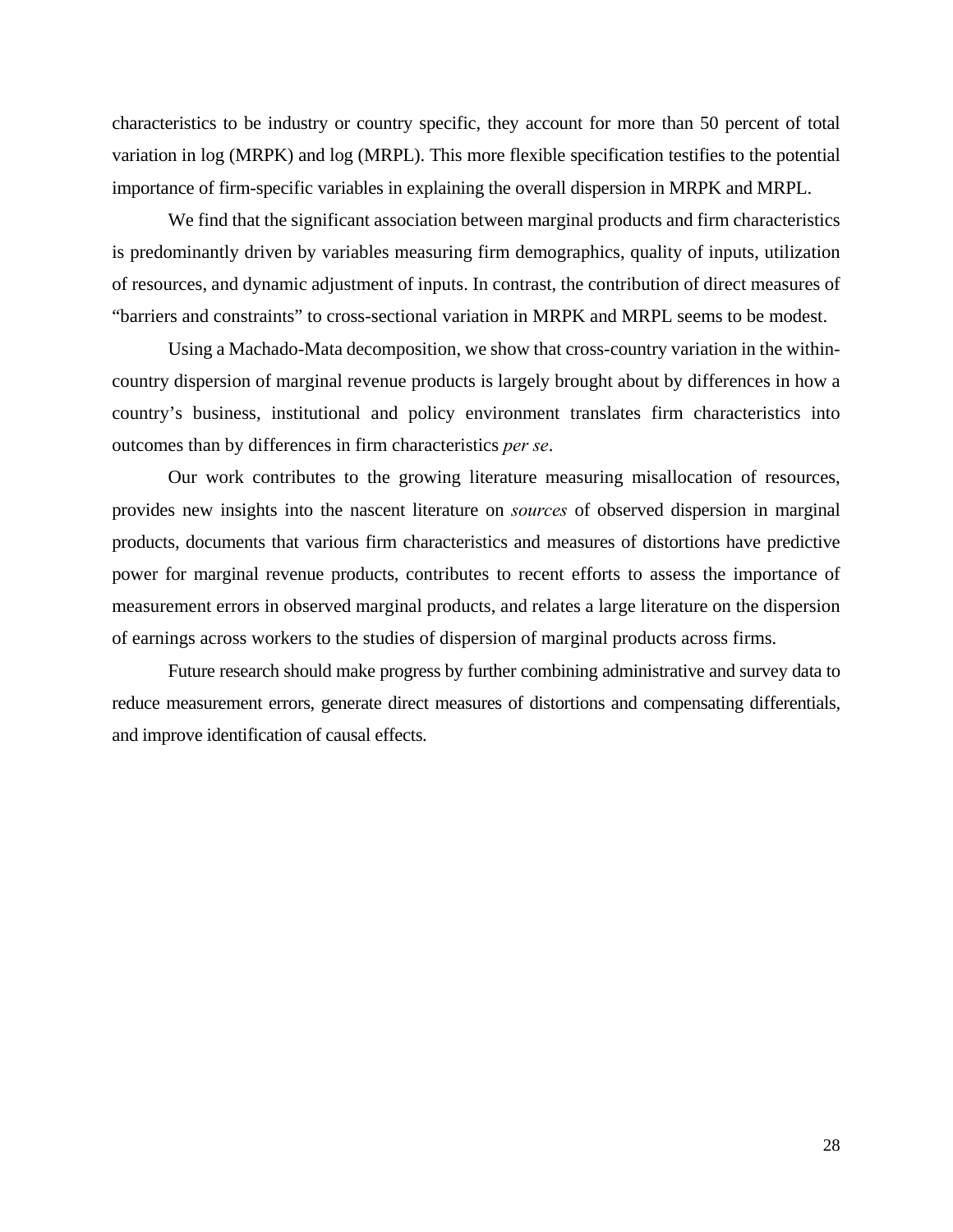characteristics to be industry or country specific, they account for more than 50 percent of total variation in log (MRPK) and log (MRPL). This more flexible specification testifies to the potential importance of firm-specific variables in explaining the overall dispersion in MRPK and MRPL.

We find that the significant association between marginal products and firm characteristics is predominantly driven by variables measuring firm demographics, quality of inputs, utilization of resources, and dynamic adjustment of inputs. In contrast, the contribution of direct measures of "barriers and constraints" to cross-sectional variation in MRPK and MRPL seems to be modest.

Using a Machado-Mata decomposition, we show that cross-country variation in the within-country dispersion of marginal revenue products is largely brought about by differences in how a country's business, institutional and policy environment translates firm characteristics into outcomes than by differences in firm characteristics *per se*.

Our work contributes to the growing literature measuring misallocation of resources, provides new insights into the nascent literature on *sources* of observed dispersion in marginal products, documents that various firm characteristics and measures of distortions have predictive power for marginal revenue products, contributes to recent efforts to assess the importance of measurement errors in observed marginal products, and relates a large literature on the dispersion of earnings across workers to the studies of dispersion of marginal products across firms.

Future research should make progress by further combining administrative and survey data to reduce measurement errors, generate direct measures of distortions and compensating differentials, and improve identification of causal effects.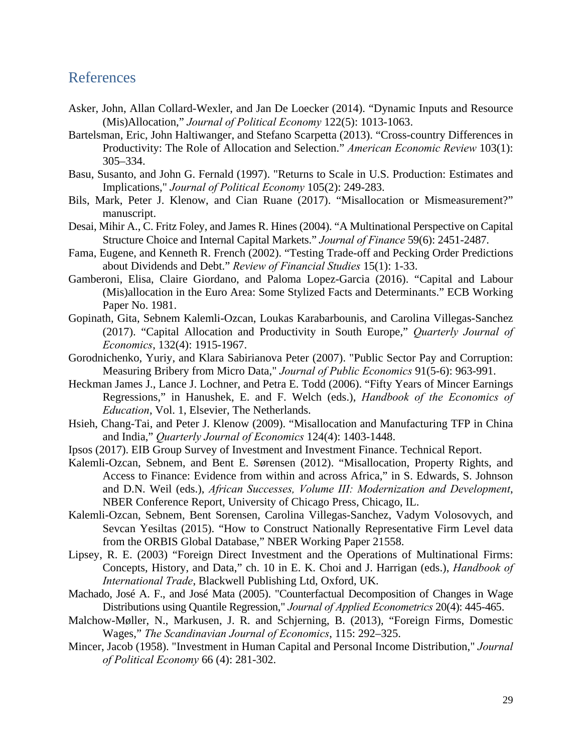## References

Asker, John, Allan Collard-Wexler, and Jan De Loecker (2014). “Dynamic Inputs and Resource (Mis)Allocation,” *Journal of Political Economy* 122(5): 1013-1063.

Bartelsman, Eric, John Haltiwanger, and Stefano Scarpetta (2013). “Cross-country Differences in Productivity: The Role of Allocation and Selection.” *American Economic Review* 103(1): 305–334.

Basu, Susanto, and John G. Fernald (1997). "Returns to Scale in U.S. Production: Estimates and Implications," *Journal of Political Economy* 105(2): 249-283.

Bils, Mark, Peter J. Klenow, and Cian Ruane (2017). “Misallocation or Mismeasurement?” manuscript.

Desai, Mihir A., C. Fritz Foley, and James R. Hines (2004). “A Multinational Perspective on Capital Structure Choice and Internal Capital Markets.” *Journal of Finance* 59(6): 2451-2487.

Fama, Eugene, and Kenneth R. French (2002). “Testing Trade-off and Pecking Order Predictions about Dividends and Debt.” *Review of Financial Studies* 15(1): 1-33.

Gamberoni, Elisa, Claire Giordano, and Paloma Lopez-Garcia (2016). “Capital and Labour (Mis)allocation in the Euro Area: Some Stylized Facts and Determinants.” ECB Working Paper No. 1981.

Gopinath, Gita, Sebnem Kalemli-Ozcan, Loukas Karabarbounis, and Carolina Villegas-Sanchez (2017). “Capital Allocation and Productivity in South Europe,” *Quarterly Journal of Economics*, 132(4): 1915-1967.

Gorodnichenko, Yuriy, and Klara Sabirianova Peter (2007). "Public Sector Pay and Corruption: Measuring Bribery from Micro Data," *Journal of Public Economics* 91(5-6): 963-991.

Heckman James J., Lance J. Lochner, and Petra E. Todd (2006). “Fifty Years of Mincer Earnings Regressions,” in Hanushek, E. and F. Welch (eds.), *Handbook of the Economics of Education*, Vol. 1, Elsevier, The Netherlands.

Hsieh, Chang-Tai, and Peter J. Klenow (2009). “Misallocation and Manufacturing TFP in China and India,” *Quarterly Journal of Economics* 124(4): 1403-1448.

Ipsos (2017). EIB Group Survey of Investment and Investment Finance. Technical Report.

Kalemli-Ozcan, Sebnem, and Bent E. Sørensen (2012). “Misallocation, Property Rights, and Access to Finance: Evidence from within and across Africa,” in S. Edwards, S. Johnson and D.N. Weil (eds.), *African Successes, Volume III: Modernization and Development*, NBER Conference Report, University of Chicago Press, Chicago, IL.

Kalemli-Ozcan, Sebnem, Bent Sorensen, Carolina Villegas-Sanchez, Vadym Volosovych, and Sevcan Yesiltas (2015). “How to Construct Nationally Representative Firm Level data from the ORBIS Global Database,” NBER Working Paper 21558.

Lipsey, R. E. (2003) “Foreign Direct Investment and the Operations of Multinational Firms: Concepts, History, and Data,” ch. 10 in E. K. Choi and J. Harrigan (eds.), *Handbook of International Trade*, Blackwell Publishing Ltd, Oxford, UK.

Machado, José A. F., and José Mata (2005). "Counterfactual Decomposition of Changes in Wage Distributions using Quantile Regression," *Journal of Applied Econometrics* 20(4): 445-465.

Malchow-Møller, N., Markusen, J. R. and Schjerning, B. (2013), “Foreign Firms, Domestic Wages,” *The Scandinavian Journal of Economics*, 115: 292–325.

Mincer, Jacob (1958). "Investment in Human Capital and Personal Income Distribution," *Journal of Political Economy* 66 (4): 281-302.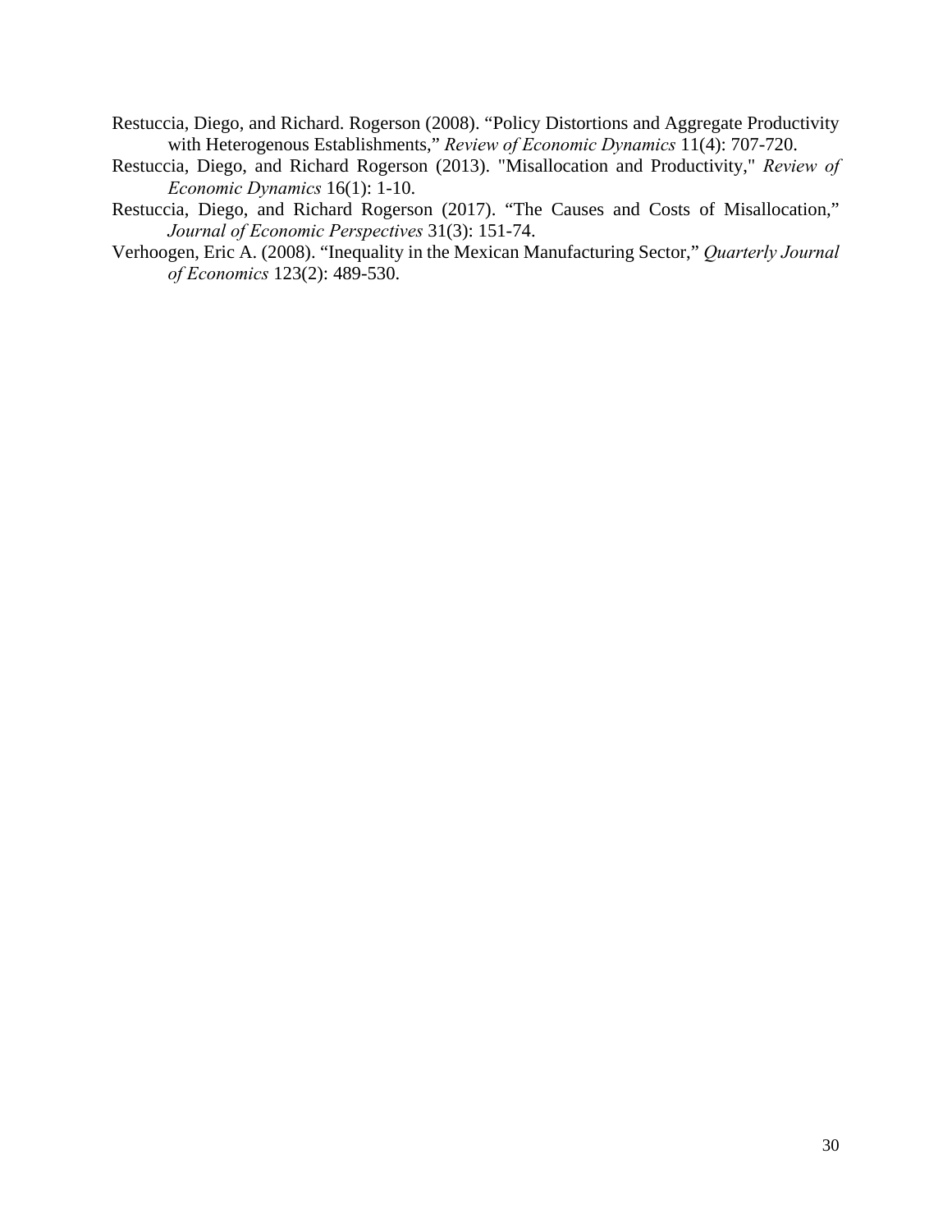Restuccia, Diego, and Richard. Rogerson (2008). "Policy Distortions and Aggregate Productivity with Heterogenous Establishments," *Review of Economic Dynamics* 11(4): 707-720.

Restuccia, Diego, and Richard Rogerson (2013). "Misallocation and Productivity," *Review of Economic Dynamics* 16(1): 1-10.

Restuccia, Diego, and Richard Rogerson (2017). "The Causes and Costs of Misallocation," *Journal of Economic Perspectives* 31(3): 151-74.

Verhoogen, Eric A. (2008). "Inequality in the Mexican Manufacturing Sector," *Quarterly Journal of Economics* 123(2): 489-530.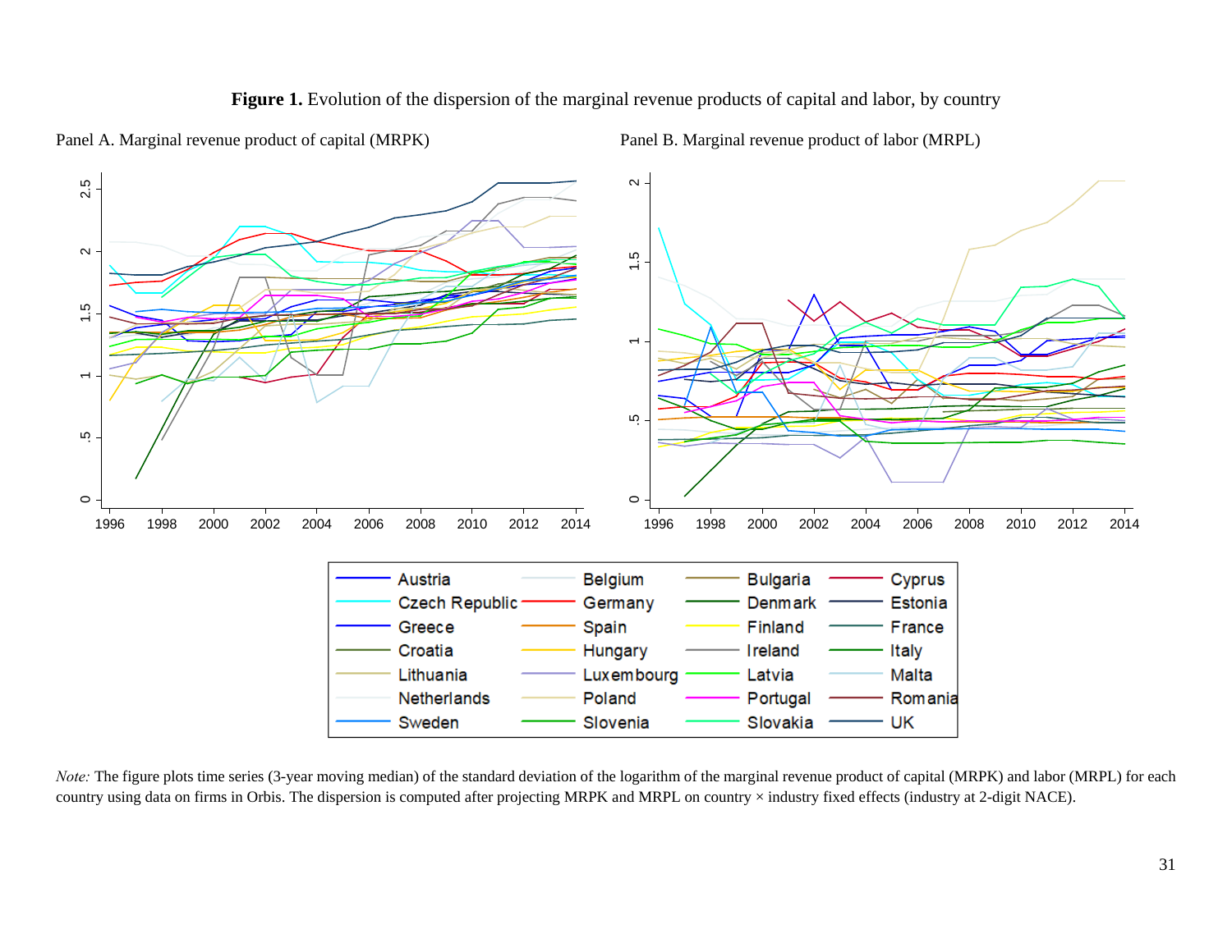**Figure 1.** Evolution of the dispersion of the marginal revenue products of capital and labor, by country

Panel A. Marginal revenue product of capital (MRPK)

Panel B. Marginal revenue product of labor (MRPL)

*Note:* The figure plots time series (3-year moving median) of the standard deviation of the logarithm of the marginal revenue product of capital (MRPK) and labor (MRPL) for each country using data on firms in Orbis. The dispersion is computed after projecting MRPK and MRPL on country × industry fixed effects (industry at 2-digit NACE).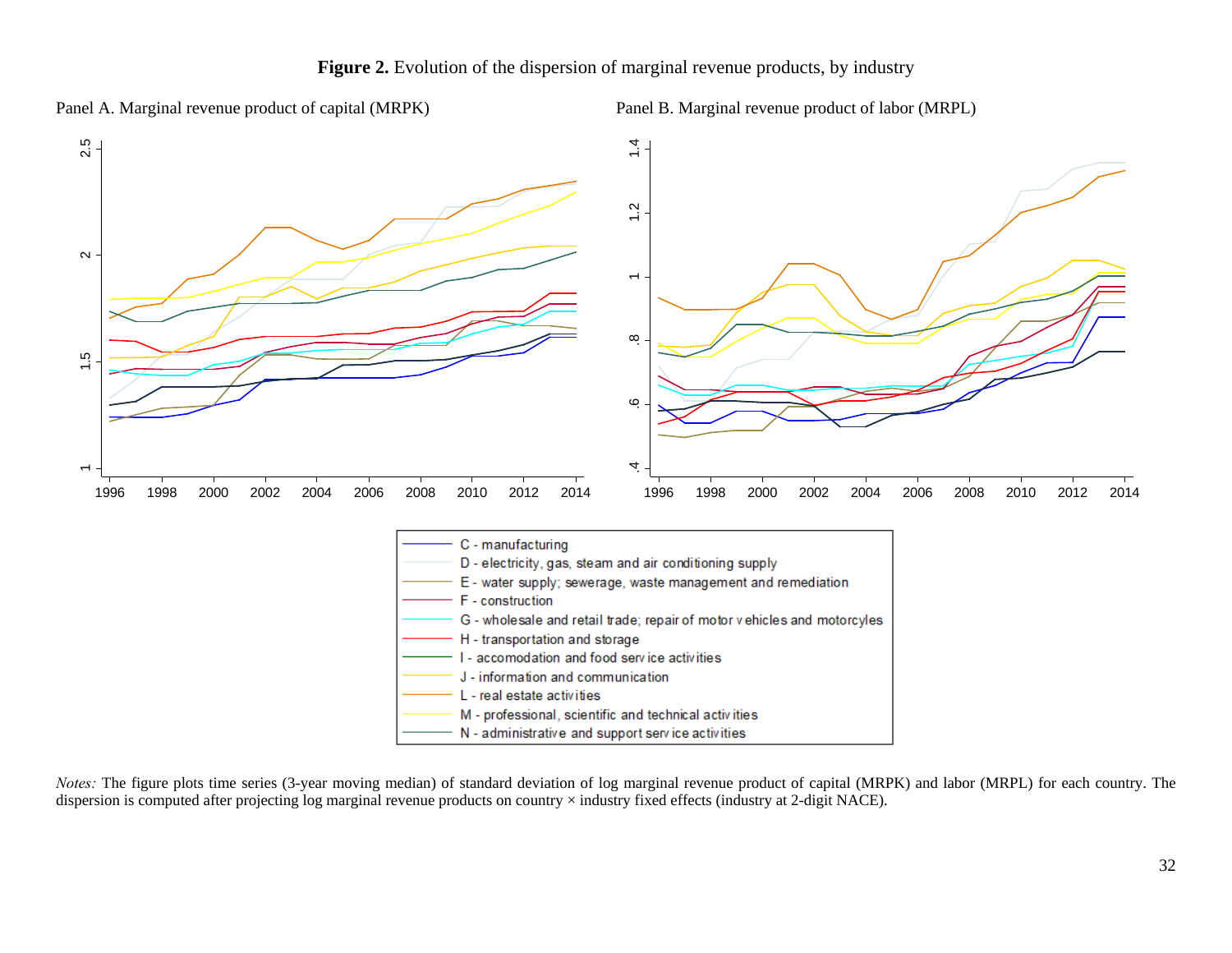**Figure 2.** Evolution of the dispersion of marginal revenue products, by industry

Panel A. Marginal revenue product of capital (MRPK)

Panel B. Marginal revenue product of labor (MRPL)

C - manufacturing
D - electricity, gas, steam and air conditioning supply
E - water supply; sewerage, waste management and remediation
F - construction
G - wholesale and retail trade; repair of motor vehicles and motorcyles
H - transportation and storage
I - accomodation and food service activities
J - information and communication
L - real estate activities
M - professional, scientific and technical activities
N - administrative and support service activities

*Notes:* The figure plots time series (3-year moving median) of standard deviation of log marginal revenue product of capital (MRPK) and labor (MRPL) for each country. The dispersion is computed after projecting log marginal revenue products on country × industry fixed effects (industry at 2-digit NACE).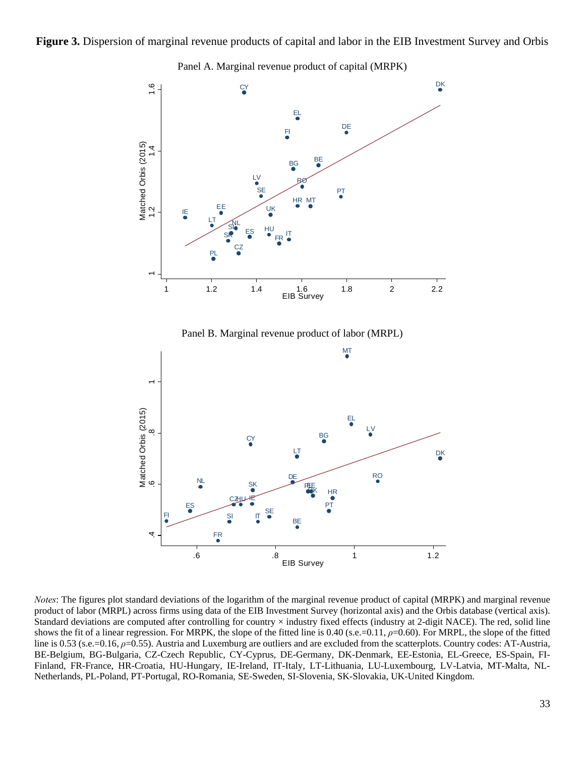**Figure 3.** Dispersion of marginal revenue products of capital and labor in the EIB Investment Survey and Orbis

Panel A. Marginal revenue product of capital (MRPK)

Panel B. Marginal revenue product of labor (MRPL)

*Notes*: The figures plot standard deviations of the logarithm of the marginal revenue product of capital (MRPK) and marginal revenue product of labor (MRPL) across firms using data of the EIB Investment Survey (horizontal axis) and the Orbis database (vertical axis). Standard deviations are computed after controlling for country × industry fixed effects (industry at 2-digit NACE). The red, solid line shows the fit of a linear regression. For MRPK, the slope of the fitted line is 0.40 (s.e.=0.11, $\rho$=0.60). For MRPL, the slope of the fitted line is 0.53 (s.e.=0.16, $\rho$=0.55). Austria and Luxemburg are outliers and are excluded from the scatterplots. Country codes: AT-Austria, BE-Belgium, BG-Bulgaria, CZ-Czech Republic, CY-Cyprus, DE-Germany, DK-Denmark, EE-Estonia, EL-Greece, ES-Spain, FI-Finland, FR-France, HR-Croatia, HU-Hungary, IE-Ireland, IT-Italy, LT-Lithuania, LU-Luxembourg, LV-Latvia, MT-Malta, NL-Netherlands, PL-Poland, PT-Portugal, RO-Romania, SE-Sweden, SI-Slovenia, SK-Slovakia, UK-United Kingdom.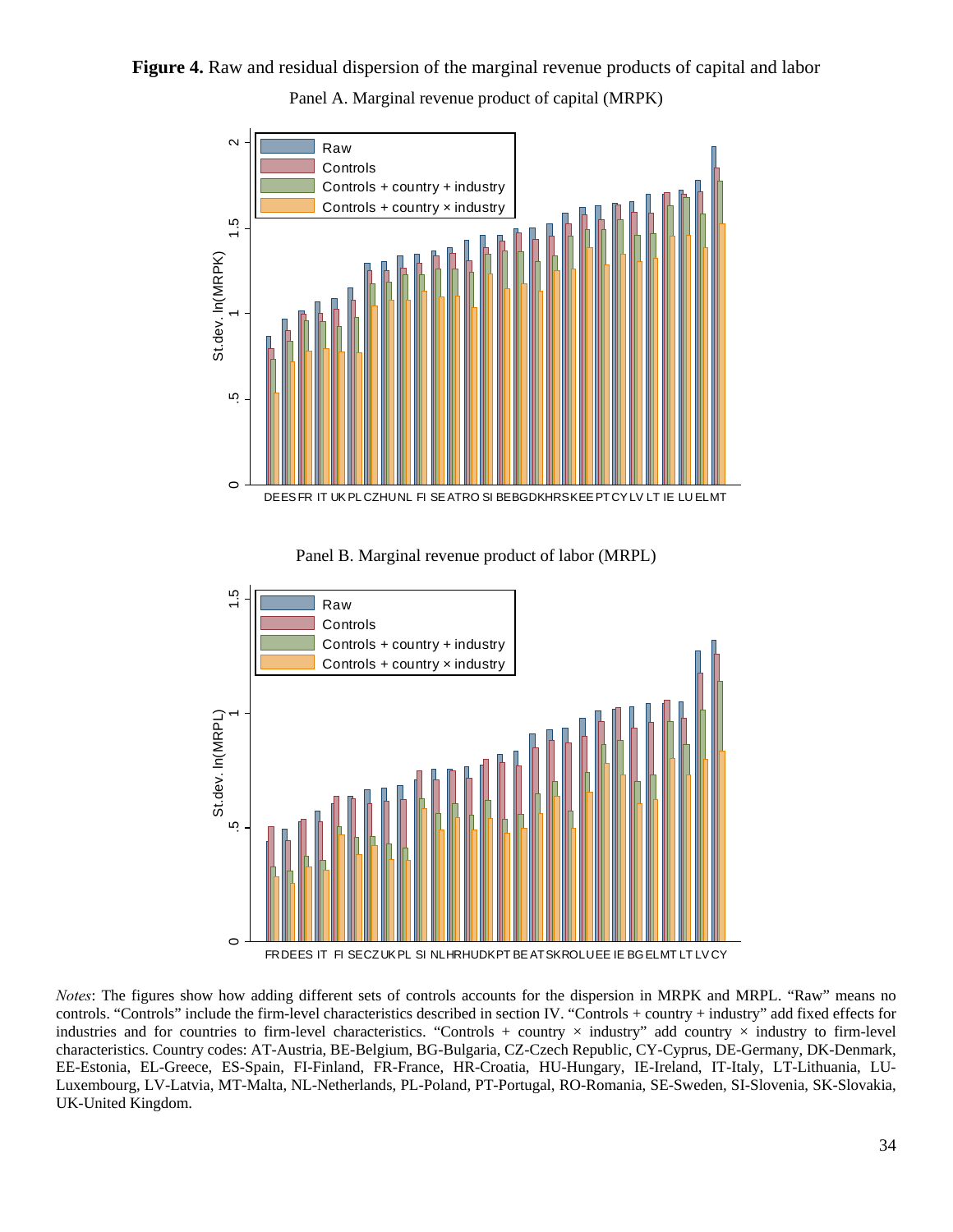**Figure 4.** Raw and residual dispersion of the marginal revenue products of capital and labor

Panel A. Marginal revenue product of capital (MRPK)

Panel B. Marginal revenue product of labor (MRPL)

*Notes*: The figures show how adding different sets of controls accounts for the dispersion in MRPK and MRPL. "Raw" means no controls. "Controls" include the firm-level characteristics described in section IV. "Controls + country + industry" add fixed effects for industries and for countries to firm-level characteristics. "Controls + country × industry" add country × industry to firm-level characteristics. Country codes: AT-Austria, BE-Belgium, BG-Bulgaria, CZ-Czech Republic, CY-Cyprus, DE-Germany, DK-Denmark, EE-Estonia, EL-Greece, ES-Spain, FI-Finland, FR-France, HR-Croatia, HU-Hungary, IE-Ireland, IT-Italy, LT-Lithuania, LU-Luxembourg, LV-Latvia, MT-Malta, NL-Netherlands, PL-Poland, PT-Portugal, RO-Romania, SE-Sweden, SI-Slovenia, SK-Slovakia, UK-United Kingdom.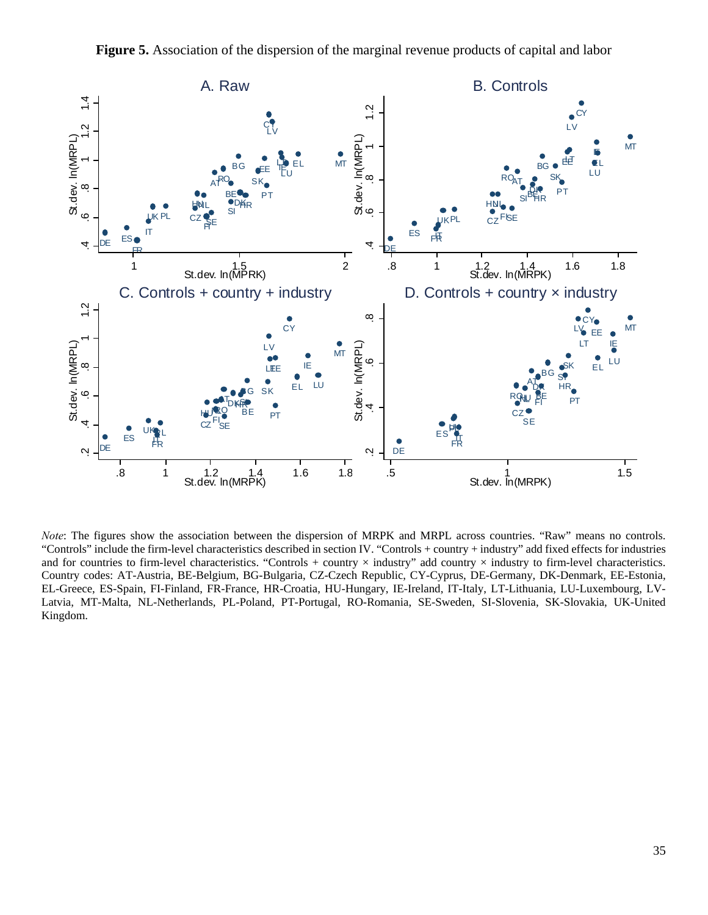**Figure 5.** Association of the dispersion of the marginal revenue products of capital and labor

*Note*: The figures show the association between the dispersion of MRPK and MRPL across countries. "Raw" means no controls. "Controls" include the firm-level characteristics described in section IV. "Controls + country + industry" add fixed effects for industries and for countries to firm-level characteristics. "Controls + country × industry" add country × industry to firm-level characteristics. Country codes: AT-Austria, BE-Belgium, BG-Bulgaria, CZ-Czech Republic, CY-Cyprus, DE-Germany, DK-Denmark, EE-Estonia, EL-Greece, ES-Spain, FI-Finland, FR-France, HR-Croatia, HU-Hungary, IE-Ireland, IT-Italy, LT-Lithuania, LU-Luxembourg, LV-Latvia, MT-Malta, NL-Netherlands, PL-Poland, PT-Portugal, RO-Romania, SE-Sweden, SI-Slovenia, SK-Slovakia, UK-United Kingdom.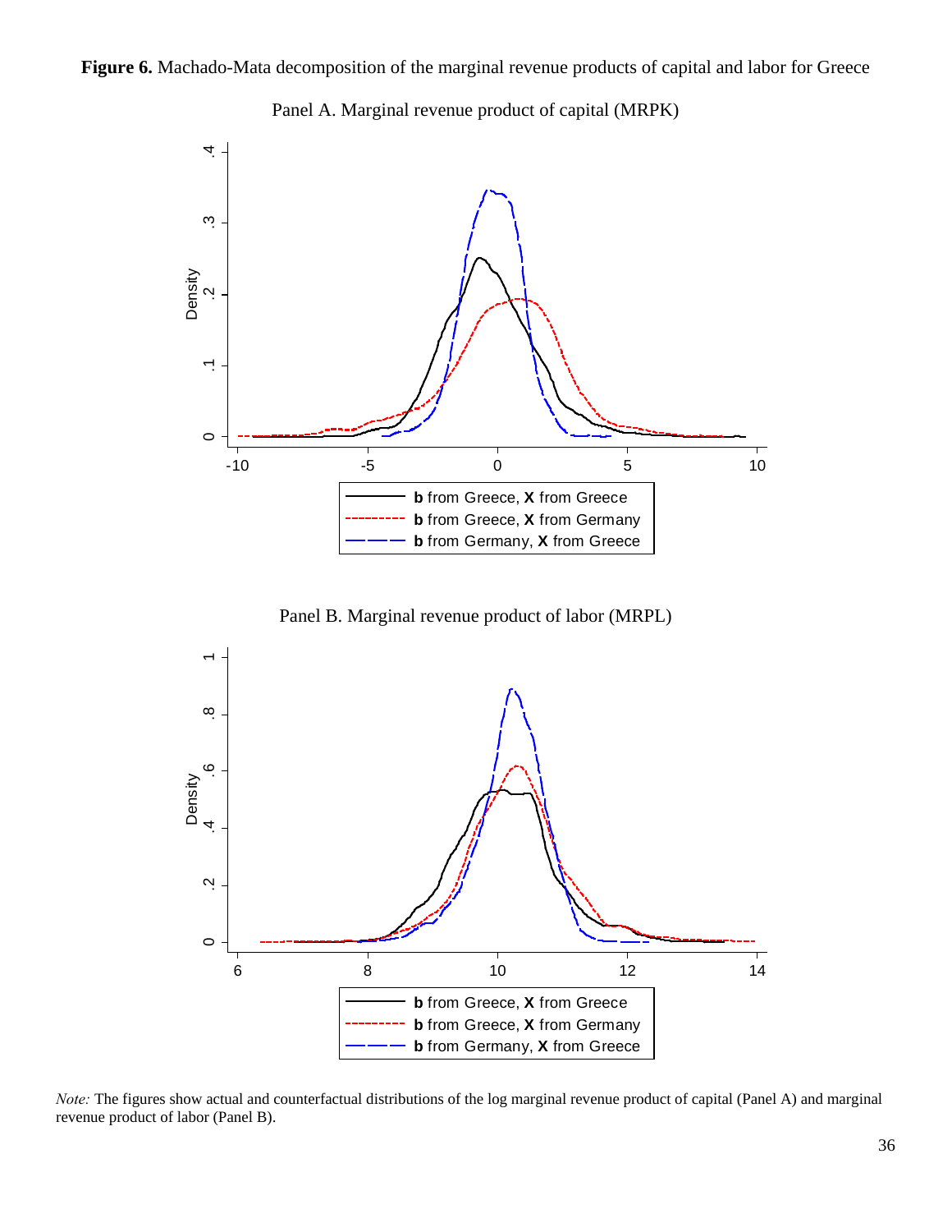**Figure 6.** Machado-Mata decomposition of the marginal revenue products of capital and labor for Greece

Panel A. Marginal revenue product of capital (MRPK)

Panel B. Marginal revenue product of labor (MRPL)

*Note:* The figures show actual and counterfactual distributions of the log marginal revenue product of capital (Panel A) and marginal revenue product of labor (Panel B).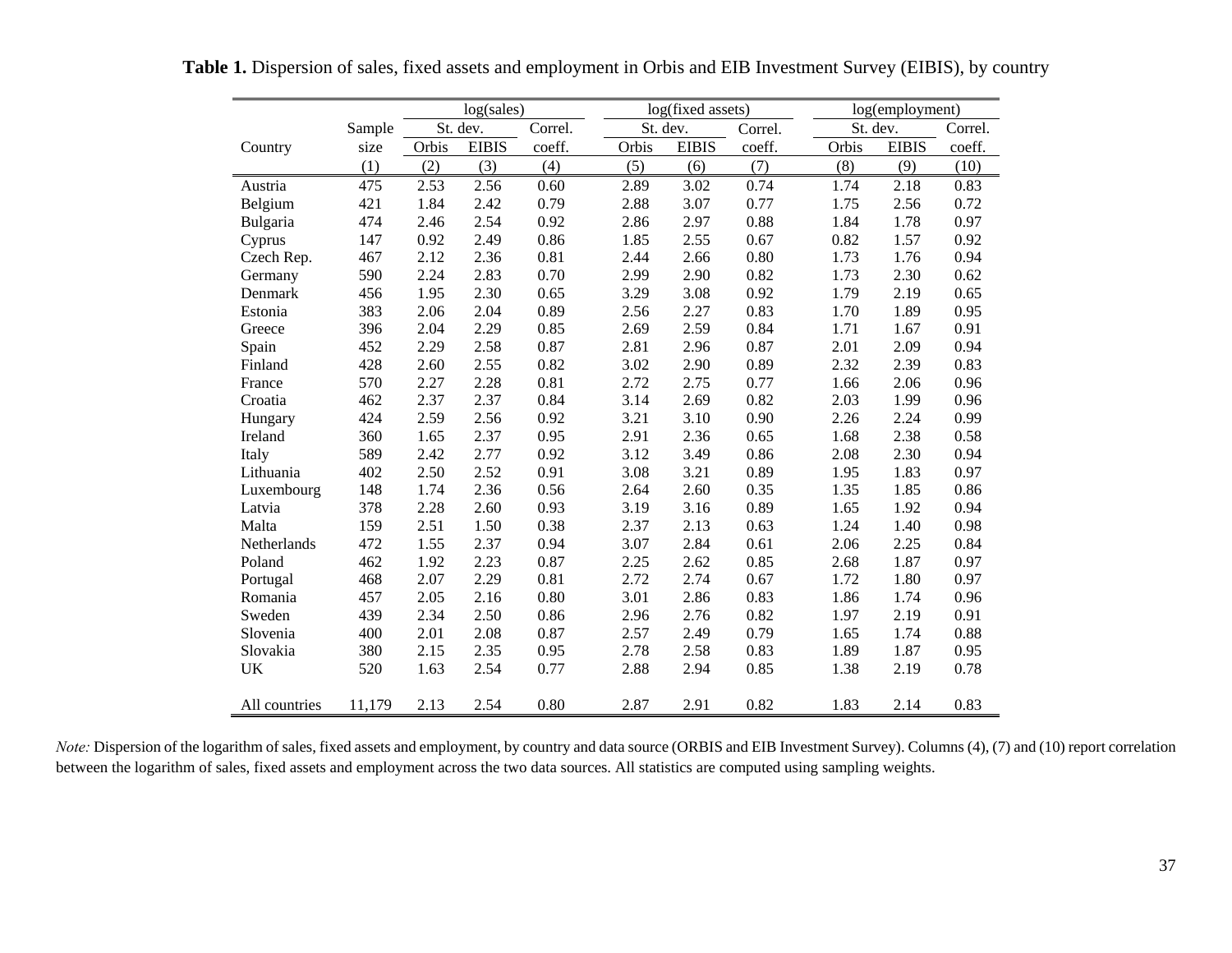**Table 1.** Dispersion of sales, fixed assets and employment in Orbis and EIB Investment Survey (EIBIS), by country

| | | log(sales) | | | log(fixed assets) | | | log(employment) | | |
|---|---|---|---|---|---|---|---|---|---|---|
| | Sample | St. dev. | | Correl. | St. dev. | | Correl. | St. dev. | | Correl. |
| Country | size | Orbis | EIBIS | coeff. | Orbis | EIBIS | coeff. | Orbis | EIBIS | coeff. |
| | (1) | (2) | (3) | (4) | (5) | (6) | (7) | (8) | (9) | (10) |
| Austria | 475 | 2.53 | 2.56 | 0.60 | 2.89 | 3.02 | 0.74 | 1.74 | 2.18 | 0.83 |
| Belgium | 421 | 1.84 | 2.42 | 0.79 | 2.88 | 3.07 | 0.77 | 1.75 | 2.56 | 0.72 |
| Bulgaria | 474 | 2.46 | 2.54 | 0.92 | 2.86 | 2.97 | 0.88 | 1.84 | 1.78 | 0.97 |
| Cyprus | 147 | 0.92 | 2.49 | 0.86 | 1.85 | 2.55 | 0.67 | 0.82 | 1.57 | 0.92 |
| Czech Rep. | 467 | 2.12 | 2.36 | 0.81 | 2.44 | 2.66 | 0.80 | 1.73 | 1.76 | 0.94 |
| Germany | 590 | 2.24 | 2.83 | 0.70 | 2.99 | 2.90 | 0.82 | 1.73 | 2.30 | 0.62 |
| Denmark | 456 | 1.95 | 2.30 | 0.65 | 3.29 | 3.08 | 0.92 | 1.79 | 2.19 | 0.65 |
| Estonia | 383 | 2.06 | 2.04 | 0.89 | 2.56 | 2.27 | 0.83 | 1.70 | 1.89 | 0.95 |
| Greece | 396 | 2.04 | 2.29 | 0.85 | 2.69 | 2.59 | 0.84 | 1.71 | 1.67 | 0.91 |
| Spain | 452 | 2.29 | 2.58 | 0.87 | 2.81 | 2.96 | 0.87 | 2.01 | 2.09 | 0.94 |
| Finland | 428 | 2.60 | 2.55 | 0.82 | 3.02 | 2.90 | 0.89 | 2.32 | 2.39 | 0.83 |
| France | 570 | 2.27 | 2.28 | 0.81 | 2.72 | 2.75 | 0.77 | 1.66 | 2.06 | 0.96 |
| Croatia | 462 | 2.37 | 2.37 | 0.84 | 3.14 | 2.69 | 0.82 | 2.03 | 1.99 | 0.96 |
| Hungary | 424 | 2.59 | 2.56 | 0.92 | 3.21 | 3.10 | 0.90 | 2.26 | 2.24 | 0.99 |
| Ireland | 360 | 1.65 | 2.37 | 0.95 | 2.91 | 2.36 | 0.65 | 1.68 | 2.38 | 0.58 |
| Italy | 589 | 2.42 | 2.77 | 0.92 | 3.12 | 3.49 | 0.86 | 2.08 | 2.30 | 0.94 |
| Lithuania | 402 | 2.50 | 2.52 | 0.91 | 3.08 | 3.21 | 0.89 | 1.95 | 1.83 | 0.97 |
| Luxembourg | 148 | 1.74 | 2.36 | 0.56 | 2.64 | 2.60 | 0.35 | 1.35 | 1.85 | 0.86 |
| Latvia | 378 | 2.28 | 2.60 | 0.93 | 3.19 | 3.16 | 0.89 | 1.65 | 1.92 | 0.94 |
| Malta | 159 | 2.51 | 1.50 | 0.38 | 2.37 | 2.13 | 0.63 | 1.24 | 1.40 | 0.98 |
| Netherlands | 472 | 1.55 | 2.37 | 0.94 | 3.07 | 2.84 | 0.61 | 2.06 | 2.25 | 0.84 |
| Poland | 462 | 1.92 | 2.23 | 0.87 | 2.25 | 2.62 | 0.85 | 2.68 | 1.87 | 0.97 |
| Portugal | 468 | 2.07 | 2.29 | 0.81 | 2.72 | 2.74 | 0.67 | 1.72 | 1.80 | 0.97 |
| Romania | 457 | 2.05 | 2.16 | 0.80 | 3.01 | 2.86 | 0.83 | 1.86 | 1.74 | 0.96 |
| Sweden | 439 | 2.34 | 2.50 | 0.86 | 2.96 | 2.76 | 0.82 | 1.97 | 2.19 | 0.91 |
| Slovenia | 400 | 2.01 | 2.08 | 0.87 | 2.57 | 2.49 | 0.79 | 1.65 | 1.74 | 0.88 |
| Slovakia | 380 | 2.15 | 2.35 | 0.95 | 2.78 | 2.58 | 0.83 | 1.89 | 1.87 | 0.95 |
| UK | 520 | 1.63 | 2.54 | 0.77 | 2.88 | 2.94 | 0.85 | 1.38 | 2.19 | 0.78 |
| All countries | 11,179 | 2.13 | 2.54 | 0.80 | 2.87 | 2.91 | 0.82 | 1.83 | 2.14 | 0.83 |

*Note:* Dispersion of the logarithm of sales, fixed assets and employment, by country and data source (ORBIS and EIB Investment Survey). Columns (4), (7) and (10) report correlation between the logarithm of sales, fixed assets and employment across the two data sources. All statistics are computed using sampling weights.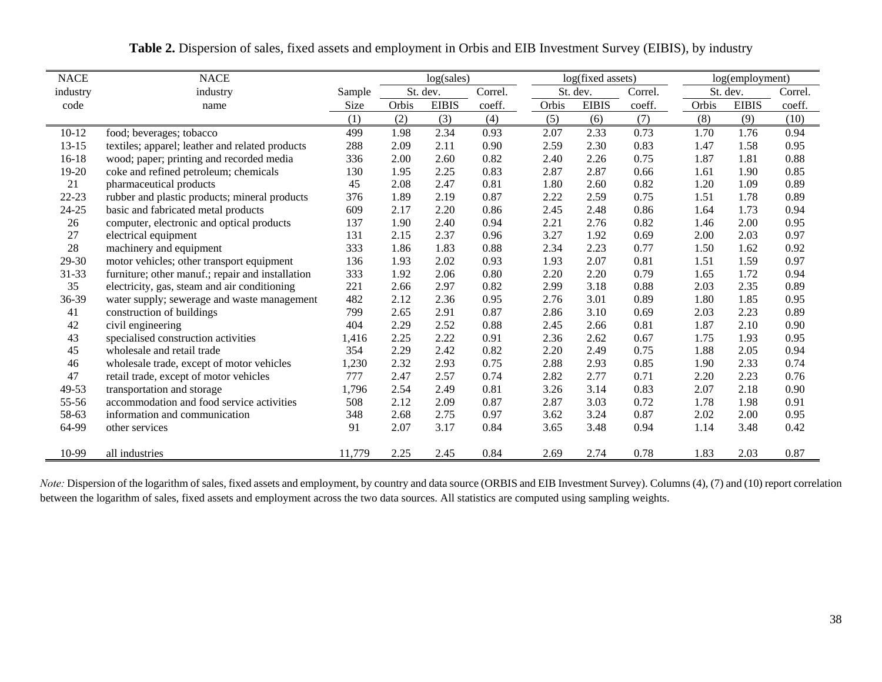**Table 2.** Dispersion of sales, fixed assets and employment in Orbis and EIB Investment Survey (EIBIS), by industry

| NACE industry code | NACE industry name | Sample Size | log(sales) St. dev. Orbis | log(sales) St. dev. EIBIS | log(sales) Correl. coeff. | log(fixed assets) St. dev. Orbis | log(fixed assets) St. dev. EIBIS | log(fixed assets) Correl. coeff. | log(employment) St. dev. Orbis | log(employment) St. dev. EIBIS | log(employment) Correl. coeff. |
|---|---|---|---|---|---|---|---|---|---|---|---|
| | | (1) | (2) | (3) | (4) | (5) | (6) | (7) | (8) | (9) | (10) |
| 10-12 | food; beverages; tobacco | 499 | 1.98 | 2.34 | 0.93 | 2.07 | 2.33 | 0.73 | 1.70 | 1.76 | 0.94 |
| 13-15 | textiles; apparel; leather and related products | 288 | 2.09 | 2.11 | 0.90 | 2.59 | 2.30 | 0.83 | 1.47 | 1.58 | 0.95 |
| 16-18 | wood; paper; printing and recorded media | 336 | 2.00 | 2.60 | 0.82 | 2.40 | 2.26 | 0.75 | 1.87 | 1.81 | 0.88 |
| 19-20 | coke and refined petroleum; chemicals | 130 | 1.95 | 2.25 | 0.83 | 2.87 | 2.87 | 0.66 | 1.61 | 1.90 | 0.85 |
| 21 | pharmaceutical products | 45 | 2.08 | 2.47 | 0.81 | 1.80 | 2.60 | 0.82 | 1.20 | 1.09 | 0.89 |
| 22-23 | rubber and plastic products; mineral products | 376 | 1.89 | 2.19 | 0.87 | 2.22 | 2.59 | 0.75 | 1.51 | 1.78 | 0.89 |
| 24-25 | basic and fabricated metal products | 609 | 2.17 | 2.20 | 0.86 | 2.45 | 2.48 | 0.86 | 1.64 | 1.73 | 0.94 |
| 26 | computer, electronic and optical products | 137 | 1.90 | 2.40 | 0.94 | 2.21 | 2.76 | 0.82 | 1.46 | 2.00 | 0.95 |
| 27 | electrical equipment | 131 | 2.15 | 2.37 | 0.96 | 3.27 | 1.92 | 0.69 | 2.00 | 2.03 | 0.97 |
| 28 | machinery and equipment | 333 | 1.86 | 1.83 | 0.88 | 2.34 | 2.23 | 0.77 | 1.50 | 1.62 | 0.92 |
| 29-30 | motor vehicles; other transport equipment | 136 | 1.93 | 2.02 | 0.93 | 1.93 | 2.07 | 0.81 | 1.51 | 1.59 | 0.97 |
| 31-33 | furniture; other manuf.; repair and installation | 333 | 1.92 | 2.06 | 0.80 | 2.20 | 2.20 | 0.79 | 1.65 | 1.72 | 0.94 |
| 35 | electricity, gas, steam and air conditioning | 221 | 2.66 | 2.97 | 0.82 | 2.99 | 3.18 | 0.88 | 2.03 | 2.35 | 0.89 |
| 36-39 | water supply; sewerage and waste management | 482 | 2.12 | 2.36 | 0.95 | 2.76 | 3.01 | 0.89 | 1.80 | 1.85 | 0.95 |
| 41 | construction of buildings | 799 | 2.65 | 2.91 | 0.87 | 2.86 | 3.10 | 0.69 | 2.03 | 2.23 | 0.89 |
| 42 | civil engineering | 404 | 2.29 | 2.52 | 0.88 | 2.45 | 2.66 | 0.81 | 1.87 | 2.10 | 0.90 |
| 43 | specialised construction activities | 1,416 | 2.25 | 2.22 | 0.91 | 2.36 | 2.62 | 0.67 | 1.75 | 1.93 | 0.95 |
| 45 | wholesale and retail trade | 354 | 2.29 | 2.42 | 0.82 | 2.20 | 2.49 | 0.75 | 1.88 | 2.05 | 0.94 |
| 46 | wholesale trade, except of motor vehicles | 1,230 | 2.32 | 2.93 | 0.75 | 2.88 | 2.93 | 0.85 | 1.90 | 2.33 | 0.74 |
| 47 | retail trade, except of motor vehicles | 777 | 2.47 | 2.57 | 0.74 | 2.82 | 2.77 | 0.71 | 2.20 | 2.23 | 0.76 |
| 49-53 | transportation and storage | 1,796 | 2.54 | 2.49 | 0.81 | 3.26 | 3.14 | 0.83 | 2.07 | 2.18 | 0.90 |
| 55-56 | accommodation and food service activities | 508 | 2.12 | 2.09 | 0.87 | 2.87 | 3.03 | 0.72 | 1.78 | 1.98 | 0.91 |
| 58-63 | information and communication | 348 | 2.68 | 2.75 | 0.97 | 3.62 | 3.24 | 0.87 | 2.02 | 2.00 | 0.95 |
| 64-99 | other services | 91 | 2.07 | 3.17 | 0.84 | 3.65 | 3.48 | 0.94 | 1.14 | 3.48 | 0.42 |
| 10-99 | all industries | 11,779 | 2.25 | 2.45 | 0.84 | 2.69 | 2.74 | 0.78 | 1.83 | 2.03 | 0.87 |

*Note:* Dispersion of the logarithm of sales, fixed assets and employment, by country and data source (ORBIS and EIB Investment Survey). Columns (4), (7) and (10) report correlation between the logarithm of sales, fixed assets and employment across the two data sources. All statistics are computed using sampling weights.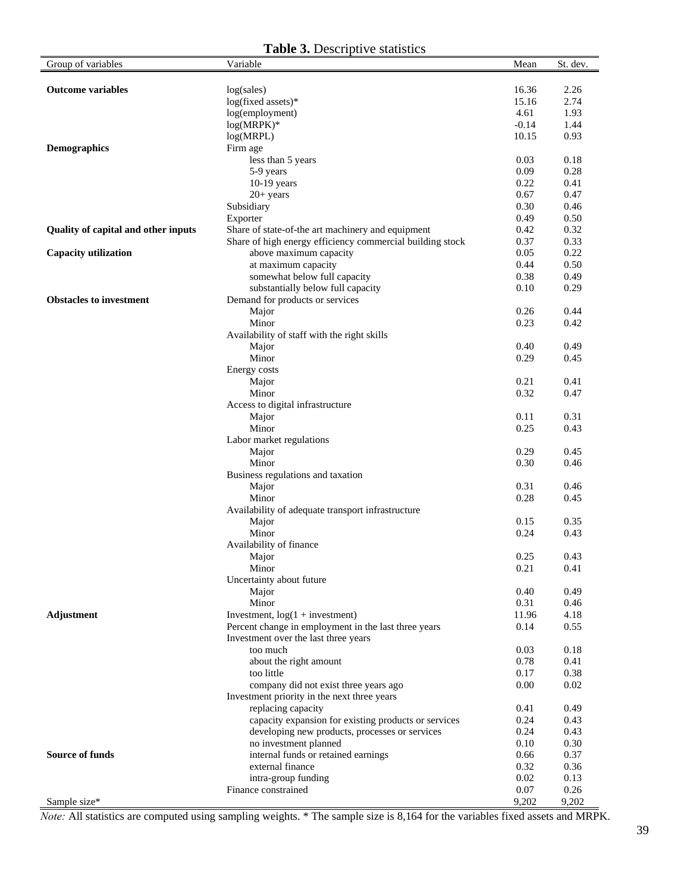**Table 3.** Descriptive statistics

| Group of variables | Variable | Mean | St. dev. |
|---|---|---|---|
| **Outcome variables** | log(sales) | 16.36 | 2.26 |
| | log(fixed assets)* | 15.16 | 2.74 |
| | log(employment) | 4.61 | 1.93 |
| | log(MRPK)* | -0.14 | 1.44 |
| | log(MRPL) | 10.15 | 0.93 |
| **Demographics** | Firm age | | |
| | less than 5 years | 0.03 | 0.18 |
| | 5-9 years | 0.09 | 0.28 |
| | 10-19 years | 0.22 | 0.41 |
| | 20+ years | 0.67 | 0.47 |
| | Subsidiary | 0.30 | 0.46 |
| | Exporter | 0.49 | 0.50 |
| **Quality of capital and other inputs** | Share of state-of-the art machinery and equipment | 0.42 | 0.32 |
| | Share of high energy efficiency commercial building stock | 0.37 | 0.33 |
| **Capacity utilization** | above maximum capacity | 0.05 | 0.22 |
| | at maximum capacity | 0.44 | 0.50 |
| | somewhat below full capacity | 0.38 | 0.49 |
| | substantially below full capacity | 0.10 | 0.29 |
| **Obstacles to investment** | Demand for products or services | | |
| | Major | 0.26 | 0.44 |
| | Minor | 0.23 | 0.42 |
| | Availability of staff with the right skills | | |
| | Major | 0.40 | 0.49 |
| | Minor | 0.29 | 0.45 |
| | Energy costs | | |
| | Major | 0.21 | 0.41 |
| | Minor | 0.32 | 0.47 |
| | Access to digital infrastructure | | |
| | Major | 0.11 | 0.31 |
| | Minor | 0.25 | 0.43 |
| | Labor market regulations | | |
| | Major | 0.29 | 0.45 |
| | Minor | 0.30 | 0.46 |
| | Business regulations and taxation | | |
| | Major | 0.31 | 0.46 |
| | Minor | 0.28 | 0.45 |
| | Availability of adequate transport infrastructure | | |
| | Major | 0.15 | 0.35 |
| | Minor | 0.24 | 0.43 |
| | Availability of finance | | |
| | Major | 0.25 | 0.43 |
| | Minor | 0.21 | 0.41 |
| | Uncertainty about future | | |
| | Major | 0.40 | 0.49 |
| | Minor | 0.31 | 0.46 |
| **Adjustment** | Investment, log(1 + investment) | 11.96 | 4.18 |
| | Percent change in employment in the last three years | 0.14 | 0.55 |
| | Investment over the last three years | | |
| | too much | 0.03 | 0.18 |
| | about the right amount | 0.78 | 0.41 |
| | too little | 0.17 | 0.38 |
| | company did not exist three years ago | 0.00 | 0.02 |
| | Investment priority in the next three years | | |
| | replacing capacity | 0.41 | 0.49 |
| | capacity expansion for existing products or services | 0.24 | 0.43 |
| | developing new products, processes or services | 0.24 | 0.43 |
| | no investment planned | 0.10 | 0.30 |
| **Source of funds** | internal funds or retained earnings | 0.66 | 0.37 |
| | external finance | 0.32 | 0.36 |
| | intra-group funding | 0.02 | 0.13 |
| | Finance constrained | 0.07 | 0.26 |
| Sample size* | | 9,202 | 9,202 |

*Note:* All statistics are computed using sampling weights. * The sample size is 8,164 for the variables fixed assets and MRPK.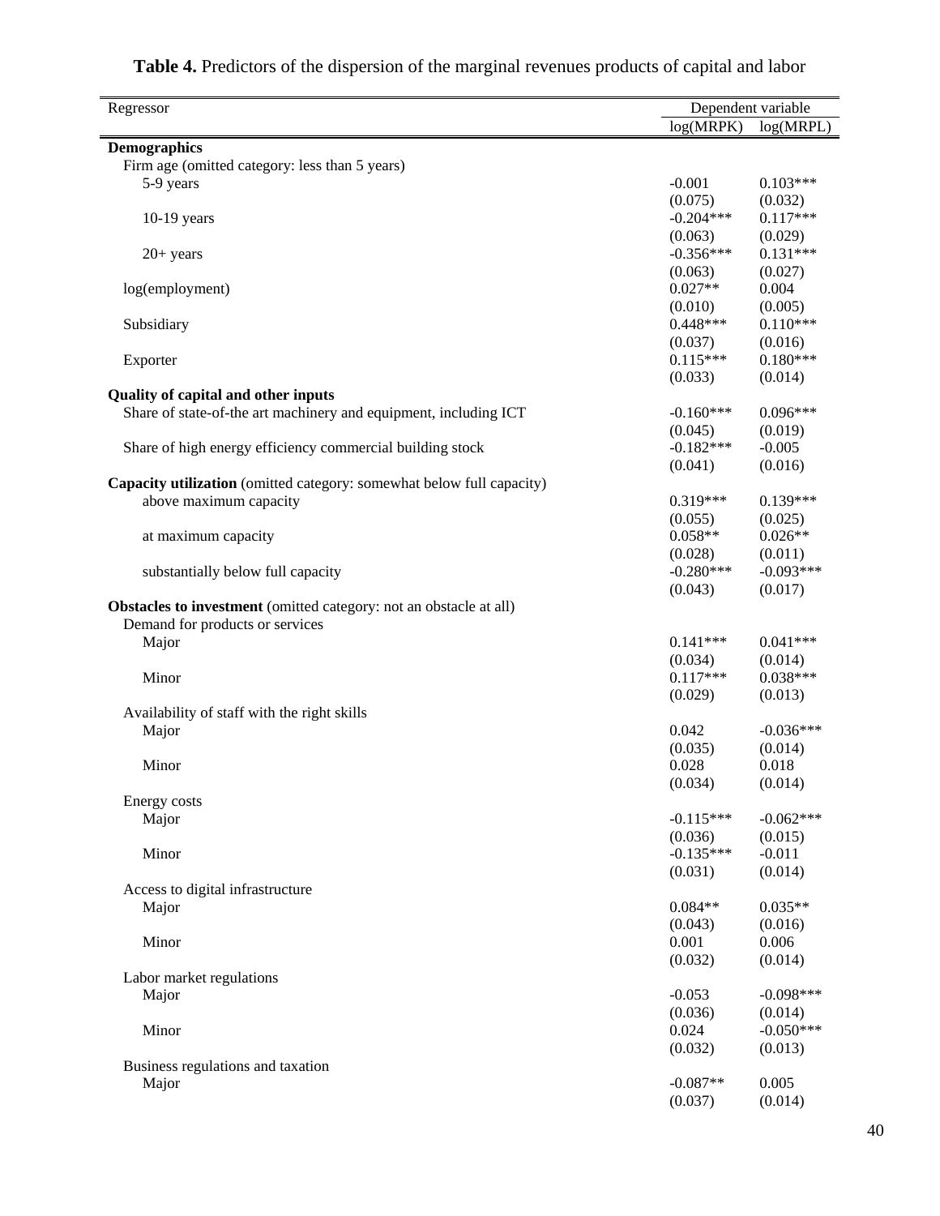**Table 4.** Predictors of the dispersion of the marginal revenues products of capital and labor

| Regressor | Dependent variable | |
|---|---|---|
| | log(MRPK) | log(MRPL) |
| **Demographics** | | |
| Firm age (omitted category: less than 5 years) | | |
| 5-9 years | -0.001 | 0.103*** |
| | (0.075) | (0.032) |
| 10-19 years | -0.204*** | 0.117*** |
| | (0.063) | (0.029) |
| 20+ years | -0.356*** | 0.131*** |
| | (0.063) | (0.027) |
| log(employment) | 0.027** | 0.004 |
| | (0.010) | (0.005) |
| Subsidiary | 0.448*** | 0.110*** |
| | (0.037) | (0.016) |
| Exporter | 0.115*** | 0.180*** |
| | (0.033) | (0.014) |
| **Quality of capital and other inputs** | | |
| Share of state-of-the art machinery and equipment, including ICT | -0.160*** | 0.096*** |
| | (0.045) | (0.019) |
| Share of high energy efficiency commercial building stock | -0.182*** | -0.005 |
| | (0.041) | (0.016) |
| **Capacity utilization** (omitted category: somewhat below full capacity) | | |
| above maximum capacity | 0.319*** | 0.139*** |
| | (0.055) | (0.025) |
| at maximum capacity | 0.058** | 0.026** |
| | (0.028) | (0.011) |
| substantially below full capacity | -0.280*** | -0.093*** |
| | (0.043) | (0.017) |
| **Obstacles to investment** (omitted category: not an obstacle at all) | | |
| Demand for products or services | | |
| Major | 0.141*** | 0.041*** |
| | (0.034) | (0.014) |
| Minor | 0.117*** | 0.038*** |
| | (0.029) | (0.013) |
| Availability of staff with the right skills | | |
| Major | 0.042 | -0.036*** |
| | (0.035) | (0.014) |
| Minor | 0.028 | 0.018 |
| | (0.034) | (0.014) |
| Energy costs | | |
| Major | -0.115*** | -0.062*** |
| | (0.036) | (0.015) |
| Minor | -0.135*** | -0.011 |
| | (0.031) | (0.014) |
| Access to digital infrastructure | | |
| Major | 0.084** | 0.035** |
| | (0.043) | (0.016) |
| Minor | 0.001 | 0.006 |
| | (0.032) | (0.014) |
| Labor market regulations | | |
| Major | -0.053 | -0.098*** |
| | (0.036) | (0.014) |
| Minor | 0.024 | -0.050*** |
| | (0.032) | (0.013) |
| Business regulations and taxation | | |
| Major | -0.087** | 0.005 |
| | (0.037) | (0.014) |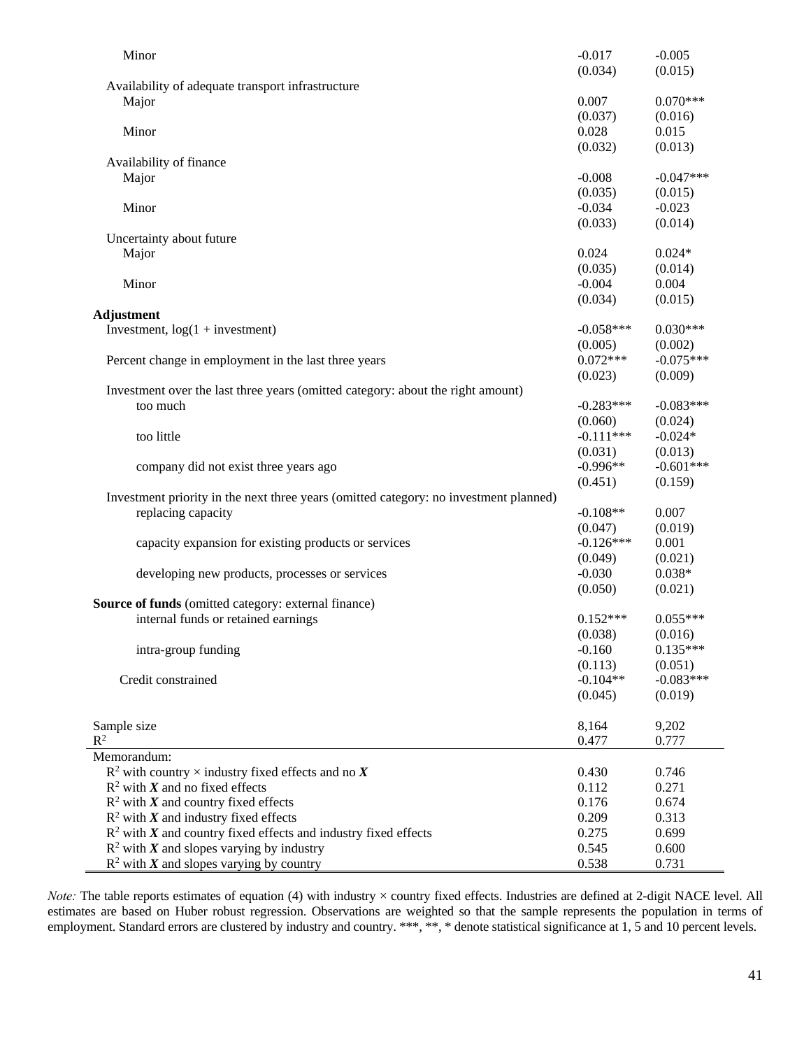| | | |
|---|---|---|
| Minor | -0.017 | -0.005 |
| | (0.034) | (0.015) |
| Availability of adequate transport infrastructure | | |
| Major | 0.007 | 0.070*** |
| | (0.037) | (0.016) |
| Minor | 0.028 | 0.015 |
| | (0.032) | (0.013) |
| Availability of finance | | |
| Major | -0.008 | -0.047*** |
| | (0.035) | (0.015) |
| Minor | -0.034 | -0.023 |
| | (0.033) | (0.014) |
| Uncertainty about future | | |
| Major | 0.024 | 0.024* |
| | (0.035) | (0.014) |
| Minor | -0.004 | 0.004 |
| | (0.034) | (0.015) |
| **Adjustment** | | |
| Investment, log(1 + investment) | -0.058*** | 0.030*** |
| | (0.005) | (0.002) |
| Percent change in employment in the last three years | 0.072*** | -0.075*** |
| | (0.023) | (0.009) |
| Investment over the last three years (omitted category: about the right amount) | | |
| too much | -0.283*** | -0.083*** |
| | (0.060) | (0.024) |
| too little | -0.111*** | -0.024* |
| | (0.031) | (0.013) |
| company did not exist three years ago | -0.996** | -0.601*** |
| | (0.451) | (0.159) |
| Investment priority in the next three years (omitted category: no investment planned) | | |
| replacing capacity | -0.108** | 0.007 |
| | (0.047) | (0.019) |
| capacity expansion for existing products or services | -0.126*** | 0.001 |
| | (0.049) | (0.021) |
| developing new products, processes or services | -0.030 | 0.038* |
| | (0.050) | (0.021) |
| **Source of funds** (omitted category: external finance) | | |
| internal funds or retained earnings | 0.152*** | 0.055*** |
| | (0.038) | (0.016) |
| intra-group funding | -0.160 | 0.135*** |
| | (0.113) | (0.051) |
| Credit constrained | -0.104** | -0.083*** |
| | (0.045) | (0.019) |
| Sample size | 8,164 | 9,202 |
| $R^2$ | 0.477 | 0.777 |
| Memorandum: | | |
| $R^2$ with country × industry fixed effects and no $\boldsymbol{X}$ | 0.430 | 0.746 |
| $R^2$ with $\boldsymbol{X}$ and no fixed effects | 0.112 | 0.271 |
| $R^2$ with $\boldsymbol{X}$ and country fixed effects | 0.176 | 0.674 |
| $R^2$ with $\boldsymbol{X}$ and industry fixed effects | 0.209 | 0.313 |
| $R^2$ with $\boldsymbol{X}$ and country fixed effects and industry fixed effects | 0.275 | 0.699 |
| $R^2$ with $\boldsymbol{X}$ and slopes varying by industry | 0.545 | 0.600 |
| $R^2$ with $\boldsymbol{X}$ and slopes varying by country | 0.538 | 0.731 |

*Note:* The table reports estimates of equation (4) with industry × country fixed effects. Industries are defined at 2-digit NACE level. All estimates are based on Huber robust regression. Observations are weighted so that the sample represents the population in terms of employment. Standard errors are clustered by industry and country. ***, **, * denote statistical significance at 1, 5 and 10 percent levels.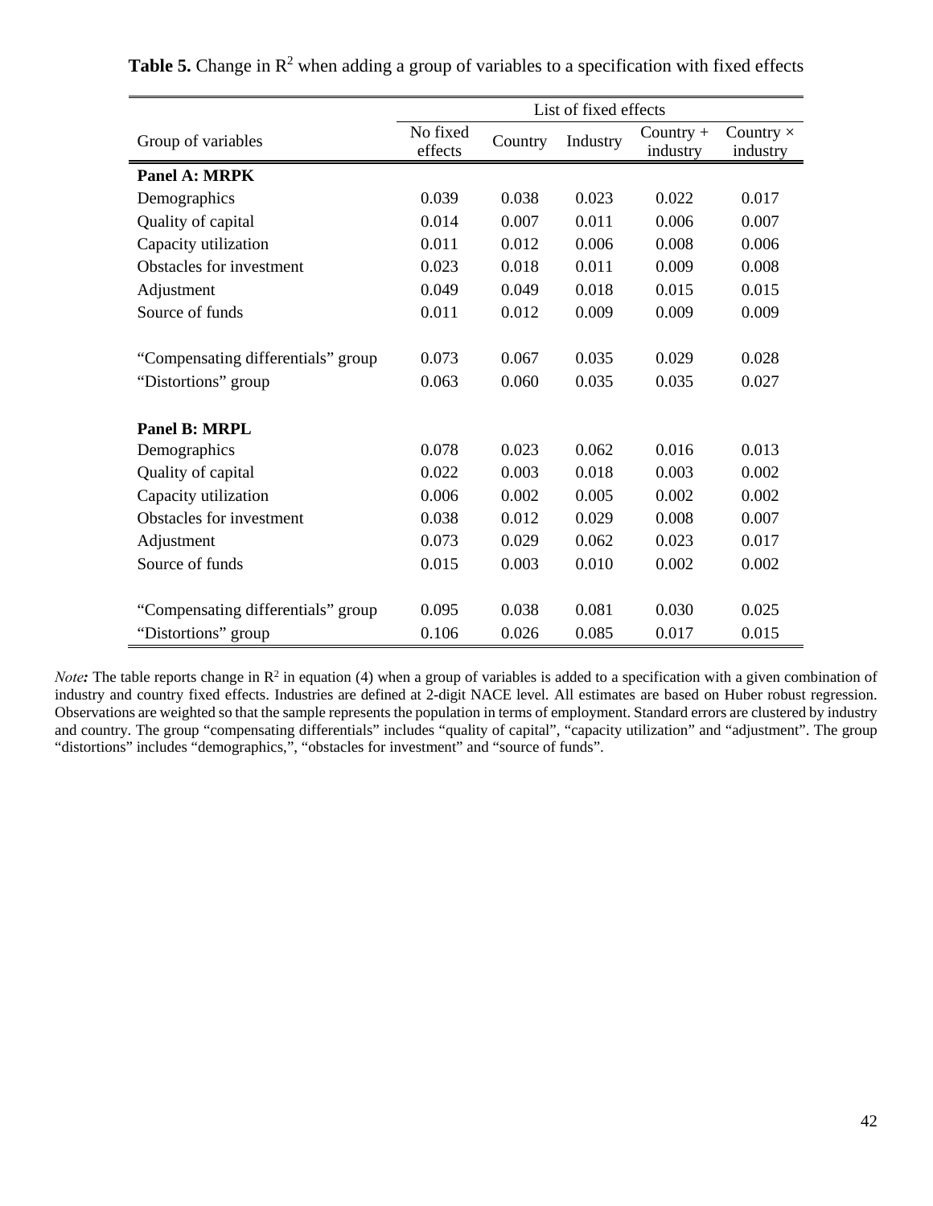**Table 5.** Change in $R^2$ when adding a group of variables to a specification with fixed effects

| | List of fixed effects | | | | |
|---|---|---|---|---|---|
| Group of variables | No fixed effects | Country | Industry | Country + industry | Country × industry |
| **Panel A: MRPK** | | | | | |
| Demographics | 0.039 | 0.038 | 0.023 | 0.022 | 0.017 |
| Quality of capital | 0.014 | 0.007 | 0.011 | 0.006 | 0.007 |
| Capacity utilization | 0.011 | 0.012 | 0.006 | 0.008 | 0.006 |
| Obstacles for investment | 0.023 | 0.018 | 0.011 | 0.009 | 0.008 |
| Adjustment | 0.049 | 0.049 | 0.018 | 0.015 | 0.015 |
| Source of funds | 0.011 | 0.012 | 0.009 | 0.009 | 0.009 |
| | | | | | |
| "Compensating differentials" group | 0.073 | 0.067 | 0.035 | 0.029 | 0.028 |
| "Distortions" group | 0.063 | 0.060 | 0.035 | 0.035 | 0.027 |
| | | | | | |
| **Panel B: MRPL** | | | | | |
| Demographics | 0.078 | 0.023 | 0.062 | 0.016 | 0.013 |
| Quality of capital | 0.022 | 0.003 | 0.018 | 0.003 | 0.002 |
| Capacity utilization | 0.006 | 0.002 | 0.005 | 0.002 | 0.002 |
| Obstacles for investment | 0.038 | 0.012 | 0.029 | 0.008 | 0.007 |
| Adjustment | 0.073 | 0.029 | 0.062 | 0.023 | 0.017 |
| Source of funds | 0.015 | 0.003 | 0.010 | 0.002 | 0.002 |
| | | | | | |
| "Compensating differentials" group | 0.095 | 0.038 | 0.081 | 0.030 | 0.025 |
| "Distortions" group | 0.106 | 0.026 | 0.085 | 0.017 | 0.015 |

*Note:* The table reports change in $R^2$ in equation (4) when a group of variables is added to a specification with a given combination of industry and country fixed effects. Industries are defined at 2-digit NACE level. All estimates are based on Huber robust regression. Observations are weighted so that the sample represents the population in terms of employment. Standard errors are clustered by industry and country. The group "compensating differentials" includes "quality of capital", "capacity utilization" and "adjustment". The group "distortions" includes "demographics,", "obstacles for investment" and "source of funds".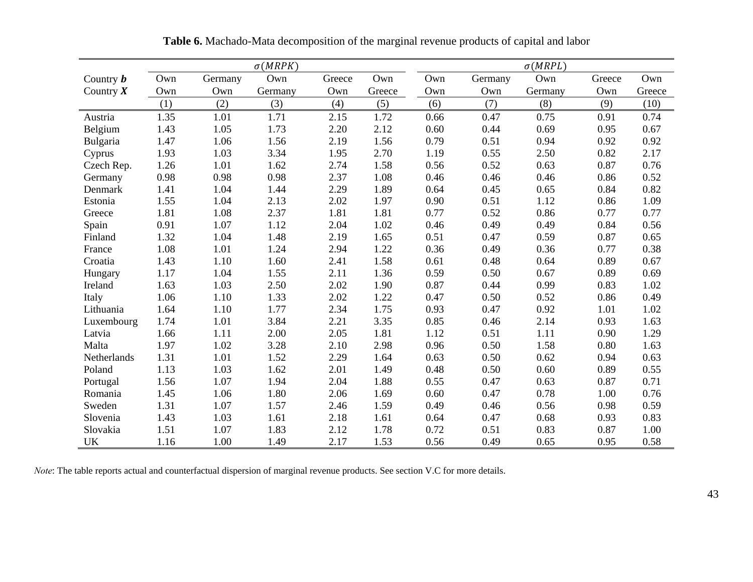**Table 6.** Machado-Mata decomposition of the marginal revenue products of capital and labor

| | $\sigma(MRPK)$ | | | | | $\sigma(MRPL)$ | | | | |
|---|---|---|---|---|---|---|---|---|---|---|
| Country ***b*** | Own | Germany | Own | Greece | Own | Own | Germany | Own | Greece | Own |
| Country ***X*** | Own | Own | Germany | Own | Greece | Own | Own | Germany | Own | Greece |
| | (1) | (2) | (3) | (4) | (5) | (6) | (7) | (8) | (9) | (10) |
| Austria | 1.35 | 1.01 | 1.71 | 2.15 | 1.72 | 0.66 | 0.47 | 0.75 | 0.91 | 0.74 |
| Belgium | 1.43 | 1.05 | 1.73 | 2.20 | 2.12 | 0.60 | 0.44 | 0.69 | 0.95 | 0.67 |
| Bulgaria | 1.47 | 1.06 | 1.56 | 2.19 | 1.56 | 0.79 | 0.51 | 0.94 | 0.92 | 0.92 |
| Cyprus | 1.93 | 1.03 | 3.34 | 1.95 | 2.70 | 1.19 | 0.55 | 2.50 | 0.82 | 2.17 |
| Czech Rep. | 1.26 | 1.01 | 1.62 | 2.74 | 1.58 | 0.56 | 0.52 | 0.63 | 0.87 | 0.76 |
| Germany | 0.98 | 0.98 | 0.98 | 2.37 | 1.08 | 0.46 | 0.46 | 0.46 | 0.86 | 0.52 |
| Denmark | 1.41 | 1.04 | 1.44 | 2.29 | 1.89 | 0.64 | 0.45 | 0.65 | 0.84 | 0.82 |
| Estonia | 1.55 | 1.04 | 2.13 | 2.02 | 1.97 | 0.90 | 0.51 | 1.12 | 0.86 | 1.09 |
| Greece | 1.81 | 1.08 | 2.37 | 1.81 | 1.81 | 0.77 | 0.52 | 0.86 | 0.77 | 0.77 |
| Spain | 0.91 | 1.07 | 1.12 | 2.04 | 1.02 | 0.46 | 0.49 | 0.49 | 0.84 | 0.56 |
| Finland | 1.32 | 1.04 | 1.48 | 2.19 | 1.65 | 0.51 | 0.47 | 0.59 | 0.87 | 0.65 |
| France | 1.08 | 1.01 | 1.24 | 2.94 | 1.22 | 0.36 | 0.49 | 0.36 | 0.77 | 0.38 |
| Croatia | 1.43 | 1.10 | 1.60 | 2.41 | 1.58 | 0.61 | 0.48 | 0.64 | 0.89 | 0.67 |
| Hungary | 1.17 | 1.04 | 1.55 | 2.11 | 1.36 | 0.59 | 0.50 | 0.67 | 0.89 | 0.69 |
| Ireland | 1.63 | 1.03 | 2.50 | 2.02 | 1.90 | 0.87 | 0.44 | 0.99 | 0.83 | 1.02 |
| Italy | 1.06 | 1.10 | 1.33 | 2.02 | 1.22 | 0.47 | 0.50 | 0.52 | 0.86 | 0.49 |
| Lithuania | 1.64 | 1.10 | 1.77 | 2.34 | 1.75 | 0.93 | 0.47 | 0.92 | 1.01 | 1.02 |
| Luxembourg | 1.74 | 1.01 | 3.84 | 2.21 | 3.35 | 0.85 | 0.46 | 2.14 | 0.93 | 1.63 |
| Latvia | 1.66 | 1.11 | 2.00 | 2.05 | 1.81 | 1.12 | 0.51 | 1.11 | 0.90 | 1.29 |
| Malta | 1.97 | 1.02 | 3.28 | 2.10 | 2.98 | 0.96 | 0.50 | 1.58 | 0.80 | 1.63 |
| Netherlands | 1.31 | 1.01 | 1.52 | 2.29 | 1.64 | 0.63 | 0.50 | 0.62 | 0.94 | 0.63 |
| Poland | 1.13 | 1.03 | 1.62 | 2.01 | 1.49 | 0.48 | 0.50 | 0.60 | 0.89 | 0.55 |
| Portugal | 1.56 | 1.07 | 1.94 | 2.04 | 1.88 | 0.55 | 0.47 | 0.63 | 0.87 | 0.71 |
| Romania | 1.45 | 1.06 | 1.80 | 2.06 | 1.69 | 0.60 | 0.47 | 0.78 | 1.00 | 0.76 |
| Sweden | 1.31 | 1.07 | 1.57 | 2.46 | 1.59 | 0.49 | 0.46 | 0.56 | 0.98 | 0.59 |
| Slovenia | 1.43 | 1.03 | 1.61 | 2.18 | 1.61 | 0.64 | 0.47 | 0.68 | 0.93 | 0.83 |
| Slovakia | 1.51 | 1.07 | 1.83 | 2.12 | 1.78 | 0.72 | 0.51 | 0.83 | 0.87 | 1.00 |
| UK | 1.16 | 1.00 | 1.49 | 2.17 | 1.53 | 0.56 | 0.49 | 0.65 | 0.95 | 0.58 |

*Note*: The table reports actual and counterfactual dispersion of marginal revenue products. See section V.C for more details.